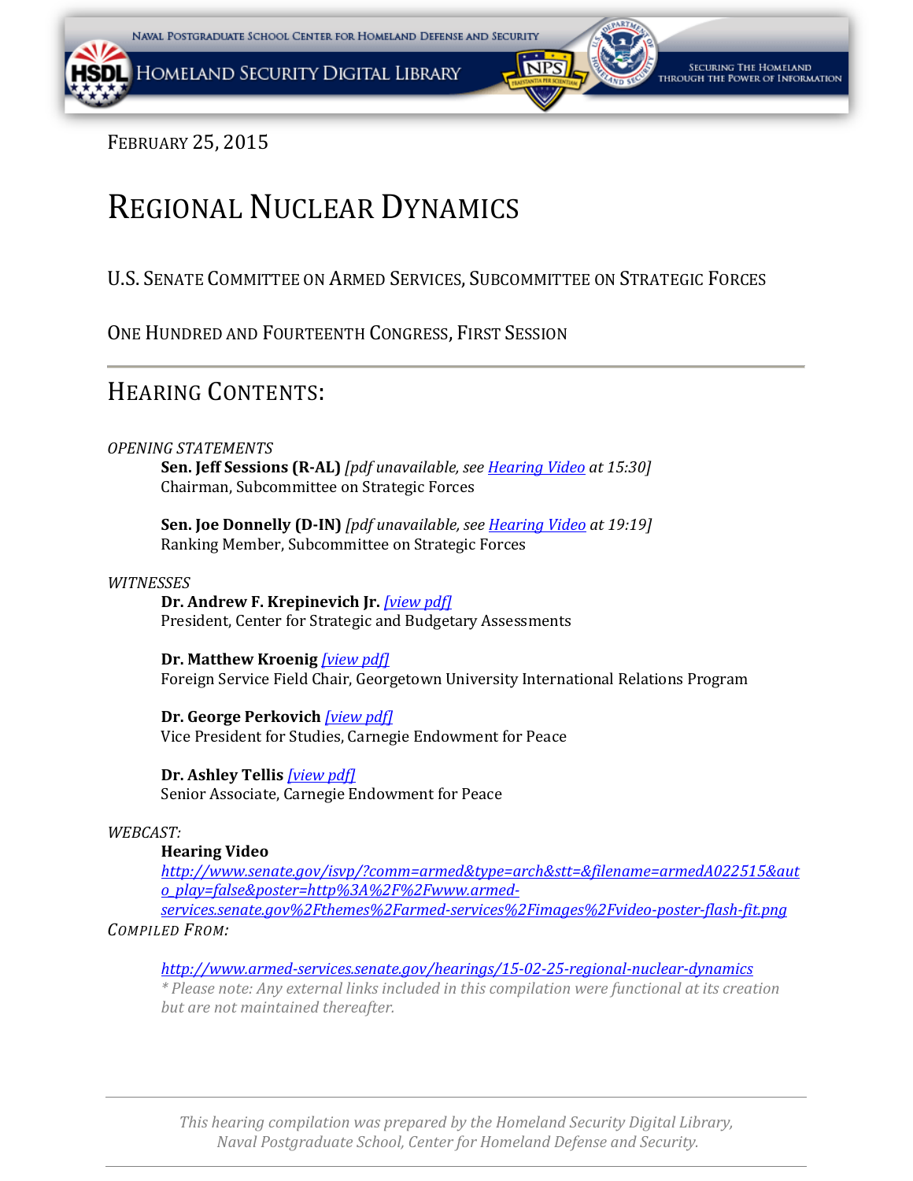February 25, 2015

# Regional Nuclear Dynamics

U.S. Senate Committee on Armed Services, Subcommittee on Strategic Forces

One Hundred and Fourteenth Congress, First Session

## Hearing Contents:

*OPENING STATEMENTS*

**Sen. Jeff Sessions (R-AL)** *[pdf unavailable, see Hearing Video at 15:30]*
Chairman, Subcommittee on Strategic Forces

**Sen. Joe Donnelly (D-IN)** *[pdf unavailable, see Hearing Video at 19:19]*
Ranking Member, Subcommittee on Strategic Forces

*WITNESSES*

**Dr. Andrew F. Krepinevich Jr.** *[view pdf]*
President, Center for Strategic and Budgetary Assessments

**Dr. Matthew Kroenig** *[view pdf]*
Foreign Service Field Chair, Georgetown University International Relations Program

**Dr. George Perkovich** *[view pdf]*
Vice President for Studies, Carnegie Endowment for Peace

**Dr. Ashley Tellis** *[view pdf]*
Senior Associate, Carnegie Endowment for Peace

*WEBCAST:*

**Hearing Video**
*http://www.senate.gov/isvp/?comm=armed&type=arch&stt=&filename=armedA022515&auto_play=false&poster=http%3A%2F%2Fwww.armed-services.senate.gov%2Fthemes%2Farmed-services%2Fimages%2Fvideo-poster-flash-fit.png*

*COMPILED FROM:*

*http://www.armed-services.senate.gov/hearings/15-02-25-regional-nuclear-dynamics*
*\* Please note: Any external links included in this compilation were functional at its creation but are not maintained thereafter.*

*This hearing compilation was prepared by the Homeland Security Digital Library, Naval Postgraduate School, Center for Homeland Defense and Security.*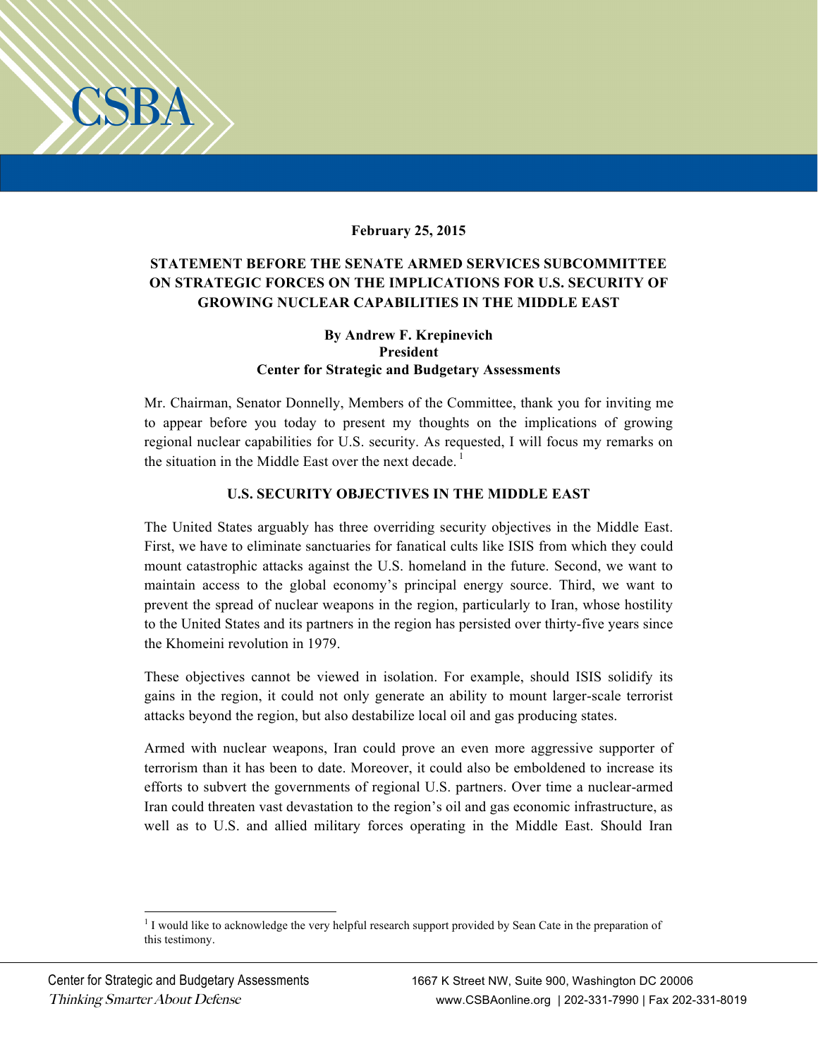**February 25, 2015**

## STATEMENT BEFORE THE SENATE ARMED SERVICES SUBCOMMITTEE ON STRATEGIC FORCES ON THE IMPLICATIONS FOR U.S. SECURITY OF GROWING NUCLEAR CAPABILITIES IN THE MIDDLE EAST

**By Andrew F. Krepinevich**
**President**
**Center for Strategic and Budgetary Assessments**

Mr. Chairman, Senator Donnelly, Members of the Committee, thank you for inviting me to appear before you today to present my thoughts on the implications of growing regional nuclear capabilities for U.S. security. As requested, I will focus my remarks on the situation in the Middle East over the next decade.[1]

### U.S. SECURITY OBJECTIVES IN THE MIDDLE EAST

The United States arguably has three overriding security objectives in the Middle East. First, we have to eliminate sanctuaries for fanatical cults like ISIS from which they could mount catastrophic attacks against the U.S. homeland in the future. Second, we want to maintain access to the global economy's principal energy source. Third, we want to prevent the spread of nuclear weapons in the region, particularly to Iran, whose hostility to the United States and its partners in the region has persisted over thirty-five years since the Khomeini revolution in 1979.

These objectives cannot be viewed in isolation. For example, should ISIS solidify its gains in the region, it could not only generate an ability to mount larger-scale terrorist attacks beyond the region, but also destabilize local oil and gas producing states.

Armed with nuclear weapons, Iran could prove an even more aggressive supporter of terrorism than it has been to date. Moreover, it could also be emboldened to increase its efforts to subvert the governments of regional U.S. partners. Over time a nuclear-armed Iran could threaten vast devastation to the region's oil and gas economic infrastructure, as well as to U.S. and allied military forces operating in the Middle East. Should Iran

[1] I would like to acknowledge the very helpful research support provided by Sean Cate in the preparation of this testimony.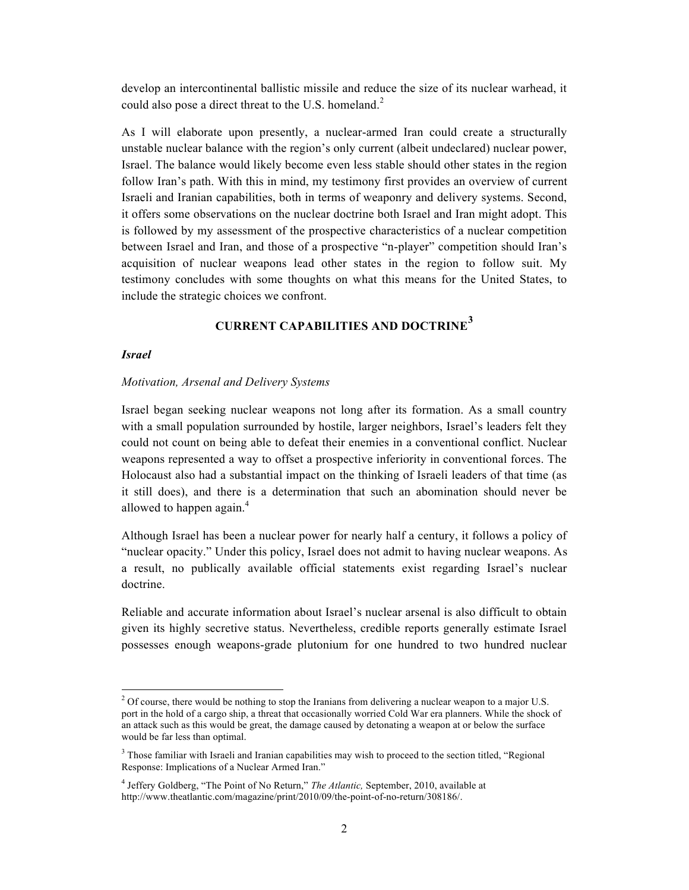develop an intercontinental ballistic missile and reduce the size of its nuclear warhead, it could also pose a direct threat to the U.S. homeland.[2]

As I will elaborate upon presently, a nuclear-armed Iran could create a structurally unstable nuclear balance with the region's only current (albeit undeclared) nuclear power, Israel. The balance would likely become even less stable should other states in the region follow Iran's path. With this in mind, my testimony first provides an overview of current Israeli and Iranian capabilities, both in terms of weaponry and delivery systems. Second, it offers some observations on the nuclear doctrine both Israel and Iran might adopt. This is followed by my assessment of the prospective characteristics of a nuclear competition between Israel and Iran, and those of a prospective "n-player" competition should Iran's acquisition of nuclear weapons lead other states in the region to follow suit. My testimony concludes with some thoughts on what this means for the United States, to include the strategic choices we confront.

## CURRENT CAPABILITIES AND DOCTRINE[3]

### *Israel*

*Motivation, Arsenal and Delivery Systems*

Israel began seeking nuclear weapons not long after its formation. As a small country with a small population surrounded by hostile, larger neighbors, Israel's leaders felt they could not count on being able to defeat their enemies in a conventional conflict. Nuclear weapons represented a way to offset a prospective inferiority in conventional forces. The Holocaust also had a substantial impact on the thinking of Israeli leaders of that time (as it still does), and there is a determination that such an abomination should never be allowed to happen again.[4]

Although Israel has been a nuclear power for nearly half a century, it follows a policy of "nuclear opacity." Under this policy, Israel does not admit to having nuclear weapons. As a result, no publically available official statements exist regarding Israel's nuclear doctrine.

Reliable and accurate information about Israel's nuclear arsenal is also difficult to obtain given its highly secretive status. Nevertheless, credible reports generally estimate Israel possesses enough weapons-grade plutonium for one hundred to two hundred nuclear

---

[2] Of course, there would be nothing to stop the Iranians from delivering a nuclear weapon to a major U.S. port in the hold of a cargo ship, a threat that occasionally worried Cold War era planners. While the shock of an attack such as this would be great, the damage caused by detonating a weapon at or below the surface would be far less than optimal.

[3] Those familiar with Israeli and Iranian capabilities may wish to proceed to the section titled, "Regional Response: Implications of a Nuclear Armed Iran."

[4] Jeffery Goldberg, "The Point of No Return," *The Atlantic,* September, 2010, available at http://www.theatlantic.com/magazine/print/2010/09/the-point-of-no-return/308186/.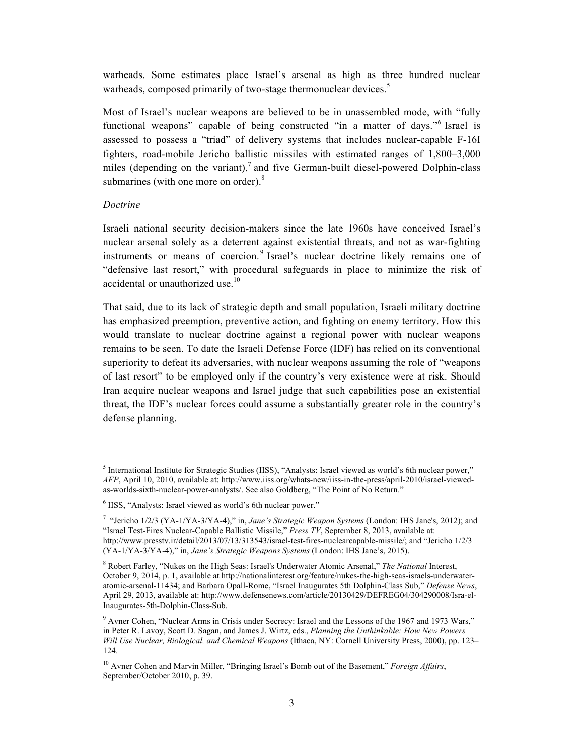warheads. Some estimates place Israel's arsenal as high as three hundred nuclear warheads, composed primarily of two-stage thermonuclear devices.[5]

Most of Israel's nuclear weapons are believed to be in unassembled mode, with "fully functional weapons" capable of being constructed "in a matter of days."[6] Israel is assessed to possess a "triad" of delivery systems that includes nuclear-capable F-16I fighters, road-mobile Jericho ballistic missiles with estimated ranges of 1,800–3,000 miles (depending on the variant),[7] and five German-built diesel-powered Dolphin-class submarines (with one more on order).[8]

*Doctrine*

Israeli national security decision-makers since the late 1960s have conceived Israel's nuclear arsenal solely as a deterrent against existential threats, and not as war-fighting instruments or means of coercion.[9] Israel's nuclear doctrine likely remains one of "defensive last resort," with procedural safeguards in place to minimize the risk of accidental or unauthorized use.[10]

That said, due to its lack of strategic depth and small population, Israeli military doctrine has emphasized preemption, preventive action, and fighting on enemy territory. How this would translate to nuclear doctrine against a regional power with nuclear weapons remains to be seen. To date the Israeli Defense Force (IDF) has relied on its conventional superiority to defeat its adversaries, with nuclear weapons assuming the role of "weapons of last resort" to be employed only if the country's very existence were at risk. Should Iran acquire nuclear weapons and Israel judge that such capabilities pose an existential threat, the IDF's nuclear forces could assume a substantially greater role in the country's defense planning.

---

[5] International Institute for Strategic Studies (IISS), "Analysts: Israel viewed as world's 6th nuclear power," *AFP*, April 10, 2010, available at: http://www.iiss.org/whats-new/iiss-in-the-press/april-2010/israel-viewed-as-worlds-sixth-nuclear-power-analysts/. See also Goldberg, "The Point of No Return."

[6] IISS, "Analysts: Israel viewed as world's 6th nuclear power."

[7] "Jericho 1/2/3 (YA-1/YA-3/YA-4)," in, *Jane's Strategic Weapon Systems* (London: IHS Jane's, 2012); and "Israel Test-Fires Nuclear-Capable Ballistic Missile," *Press TV*, September 8, 2013, available at: http://www.presstv.ir/detail/2013/07/13/313543/israel-test-fires-nuclearcapable-missile/; and "Jericho 1/2/3 (YA-1/YA-3/YA-4)," in, *Jane's Strategic Weapons Systems* (London: IHS Jane's, 2015).

[8] Robert Farley, "Nukes on the High Seas: Israel's Underwater Atomic Arsenal," *The National* Interest, October 9, 2014, p. 1, available at http://nationalinterest.org/feature/nukes-the-high-seas-israels-underwater-atomic-arsenal-11434; and Barbara Opall-Rome, "Israel Inaugurates 5th Dolphin-Class Sub," *Defense News*, April 29, 2013, available at: http://www.defensenews.com/article/20130429/DEFREG04/304290008/Isra-el-Inaugurates-5th-Dolphin-Class-Sub.

[9] Avner Cohen, "Nuclear Arms in Crisis under Secrecy: Israel and the Lessons of the 1967 and 1973 Wars," in Peter R. Lavoy, Scott D. Sagan, and James J. Wirtz, eds., *Planning the Unthinkable: How New Powers Will Use Nuclear, Biological, and Chemical Weapons* (Ithaca, NY: Cornell University Press, 2000), pp. 123–124.

[10] Avner Cohen and Marvin Miller, "Bringing Israel's Bomb out of the Basement," *Foreign Affairs*, September/October 2010, p. 39.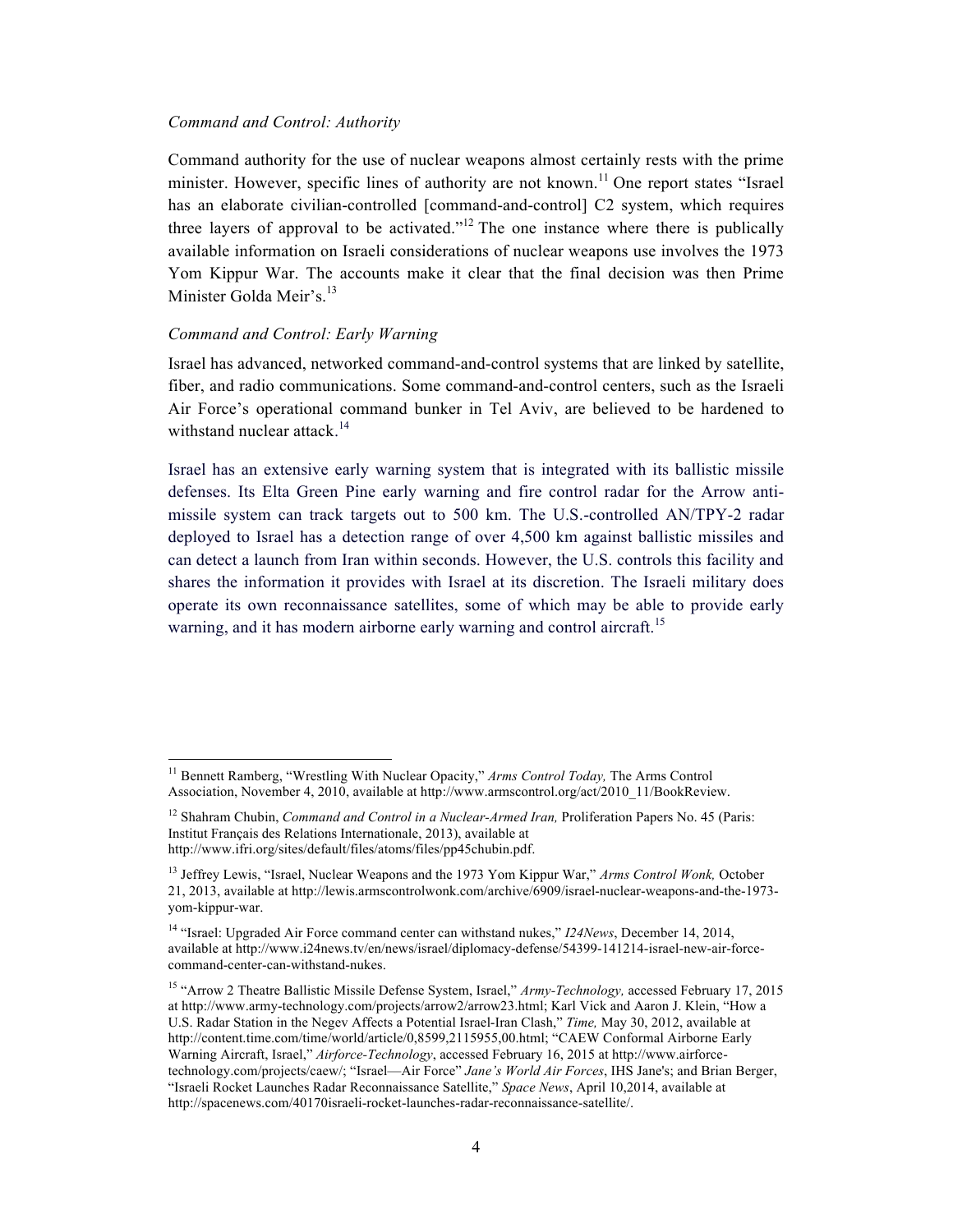*Command and Control: Authority*

Command authority for the use of nuclear weapons almost certainly rests with the prime minister. However, specific lines of authority are not known.[11] One report states "Israel has an elaborate civilian-controlled [command-and-control] C2 system, which requires three layers of approval to be activated."[12] The one instance where there is publically available information on Israeli considerations of nuclear weapons use involves the 1973 Yom Kippur War. The accounts make it clear that the final decision was then Prime Minister Golda Meir's.[13]

*Command and Control: Early Warning*

Israel has advanced, networked command-and-control systems that are linked by satellite, fiber, and radio communications. Some command-and-control centers, such as the Israeli Air Force's operational command bunker in Tel Aviv, are believed to be hardened to withstand nuclear attack.[14]

Israel has an extensive early warning system that is integrated with its ballistic missile defenses. Its Elta Green Pine early warning and fire control radar for the Arrow anti-missile system can track targets out to 500 km. The U.S.-controlled AN/TPY-2 radar deployed to Israel has a detection range of over 4,500 km against ballistic missiles and can detect a launch from Iran within seconds. However, the U.S. controls this facility and shares the information it provides with Israel at its discretion. The Israeli military does operate its own reconnaissance satellites, some of which may be able to provide early warning, and it has modern airborne early warning and control aircraft.[15]

---

[11] Bennett Ramberg, "Wrestling With Nuclear Opacity," *Arms Control Today,* The Arms Control Association, November 4, 2010, available at http://www.armscontrol.org/act/2010_11/BookReview.

[12] Shahram Chubin, *Command and Control in a Nuclear-Armed Iran,* Proliferation Papers No. 45 (Paris: Institut Français des Relations Internationale, 2013), available at http://www.ifri.org/sites/default/files/atoms/files/pp45chubin.pdf.

[13] Jeffrey Lewis, "Israel, Nuclear Weapons and the 1973 Yom Kippur War," *Arms Control Wonk,* October 21, 2013, available at http://lewis.armscontrolwonk.com/archive/6909/israel-nuclear-weapons-and-the-1973-yom-kippur-war.

[14] "Israel: Upgraded Air Force command center can withstand nukes," *I24News*, December 14, 2014, available at http://www.i24news.tv/en/news/israel/diplomacy-defense/54399-141214-israel-new-air-force-command-center-can-withstand-nukes.

[15] "Arrow 2 Theatre Ballistic Missile Defense System, Israel," *Army-Technology,* accessed February 17, 2015 at http://www.army-technology.com/projects/arrow2/arrow23.html; Karl Vick and Aaron J. Klein, "How a U.S. Radar Station in the Negev Affects a Potential Israel-Iran Clash," *Time,* May 30, 2012, available at http://content.time.com/time/world/article/0,8599,2115955,00.html; "CAEW Conformal Airborne Early Warning Aircraft, Israel," *Airforce-Technology*, accessed February 16, 2015 at http://www.airforce-technology.com/projects/caew/; "Israel—Air Force" *Jane's World Air Forces*, IHS Jane's; and Brian Berger, "Israeli Rocket Launches Radar Reconnaissance Satellite," *Space News*, April 10,2014, available at http://spacenews.com/40170israeli-rocket-launches-radar-reconnaissance-satellite/.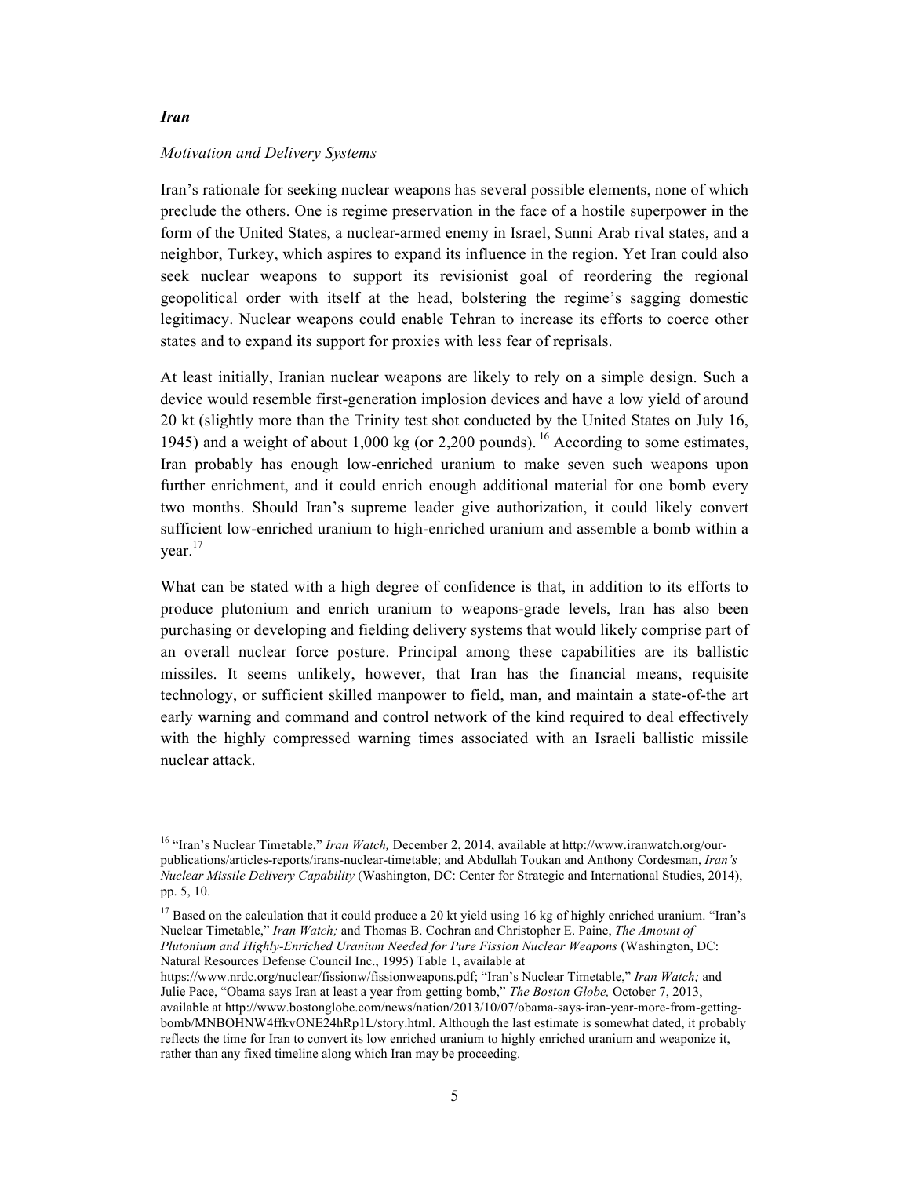### *Iran*

*Motivation and Delivery Systems*

Iran's rationale for seeking nuclear weapons has several possible elements, none of which preclude the others. One is regime preservation in the face of a hostile superpower in the form of the United States, a nuclear-armed enemy in Israel, Sunni Arab rival states, and a neighbor, Turkey, which aspires to expand its influence in the region. Yet Iran could also seek nuclear weapons to support its revisionist goal of reordering the regional geopolitical order with itself at the head, bolstering the regime's sagging domestic legitimacy. Nuclear weapons could enable Tehran to increase its efforts to coerce other states and to expand its support for proxies with less fear of reprisals.

At least initially, Iranian nuclear weapons are likely to rely on a simple design. Such a device would resemble first-generation implosion devices and have a low yield of around 20 kt (slightly more than the Trinity test shot conducted by the United States on July 16, 1945) and a weight of about 1,000 kg (or 2,200 pounds).[16] According to some estimates, Iran probably has enough low-enriched uranium to make seven such weapons upon further enrichment, and it could enrich enough additional material for one bomb every two months. Should Iran's supreme leader give authorization, it could likely convert sufficient low-enriched uranium to high-enriched uranium and assemble a bomb within a year.[17]

What can be stated with a high degree of confidence is that, in addition to its efforts to produce plutonium and enrich uranium to weapons-grade levels, Iran has also been purchasing or developing and fielding delivery systems that would likely comprise part of an overall nuclear force posture. Principal among these capabilities are its ballistic missiles. It seems unlikely, however, that Iran has the financial means, requisite technology, or sufficient skilled manpower to field, man, and maintain a state-of-the art early warning and command and control network of the kind required to deal effectively with the highly compressed warning times associated with an Israeli ballistic missile nuclear attack.

---

[16] "Iran's Nuclear Timetable," *Iran Watch,* December 2, 2014, available at http://www.iranwatch.org/our-publications/articles-reports/irans-nuclear-timetable; and Abdullah Toukan and Anthony Cordesman, *Iran's Nuclear Missile Delivery Capability* (Washington, DC: Center for Strategic and International Studies, 2014), pp. 5, 10.

[17] Based on the calculation that it could produce a 20 kt yield using 16 kg of highly enriched uranium. "Iran's Nuclear Timetable," *Iran Watch;* and Thomas B. Cochran and Christopher E. Paine, *The Amount of Plutonium and Highly-Enriched Uranium Needed for Pure Fission Nuclear Weapons* (Washington, DC: Natural Resources Defense Council Inc., 1995) Table 1, available at https://www.nrdc.org/nuclear/fissionw/fissionweapons.pdf; "Iran's Nuclear Timetable," *Iran Watch;* and Julie Pace, "Obama says Iran at least a year from getting bomb," *The Boston Globe,* October 7, 2013, available at http://www.bostonglobe.com/news/nation/2013/10/07/obama-says-iran-year-more-from-getting-bomb/MNBOHNW4ffkvONE24hRp1L/story.html. Although the last estimate is somewhat dated, it probably reflects the time for Iran to convert its low enriched uranium to highly enriched uranium and weaponize it, rather than any fixed timeline along which Iran may be proceeding.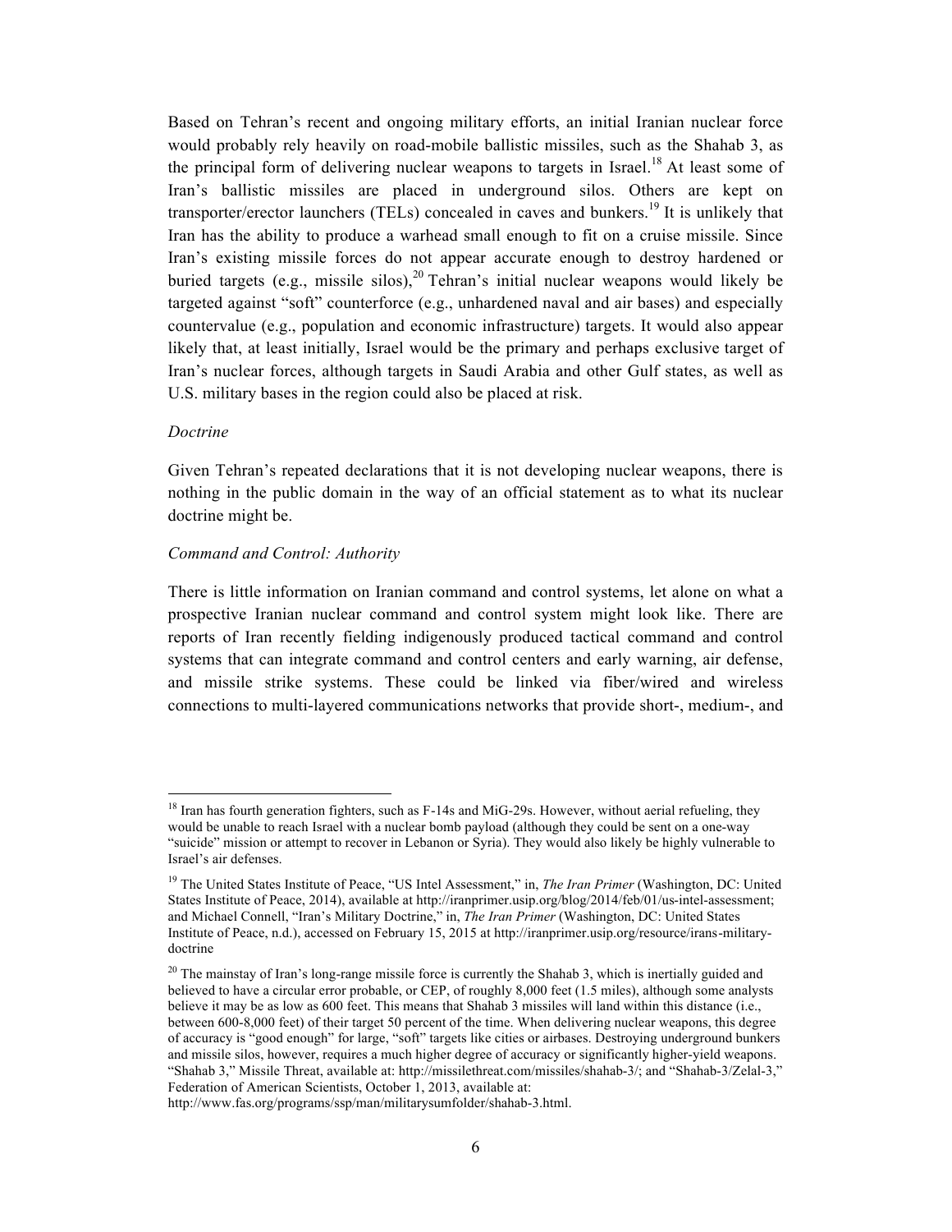Based on Tehran's recent and ongoing military efforts, an initial Iranian nuclear force would probably rely heavily on road-mobile ballistic missiles, such as the Shahab 3, as the principal form of delivering nuclear weapons to targets in Israel.[18] At least some of Iran's ballistic missiles are placed in underground silos. Others are kept on transporter/erector launchers (TELs) concealed in caves and bunkers.[19] It is unlikely that Iran has the ability to produce a warhead small enough to fit on a cruise missile. Since Iran's existing missile forces do not appear accurate enough to destroy hardened or buried targets (e.g., missile silos),[20] Tehran's initial nuclear weapons would likely be targeted against "soft" counterforce (e.g., unhardened naval and air bases) and especially countervalue (e.g., population and economic infrastructure) targets. It would also appear likely that, at least initially, Israel would be the primary and perhaps exclusive target of Iran's nuclear forces, although targets in Saudi Arabia and other Gulf states, as well as U.S. military bases in the region could also be placed at risk.

*Doctrine*

Given Tehran's repeated declarations that it is not developing nuclear weapons, there is nothing in the public domain in the way of an official statement as to what its nuclear doctrine might be.

*Command and Control: Authority*

There is little information on Iranian command and control systems, let alone on what a prospective Iranian nuclear command and control system might look like. There are reports of Iran recently fielding indigenously produced tactical command and control systems that can integrate command and control centers and early warning, air defense, and missile strike systems. These could be linked via fiber/wired and wireless connections to multi-layered communications networks that provide short-, medium-, and

---

[18] Iran has fourth generation fighters, such as F-14s and MiG-29s. However, without aerial refueling, they would be unable to reach Israel with a nuclear bomb payload (although they could be sent on a one-way "suicide" mission or attempt to recover in Lebanon or Syria). They would also likely be highly vulnerable to Israel's air defenses.

[19] The United States Institute of Peace, "US Intel Assessment," in, *The Iran Primer* (Washington, DC: United States Institute of Peace, 2014), available at http://iranprimer.usip.org/blog/2014/feb/01/us-intel-assessment; and Michael Connell, "Iran's Military Doctrine," in, *The Iran Primer* (Washington, DC: United States Institute of Peace, n.d.), accessed on February 15, 2015 at http://iranprimer.usip.org/resource/irans-military-doctrine

[20] The mainstay of Iran's long-range missile force is currently the Shahab 3, which is inertially guided and believed to have a circular error probable, or CEP, of roughly 8,000 feet (1.5 miles), although some analysts believe it may be as low as 600 feet. This means that Shahab 3 missiles will land within this distance (i.e., between 600-8,000 feet) of their target 50 percent of the time. When delivering nuclear weapons, this degree of accuracy is "good enough" for large, "soft" targets like cities or airbases. Destroying underground bunkers and missile silos, however, requires a much higher degree of accuracy or significantly higher-yield weapons. "Shahab 3," Missile Threat, available at: http://missilethreat.com/missiles/shahab-3/; and "Shahab-3/Zelal-3," Federation of American Scientists, October 1, 2013, available at: http://www.fas.org/programs/ssp/man/militarysumfolder/shahab-3.html.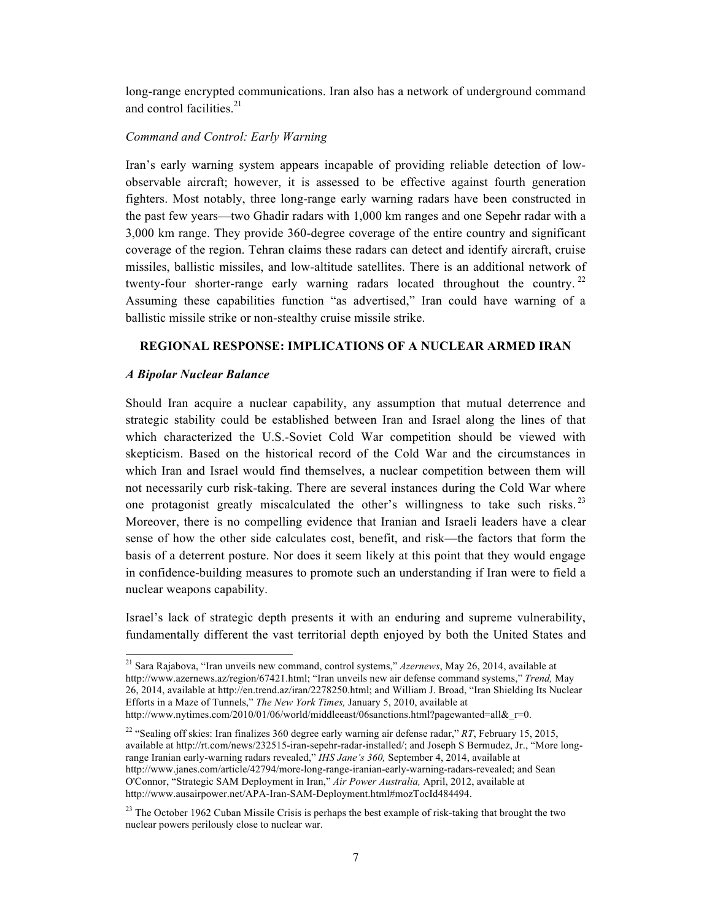long-range encrypted communications. Iran also has a network of underground command and control facilities.[21]

*Command and Control: Early Warning*

Iran's early warning system appears incapable of providing reliable detection of low-observable aircraft; however, it is assessed to be effective against fourth generation fighters. Most notably, three long-range early warning radars have been constructed in the past few years—two Ghadir radars with 1,000 km ranges and one Sepehr radar with a 3,000 km range. They provide 360-degree coverage of the entire country and significant coverage of the region. Tehran claims these radars can detect and identify aircraft, cruise missiles, ballistic missiles, and low-altitude satellites. There is an additional network of twenty-four shorter-range early warning radars located throughout the country.[22] Assuming these capabilities function "as advertised," Iran could have warning of a ballistic missile strike or non-stealthy cruise missile strike.

## REGIONAL RESPONSE: IMPLICATIONS OF A NUCLEAR ARMED IRAN

### *A Bipolar Nuclear Balance*

Should Iran acquire a nuclear capability, any assumption that mutual deterrence and strategic stability could be established between Iran and Israel along the lines of that which characterized the U.S.-Soviet Cold War competition should be viewed with skepticism. Based on the historical record of the Cold War and the circumstances in which Iran and Israel would find themselves, a nuclear competition between them will not necessarily curb risk-taking. There are several instances during the Cold War where one protagonist greatly miscalculated the other's willingness to take such risks.[23] Moreover, there is no compelling evidence that Iranian and Israeli leaders have a clear sense of how the other side calculates cost, benefit, and risk—the factors that form the basis of a deterrent posture. Nor does it seem likely at this point that they would engage in confidence-building measures to promote such an understanding if Iran were to field a nuclear weapons capability.

Israel's lack of strategic depth presents it with an enduring and supreme vulnerability, fundamentally different the vast territorial depth enjoyed by both the United States and

---

[21] Sara Rajabova, "Iran unveils new command, control systems," *Azernews*, May 26, 2014, available at http://www.azernews.az/region/67421.html; "Iran unveils new air defense command systems," *Trend,* May 26, 2014, available at http://en.trend.az/iran/2278250.html; and William J. Broad, "Iran Shielding Its Nuclear Efforts in a Maze of Tunnels," *The New York Times,* January 5, 2010, available at http://www.nytimes.com/2010/01/06/world/middleeast/06sanctions.html?pagewanted=all&_r=0.

[22] "Sealing off skies: Iran finalizes 360 degree early warning air defense radar," *RT*, February 15, 2015, available at http://rt.com/news/232515-iran-sepehr-radar-installed/; and Joseph S Bermudez, Jr., "More long-range Iranian early-warning radars revealed," *IHS Jane's 360,* September 4, 2014, available at http://www.janes.com/article/42794/more-long-range-iranian-early-warning-radars-revealed; and Sean O'Connor, "Strategic SAM Deployment in Iran," *Air Power Australia,* April, 2012, available at http://www.ausairpower.net/APA-Iran-SAM-Deployment.html#mozTocId484494.

[23] The October 1962 Cuban Missile Crisis is perhaps the best example of risk-taking that brought the two nuclear powers perilously close to nuclear war.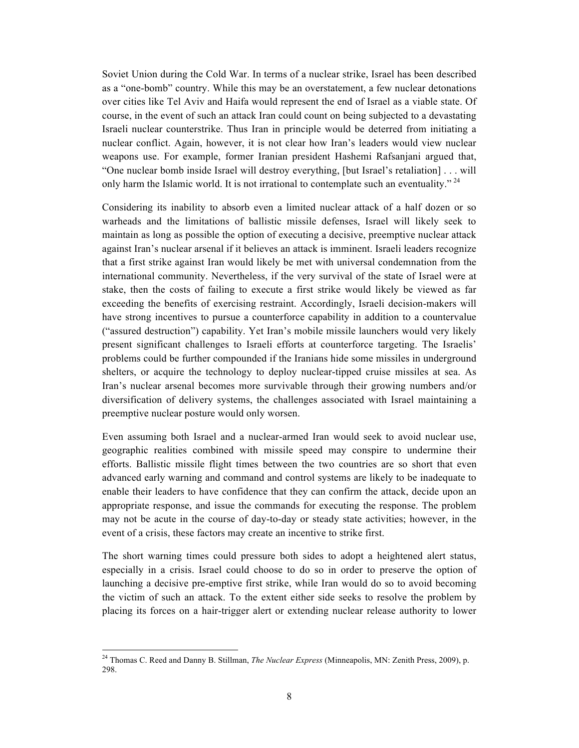Soviet Union during the Cold War. In terms of a nuclear strike, Israel has been described as a "one-bomb" country. While this may be an overstatement, a few nuclear detonations over cities like Tel Aviv and Haifa would represent the end of Israel as a viable state. Of course, in the event of such an attack Iran could count on being subjected to a devastating Israeli nuclear counterstrike. Thus Iran in principle would be deterred from initiating a nuclear conflict. Again, however, it is not clear how Iran's leaders would view nuclear weapons use. For example, former Iranian president Hashemi Rafsanjani argued that, "One nuclear bomb inside Israel will destroy everything, [but Israel's retaliation] . . . will only harm the Islamic world. It is not irrational to contemplate such an eventuality." [24]

Considering its inability to absorb even a limited nuclear attack of a half dozen or so warheads and the limitations of ballistic missile defenses, Israel will likely seek to maintain as long as possible the option of executing a decisive, preemptive nuclear attack against Iran's nuclear arsenal if it believes an attack is imminent. Israeli leaders recognize that a first strike against Iran would likely be met with universal condemnation from the international community. Nevertheless, if the very survival of the state of Israel were at stake, then the costs of failing to execute a first strike would likely be viewed as far exceeding the benefits of exercising restraint. Accordingly, Israeli decision-makers will have strong incentives to pursue a counterforce capability in addition to a countervalue ("assured destruction") capability. Yet Iran's mobile missile launchers would very likely present significant challenges to Israeli efforts at counterforce targeting. The Israelis' problems could be further compounded if the Iranians hide some missiles in underground shelters, or acquire the technology to deploy nuclear-tipped cruise missiles at sea. As Iran's nuclear arsenal becomes more survivable through their growing numbers and/or diversification of delivery systems, the challenges associated with Israel maintaining a preemptive nuclear posture would only worsen.

Even assuming both Israel and a nuclear-armed Iran would seek to avoid nuclear use, geographic realities combined with missile speed may conspire to undermine their efforts. Ballistic missile flight times between the two countries are so short that even advanced early warning and command and control systems are likely to be inadequate to enable their leaders to have confidence that they can confirm the attack, decide upon an appropriate response, and issue the commands for executing the response. The problem may not be acute in the course of day-to-day or steady state activities; however, in the event of a crisis, these factors may create an incentive to strike first.

The short warning times could pressure both sides to adopt a heightened alert status, especially in a crisis. Israel could choose to do so in order to preserve the option of launching a decisive pre-emptive first strike, while Iran would do so to avoid becoming the victim of such an attack. To the extent either side seeks to resolve the problem by placing its forces on a hair-trigger alert or extending nuclear release authority to lower

[24] Thomas C. Reed and Danny B. Stillman, *The Nuclear Express* (Minneapolis, MN: Zenith Press, 2009), p. 298.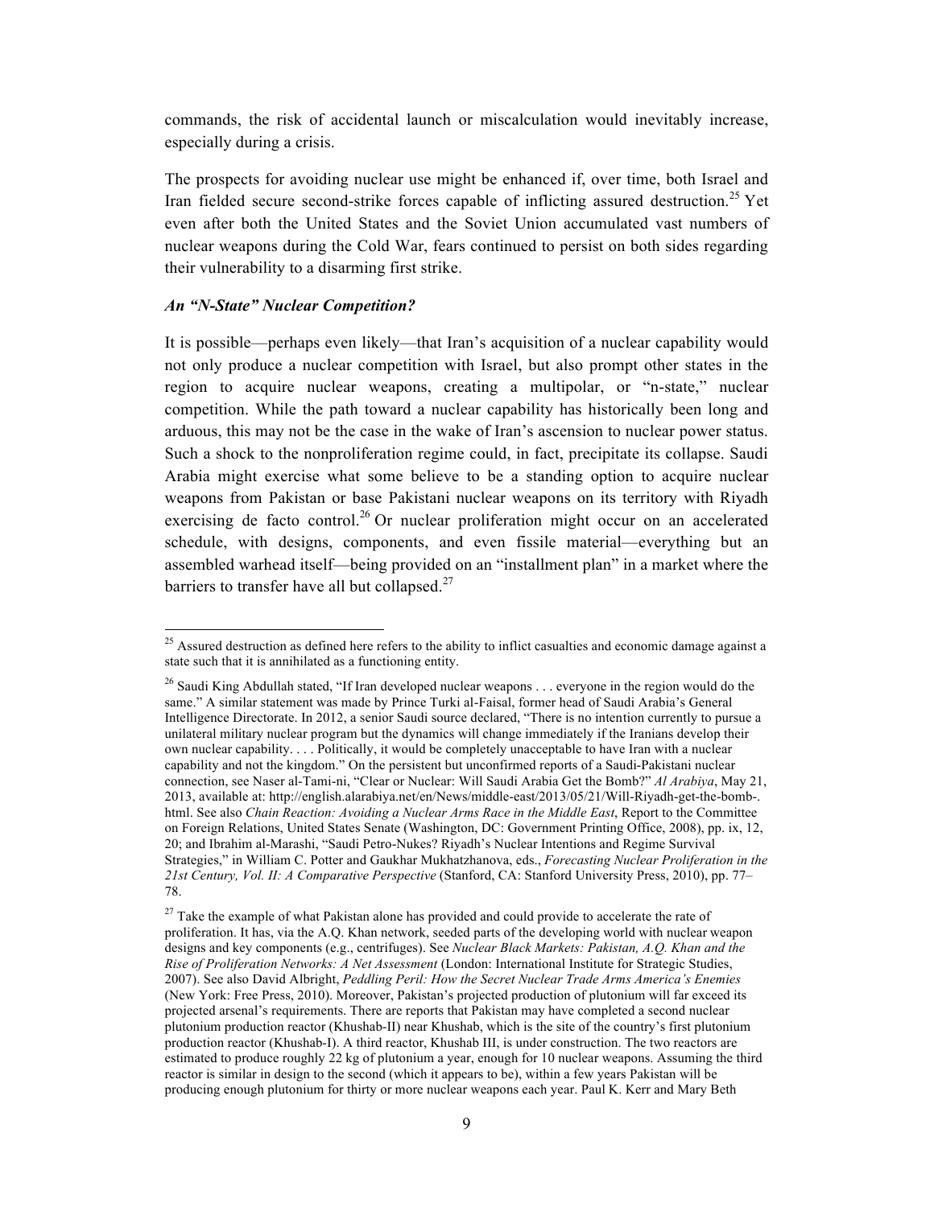commands, the risk of accidental launch or miscalculation would inevitably increase, especially during a crisis.

The prospects for avoiding nuclear use might be enhanced if, over time, both Israel and Iran fielded secure second-strike forces capable of inflicting assured destruction.[25] Yet even after both the United States and the Soviet Union accumulated vast numbers of nuclear weapons during the Cold War, fears continued to persist on both sides regarding their vulnerability to a disarming first strike.

### *An "N-State" Nuclear Competition?*

It is possible—perhaps even likely—that Iran's acquisition of a nuclear capability would not only produce a nuclear competition with Israel, but also prompt other states in the region to acquire nuclear weapons, creating a multipolar, or "n-state," nuclear competition. While the path toward a nuclear capability has historically been long and arduous, this may not be the case in the wake of Iran's ascension to nuclear power status. Such a shock to the nonproliferation regime could, in fact, precipitate its collapse. Saudi Arabia might exercise what some believe to be a standing option to acquire nuclear weapons from Pakistan or base Pakistani nuclear weapons on its territory with Riyadh exercising de facto control.[26] Or nuclear proliferation might occur on an accelerated schedule, with designs, components, and even fissile material—everything but an assembled warhead itself—being provided on an "installment plan" in a market where the barriers to transfer have all but collapsed.[27]

---

[25] Assured destruction as defined here refers to the ability to inflict casualties and economic damage against a state such that it is annihilated as a functioning entity.

[26] Saudi King Abdullah stated, "If Iran developed nuclear weapons . . . everyone in the region would do the same." A similar statement was made by Prince Turki al-Faisal, former head of Saudi Arabia's General Intelligence Directorate. In 2012, a senior Saudi source declared, "There is no intention currently to pursue a unilateral military nuclear program but the dynamics will change immediately if the Iranians develop their own nuclear capability. . . . Politically, it would be completely unacceptable to have Iran with a nuclear capability and not the kingdom." On the persistent but unconfirmed reports of a Saudi-Pakistani nuclear connection, see Naser al-Tami-ni, "Clear or Nuclear: Will Saudi Arabia Get the Bomb?" *Al Arabiya*, May 21, 2013, available at: http://english.alarabiya.net/en/News/middle-east/2013/05/21/Will-Riyadh-get-the-bomb-.html. See also *Chain Reaction: Avoiding a Nuclear Arms Race in the Middle East*, Report to the Committee on Foreign Relations, United States Senate (Washington, DC: Government Printing Office, 2008), pp. ix, 12, 20; and Ibrahim al-Marashi, "Saudi Petro-Nukes? Riyadh's Nuclear Intentions and Regime Survival Strategies," in William C. Potter and Gaukhar Mukhatzhanova, eds., *Forecasting Nuclear Proliferation in the 21st Century, Vol. II: A Comparative Perspective* (Stanford, CA: Stanford University Press, 2010), pp. 77–78.

[27] Take the example of what Pakistan alone has provided and could provide to accelerate the rate of proliferation. It has, via the A.Q. Khan network, seeded parts of the developing world with nuclear weapon designs and key components (e.g., centrifuges). See *Nuclear Black Markets: Pakistan, A.Q. Khan and the Rise of Proliferation Networks: A Net Assessment* (London: International Institute for Strategic Studies, 2007). See also David Albright, *Peddling Peril: How the Secret Nuclear Trade Arms America's Enemies* (New York: Free Press, 2010). Moreover, Pakistan's projected production of plutonium will far exceed its projected arsenal's requirements. There are reports that Pakistan may have completed a second nuclear plutonium production reactor (Khushab-II) near Khushab, which is the site of the country's first plutonium production reactor (Khushab-I). A third reactor, Khushab III, is under construction. The two reactors are estimated to produce roughly 22 kg of plutonium a year, enough for 10 nuclear weapons. Assuming the third reactor is similar in design to the second (which it appears to be), within a few years Pakistan will be producing enough plutonium for thirty or more nuclear weapons each year. Paul K. Kerr and Mary Beth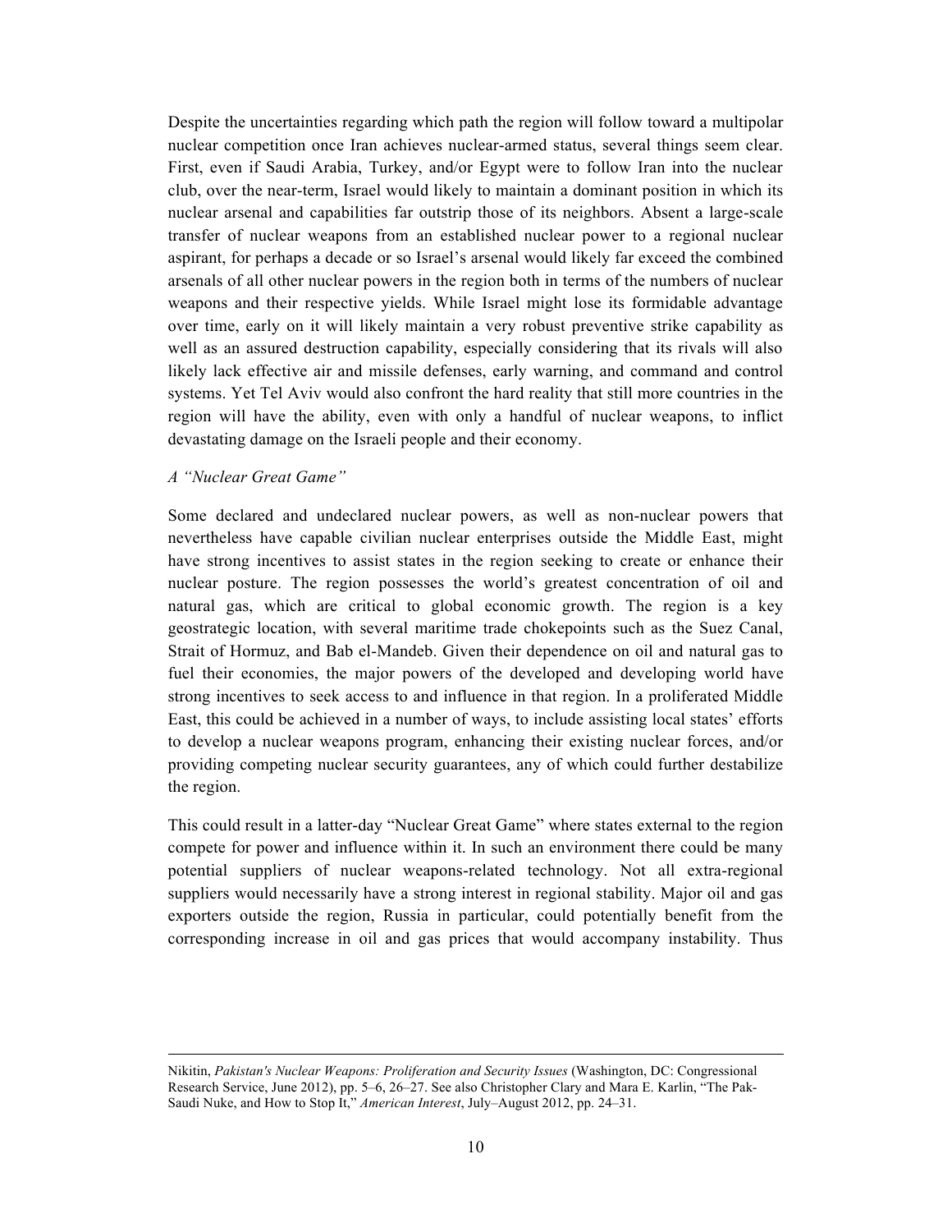Despite the uncertainties regarding which path the region will follow toward a multipolar nuclear competition once Iran achieves nuclear-armed status, several things seem clear. First, even if Saudi Arabia, Turkey, and/or Egypt were to follow Iran into the nuclear club, over the near-term, Israel would likely to maintain a dominant position in which its nuclear arsenal and capabilities far outstrip those of its neighbors. Absent a large-scale transfer of nuclear weapons from an established nuclear power to a regional nuclear aspirant, for perhaps a decade or so Israel's arsenal would likely far exceed the combined arsenals of all other nuclear powers in the region both in terms of the numbers of nuclear weapons and their respective yields. While Israel might lose its formidable advantage over time, early on it will likely maintain a very robust preventive strike capability as well as an assured destruction capability, especially considering that its rivals will also likely lack effective air and missile defenses, early warning, and command and control systems. Yet Tel Aviv would also confront the hard reality that still more countries in the region will have the ability, even with only a handful of nuclear weapons, to inflict devastating damage on the Israeli people and their economy.

*A "Nuclear Great Game"*

Some declared and undeclared nuclear powers, as well as non-nuclear powers that nevertheless have capable civilian nuclear enterprises outside the Middle East, might have strong incentives to assist states in the region seeking to create or enhance their nuclear posture. The region possesses the world's greatest concentration of oil and natural gas, which are critical to global economic growth. The region is a key geostrategic location, with several maritime trade chokepoints such as the Suez Canal, Strait of Hormuz, and Bab el-Mandeb. Given their dependence on oil and natural gas to fuel their economies, the major powers of the developed and developing world have strong incentives to seek access to and influence in that region. In a proliferated Middle East, this could be achieved in a number of ways, to include assisting local states' efforts to develop a nuclear weapons program, enhancing their existing nuclear forces, and/or providing competing nuclear security guarantees, any of which could further destabilize the region.

This could result in a latter-day "Nuclear Great Game" where states external to the region compete for power and influence within it. In such an environment there could be many potential suppliers of nuclear weapons-related technology. Not all extra-regional suppliers would necessarily have a strong interest in regional stability. Major oil and gas exporters outside the region, Russia in particular, could potentially benefit from the corresponding increase in oil and gas prices that would accompany instability. Thus

---

Nikitin, *Pakistan's Nuclear Weapons: Proliferation and Security Issues* (Washington, DC: Congressional Research Service, June 2012), pp. 5–6, 26–27. See also Christopher Clary and Mara E. Karlin, "The Pak-Saudi Nuke, and How to Stop It," *American Interest*, July–August 2012, pp. 24–31.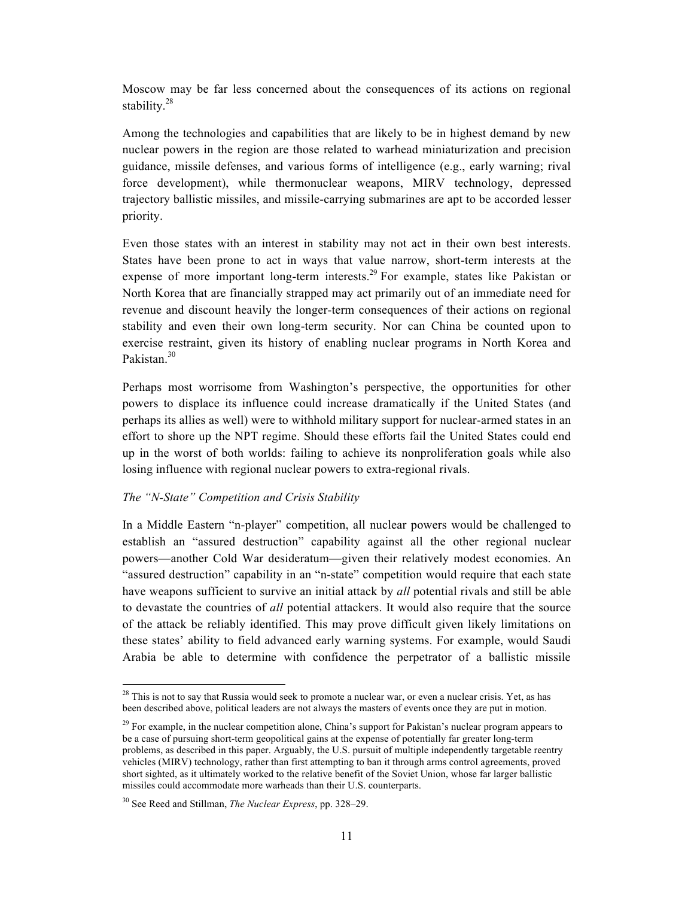Moscow may be far less concerned about the consequences of its actions on regional stability.[28]

Among the technologies and capabilities that are likely to be in highest demand by new nuclear powers in the region are those related to warhead miniaturization and precision guidance, missile defenses, and various forms of intelligence (e.g., early warning; rival force development), while thermonuclear weapons, MIRV technology, depressed trajectory ballistic missiles, and missile-carrying submarines are apt to be accorded lesser priority.

Even those states with an interest in stability may not act in their own best interests. States have been prone to act in ways that value narrow, short-term interests at the expense of more important long-term interests.[29] For example, states like Pakistan or North Korea that are financially strapped may act primarily out of an immediate need for revenue and discount heavily the longer-term consequences of their actions on regional stability and even their own long-term security. Nor can China be counted upon to exercise restraint, given its history of enabling nuclear programs in North Korea and Pakistan.[30]

Perhaps most worrisome from Washington's perspective, the opportunities for other powers to displace its influence could increase dramatically if the United States (and perhaps its allies as well) were to withhold military support for nuclear-armed states in an effort to shore up the NPT regime. Should these efforts fail the United States could end up in the worst of both worlds: failing to achieve its nonproliferation goals while also losing influence with regional nuclear powers to extra-regional rivals.

*The "N-State" Competition and Crisis Stability*

In a Middle Eastern "n-player" competition, all nuclear powers would be challenged to establish an "assured destruction" capability against all the other regional nuclear powers—another Cold War desideratum—given their relatively modest economies. An "assured destruction" capability in an "n-state" competition would require that each state have weapons sufficient to survive an initial attack by *all* potential rivals and still be able to devastate the countries of *all* potential attackers. It would also require that the source of the attack be reliably identified. This may prove difficult given likely limitations on these states' ability to field advanced early warning systems. For example, would Saudi Arabia be able to determine with confidence the perpetrator of a ballistic missile

[28] This is not to say that Russia would seek to promote a nuclear war, or even a nuclear crisis. Yet, as has been described above, political leaders are not always the masters of events once they are put in motion.

[29] For example, in the nuclear competition alone, China's support for Pakistan's nuclear program appears to be a case of pursuing short-term geopolitical gains at the expense of potentially far greater long-term problems, as described in this paper. Arguably, the U.S. pursuit of multiple independently targetable reentry vehicles (MIRV) technology, rather than first attempting to ban it through arms control agreements, proved short sighted, as it ultimately worked to the relative benefit of the Soviet Union, whose far larger ballistic missiles could accommodate more warheads than their U.S. counterparts.

[30] See Reed and Stillman, *The Nuclear Express*, pp. 328–29.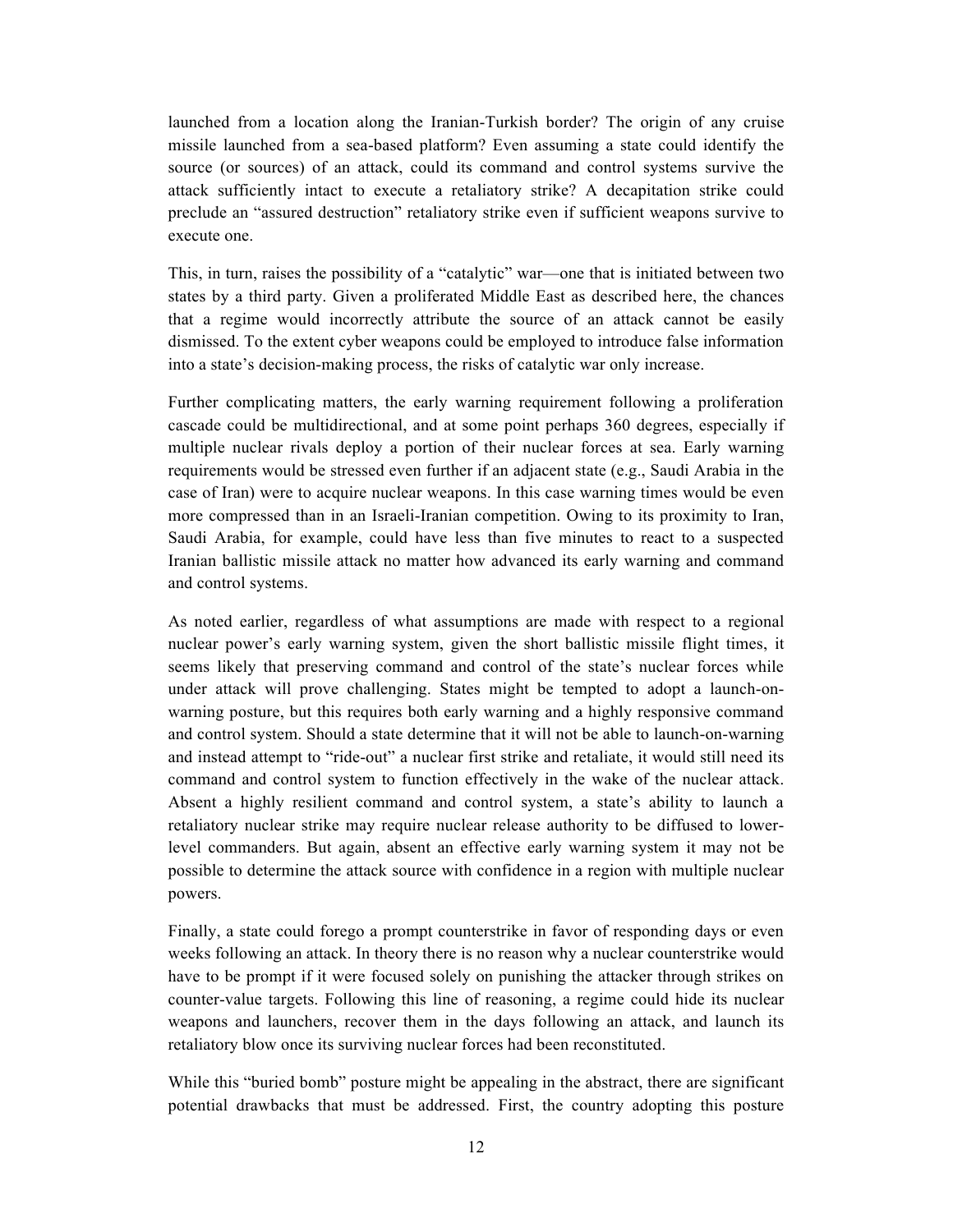launched from a location along the Iranian-Turkish border? The origin of any cruise missile launched from a sea-based platform? Even assuming a state could identify the source (or sources) of an attack, could its command and control systems survive the attack sufficiently intact to execute a retaliatory strike? A decapitation strike could preclude an "assured destruction" retaliatory strike even if sufficient weapons survive to execute one.

This, in turn, raises the possibility of a "catalytic" war—one that is initiated between two states by a third party. Given a proliferated Middle East as described here, the chances that a regime would incorrectly attribute the source of an attack cannot be easily dismissed. To the extent cyber weapons could be employed to introduce false information into a state's decision-making process, the risks of catalytic war only increase.

Further complicating matters, the early warning requirement following a proliferation cascade could be multidirectional, and at some point perhaps 360 degrees, especially if multiple nuclear rivals deploy a portion of their nuclear forces at sea. Early warning requirements would be stressed even further if an adjacent state (e.g., Saudi Arabia in the case of Iran) were to acquire nuclear weapons. In this case warning times would be even more compressed than in an Israeli-Iranian competition. Owing to its proximity to Iran, Saudi Arabia, for example, could have less than five minutes to react to a suspected Iranian ballistic missile attack no matter how advanced its early warning and command and control systems.

As noted earlier, regardless of what assumptions are made with respect to a regional nuclear power's early warning system, given the short ballistic missile flight times, it seems likely that preserving command and control of the state's nuclear forces while under attack will prove challenging. States might be tempted to adopt a launch-on-warning posture, but this requires both early warning and a highly responsive command and control system. Should a state determine that it will not be able to launch-on-warning and instead attempt to "ride-out" a nuclear first strike and retaliate, it would still need its command and control system to function effectively in the wake of the nuclear attack. Absent a highly resilient command and control system, a state's ability to launch a retaliatory nuclear strike may require nuclear release authority to be diffused to lower-level commanders. But again, absent an effective early warning system it may not be possible to determine the attack source with confidence in a region with multiple nuclear powers.

Finally, a state could forego a prompt counterstrike in favor of responding days or even weeks following an attack. In theory there is no reason why a nuclear counterstrike would have to be prompt if it were focused solely on punishing the attacker through strikes on counter-value targets. Following this line of reasoning, a regime could hide its nuclear weapons and launchers, recover them in the days following an attack, and launch its retaliatory blow once its surviving nuclear forces had been reconstituted.

While this "buried bomb" posture might be appealing in the abstract, there are significant potential drawbacks that must be addressed. First, the country adopting this posture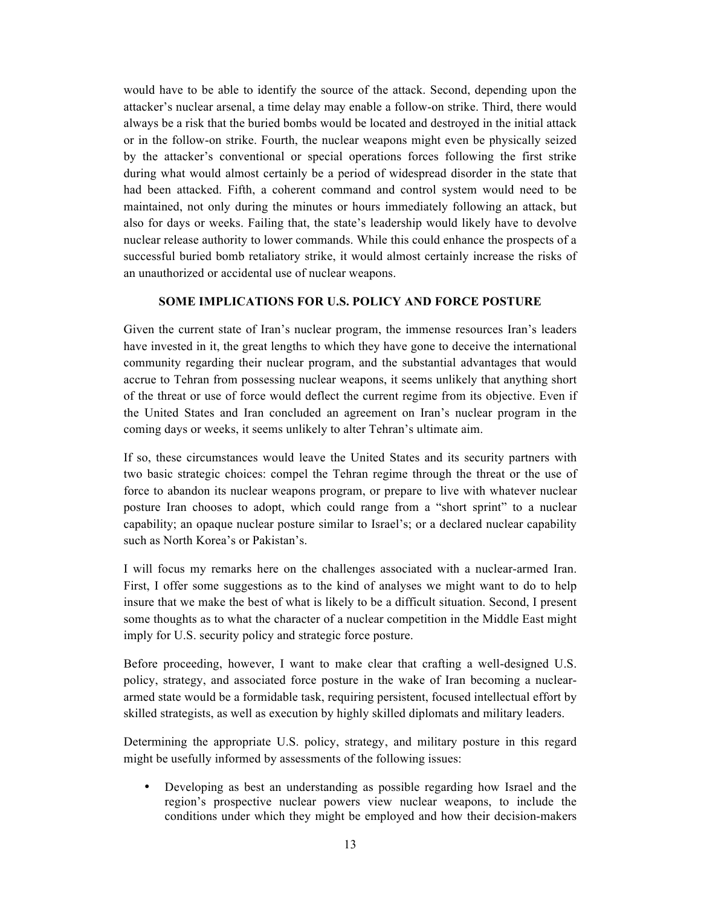would have to be able to identify the source of the attack. Second, depending upon the attacker's nuclear arsenal, a time delay may enable a follow-on strike. Third, there would always be a risk that the buried bombs would be located and destroyed in the initial attack or in the follow-on strike. Fourth, the nuclear weapons might even be physically seized by the attacker's conventional or special operations forces following the first strike during what would almost certainly be a period of widespread disorder in the state that had been attacked. Fifth, a coherent command and control system would need to be maintained, not only during the minutes or hours immediately following an attack, but also for days or weeks. Failing that, the state's leadership would likely have to devolve nuclear release authority to lower commands. While this could enhance the prospects of a successful buried bomb retaliatory strike, it would almost certainly increase the risks of an unauthorized or accidental use of nuclear weapons.

## SOME IMPLICATIONS FOR U.S. POLICY AND FORCE POSTURE

Given the current state of Iran's nuclear program, the immense resources Iran's leaders have invested in it, the great lengths to which they have gone to deceive the international community regarding their nuclear program, and the substantial advantages that would accrue to Tehran from possessing nuclear weapons, it seems unlikely that anything short of the threat or use of force would deflect the current regime from its objective. Even if the United States and Iran concluded an agreement on Iran's nuclear program in the coming days or weeks, it seems unlikely to alter Tehran's ultimate aim.

If so, these circumstances would leave the United States and its security partners with two basic strategic choices: compel the Tehran regime through the threat or the use of force to abandon its nuclear weapons program, or prepare to live with whatever nuclear posture Iran chooses to adopt, which could range from a "short sprint" to a nuclear capability; an opaque nuclear posture similar to Israel's; or a declared nuclear capability such as North Korea's or Pakistan's.

I will focus my remarks here on the challenges associated with a nuclear-armed Iran. First, I offer some suggestions as to the kind of analyses we might want to do to help insure that we make the best of what is likely to be a difficult situation. Second, I present some thoughts as to what the character of a nuclear competition in the Middle East might imply for U.S. security policy and strategic force posture.

Before proceeding, however, I want to make clear that crafting a well-designed U.S. policy, strategy, and associated force posture in the wake of Iran becoming a nuclear-armed state would be a formidable task, requiring persistent, focused intellectual effort by skilled strategists, as well as execution by highly skilled diplomats and military leaders.

Determining the appropriate U.S. policy, strategy, and military posture in this regard might be usefully informed by assessments of the following issues:

- Developing as best an understanding as possible regarding how Israel and the region's prospective nuclear powers view nuclear weapons, to include the conditions under which they might be employed and how their decision-makers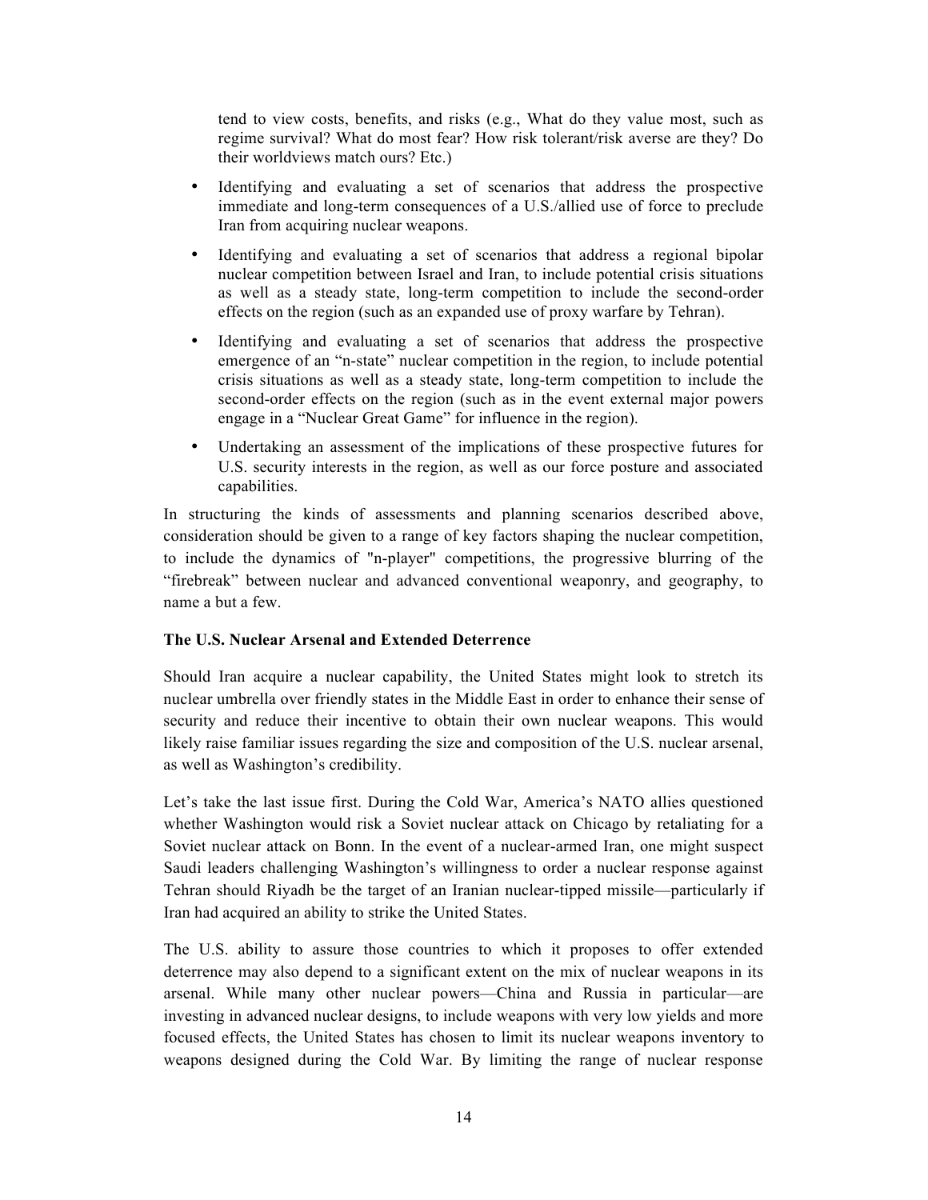tend to view costs, benefits, and risks (e.g., What do they value most, such as regime survival? What do most fear? How risk tolerant/risk averse are they? Do their worldviews match ours? Etc.)

- Identifying and evaluating a set of scenarios that address the prospective immediate and long-term consequences of a U.S./allied use of force to preclude Iran from acquiring nuclear weapons.
- Identifying and evaluating a set of scenarios that address a regional bipolar nuclear competition between Israel and Iran, to include potential crisis situations as well as a steady state, long-term competition to include the second-order effects on the region (such as an expanded use of proxy warfare by Tehran).
- Identifying and evaluating a set of scenarios that address the prospective emergence of an "n-state" nuclear competition in the region, to include potential crisis situations as well as a steady state, long-term competition to include the second-order effects on the region (such as in the event external major powers engage in a "Nuclear Great Game" for influence in the region).
- Undertaking an assessment of the implications of these prospective futures for U.S. security interests in the region, as well as our force posture and associated capabilities.

In structuring the kinds of assessments and planning scenarios described above, consideration should be given to a range of key factors shaping the nuclear competition, to include the dynamics of "n-player" competitions, the progressive blurring of the "firebreak" between nuclear and advanced conventional weaponry, and geography, to name a but a few.

**The U.S. Nuclear Arsenal and Extended Deterrence**

Should Iran acquire a nuclear capability, the United States might look to stretch its nuclear umbrella over friendly states in the Middle East in order to enhance their sense of security and reduce their incentive to obtain their own nuclear weapons. This would likely raise familiar issues regarding the size and composition of the U.S. nuclear arsenal, as well as Washington's credibility.

Let's take the last issue first. During the Cold War, America's NATO allies questioned whether Washington would risk a Soviet nuclear attack on Chicago by retaliating for a Soviet nuclear attack on Bonn. In the event of a nuclear-armed Iran, one might suspect Saudi leaders challenging Washington's willingness to order a nuclear response against Tehran should Riyadh be the target of an Iranian nuclear-tipped missile—particularly if Iran had acquired an ability to strike the United States.

The U.S. ability to assure those countries to which it proposes to offer extended deterrence may also depend to a significant extent on the mix of nuclear weapons in its arsenal. While many other nuclear powers—China and Russia in particular—are investing in advanced nuclear designs, to include weapons with very low yields and more focused effects, the United States has chosen to limit its nuclear weapons inventory to weapons designed during the Cold War. By limiting the range of nuclear response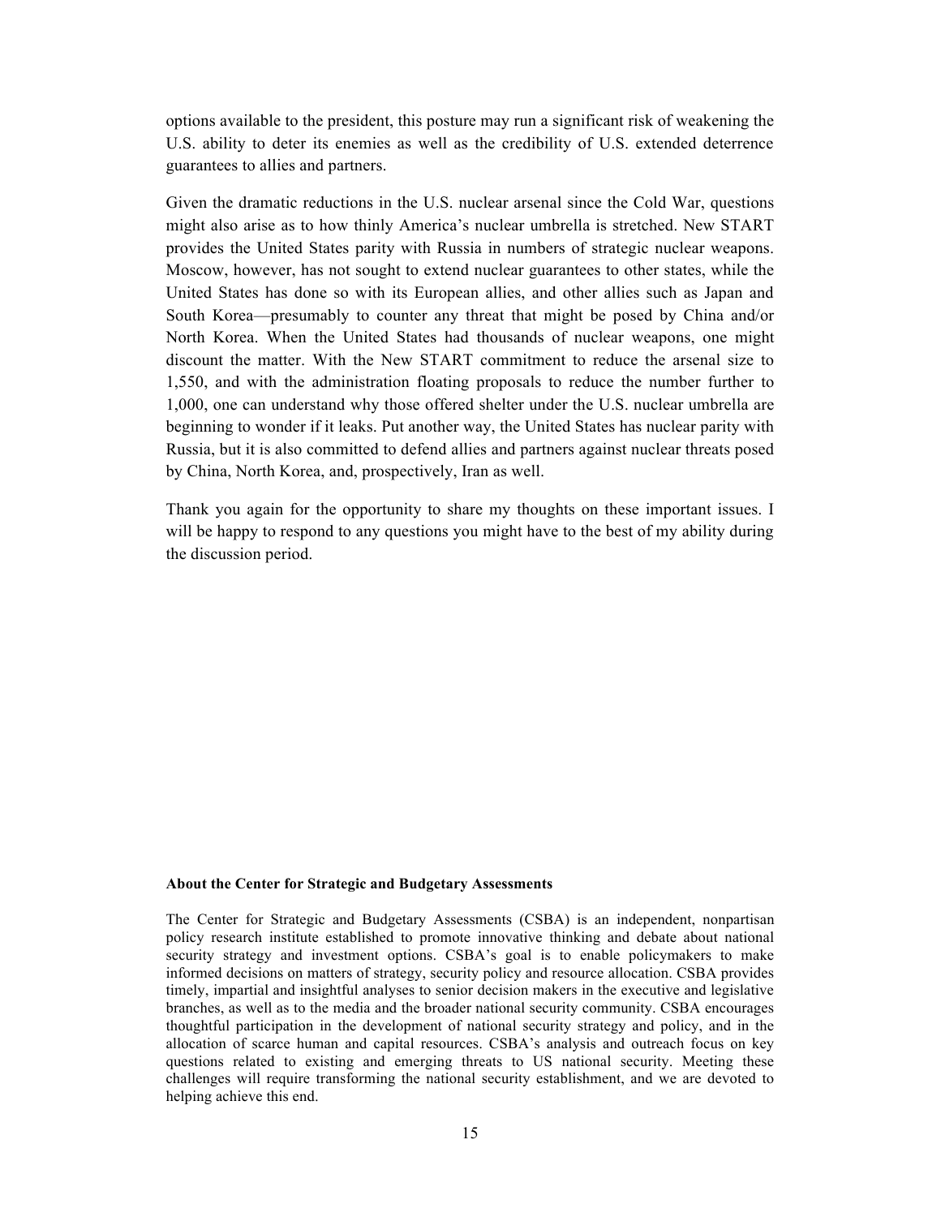options available to the president, this posture may run a significant risk of weakening the U.S. ability to deter its enemies as well as the credibility of U.S. extended deterrence guarantees to allies and partners.

Given the dramatic reductions in the U.S. nuclear arsenal since the Cold War, questions might also arise as to how thinly America's nuclear umbrella is stretched. New START provides the United States parity with Russia in numbers of strategic nuclear weapons. Moscow, however, has not sought to extend nuclear guarantees to other states, while the United States has done so with its European allies, and other allies such as Japan and South Korea—presumably to counter any threat that might be posed by China and/or North Korea. When the United States had thousands of nuclear weapons, one might discount the matter. With the New START commitment to reduce the arsenal size to 1,550, and with the administration floating proposals to reduce the number further to 1,000, one can understand why those offered shelter under the U.S. nuclear umbrella are beginning to wonder if it leaks. Put another way, the United States has nuclear parity with Russia, but it is also committed to defend allies and partners against nuclear threats posed by China, North Korea, and, prospectively, Iran as well.

Thank you again for the opportunity to share my thoughts on these important issues. I will be happy to respond to any questions you might have to the best of my ability during the discussion period.

**About the Center for Strategic and Budgetary Assessments**

The Center for Strategic and Budgetary Assessments (CSBA) is an independent, nonpartisan policy research institute established to promote innovative thinking and debate about national security strategy and investment options. CSBA's goal is to enable policymakers to make informed decisions on matters of strategy, security policy and resource allocation. CSBA provides timely, impartial and insightful analyses to senior decision makers in the executive and legislative branches, as well as to the media and the broader national security community. CSBA encourages thoughtful participation in the development of national security strategy and policy, and in the allocation of scarce human and capital resources. CSBA's analysis and outreach focus on key questions related to existing and emerging threats to US national security. Meeting these challenges will require transforming the national security establishment, and we are devoted to helping achieve this end.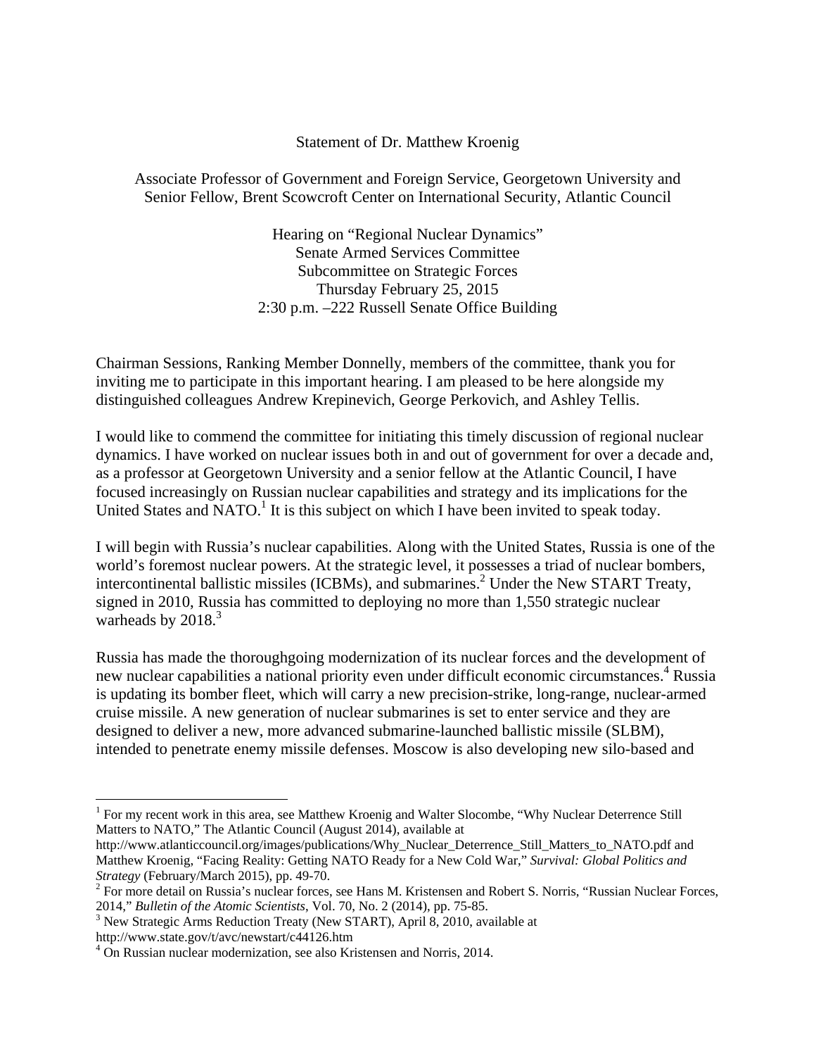Statement of Dr. Matthew Kroenig

Associate Professor of Government and Foreign Service, Georgetown University and Senior Fellow, Brent Scowcroft Center on International Security, Atlantic Council

Hearing on "Regional Nuclear Dynamics"
Senate Armed Services Committee
Subcommittee on Strategic Forces
Thursday February 25, 2015
2:30 p.m. –222 Russell Senate Office Building

Chairman Sessions, Ranking Member Donnelly, members of the committee, thank you for inviting me to participate in this important hearing. I am pleased to be here alongside my distinguished colleagues Andrew Krepinevich, George Perkovich, and Ashley Tellis.

I would like to commend the committee for initiating this timely discussion of regional nuclear dynamics. I have worked on nuclear issues both in and out of government for over a decade and, as a professor at Georgetown University and a senior fellow at the Atlantic Council, I have focused increasingly on Russian nuclear capabilities and strategy and its implications for the United States and NATO.[1] It is this subject on which I have been invited to speak today.

I will begin with Russia's nuclear capabilities. Along with the United States, Russia is one of the world's foremost nuclear powers. At the strategic level, it possesses a triad of nuclear bombers, intercontinental ballistic missiles (ICBMs), and submarines.[2] Under the New START Treaty, signed in 2010, Russia has committed to deploying no more than 1,550 strategic nuclear warheads by 2018.[3]

Russia has made the thoroughgoing modernization of its nuclear forces and the development of new nuclear capabilities a national priority even under difficult economic circumstances.[4] Russia is updating its bomber fleet, which will carry a new precision-strike, long-range, nuclear-armed cruise missile. A new generation of nuclear submarines is set to enter service and they are designed to deliver a new, more advanced submarine-launched ballistic missile (SLBM), intended to penetrate enemy missile defenses. Moscow is also developing new silo-based and

---

[1] For my recent work in this area, see Matthew Kroenig and Walter Slocombe, "Why Nuclear Deterrence Still Matters to NATO," The Atlantic Council (August 2014), available at http://www.atlanticcouncil.org/images/publications/Why_Nuclear_Deterrence_Still_Matters_to_NATO.pdf and Matthew Kroenig, "Facing Reality: Getting NATO Ready for a New Cold War," *Survival: Global Politics and Strategy* (February/March 2015), pp. 49-70.

[2] For more detail on Russia's nuclear forces, see Hans M. Kristensen and Robert S. Norris, "Russian Nuclear Forces, 2014," *Bulletin of the Atomic Scientists*, Vol. 70, No. 2 (2014), pp. 75-85.

[3] New Strategic Arms Reduction Treaty (New START), April 8, 2010, available at http://www.state.gov/t/avc/newstart/c44126.htm

[4] On Russian nuclear modernization, see also Kristensen and Norris, 2014.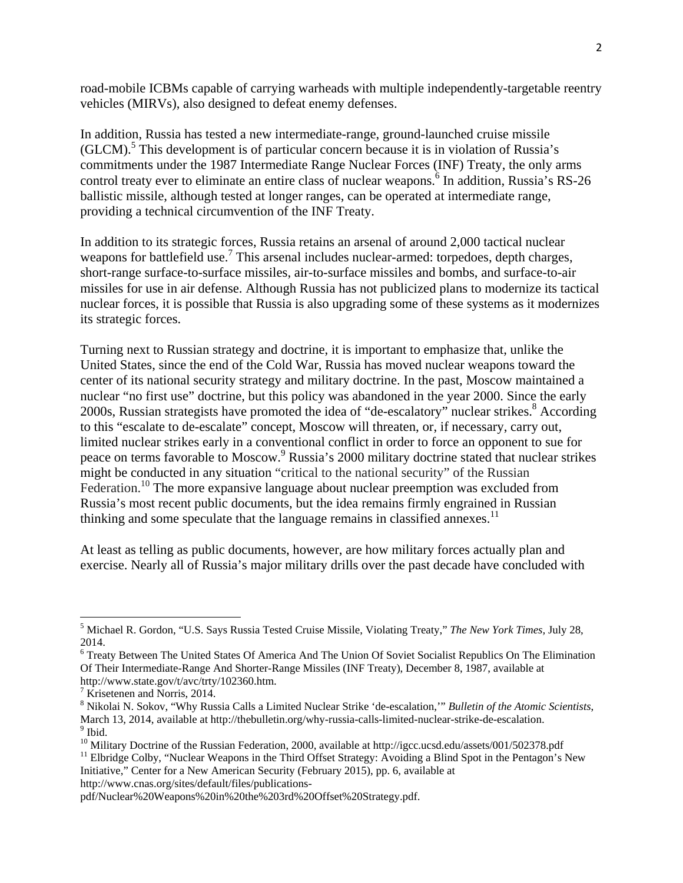road-mobile ICBMs capable of carrying warheads with multiple independently-targetable reentry vehicles (MIRVs), also designed to defeat enemy defenses.

In addition, Russia has tested a new intermediate-range, ground-launched cruise missile (GLCM).[5] This development is of particular concern because it is in violation of Russia's commitments under the 1987 Intermediate Range Nuclear Forces (INF) Treaty, the only arms control treaty ever to eliminate an entire class of nuclear weapons.[6] In addition, Russia's RS-26 ballistic missile, although tested at longer ranges, can be operated at intermediate range, providing a technical circumvention of the INF Treaty.

In addition to its strategic forces, Russia retains an arsenal of around 2,000 tactical nuclear weapons for battlefield use.[7] This arsenal includes nuclear-armed: torpedoes, depth charges, short-range surface-to-surface missiles, air-to-surface missiles and bombs, and surface-to-air missiles for use in air defense. Although Russia has not publicized plans to modernize its tactical nuclear forces, it is possible that Russia is also upgrading some of these systems as it modernizes its strategic forces.

Turning next to Russian strategy and doctrine, it is important to emphasize that, unlike the United States, since the end of the Cold War, Russia has moved nuclear weapons toward the center of its national security strategy and military doctrine. In the past, Moscow maintained a nuclear "no first use" doctrine, but this policy was abandoned in the year 2000. Since the early 2000s, Russian strategists have promoted the idea of "de-escalatory" nuclear strikes.[8] According to this "escalate to de-escalate" concept, Moscow will threaten, or, if necessary, carry out, limited nuclear strikes early in a conventional conflict in order to force an opponent to sue for peace on terms favorable to Moscow.[9] Russia's 2000 military doctrine stated that nuclear strikes might be conducted in any situation "critical to the national security" of the Russian Federation.[10] The more expansive language about nuclear preemption was excluded from Russia's most recent public documents, but the idea remains firmly engrained in Russian thinking and some speculate that the language remains in classified annexes.[11]

At least as telling as public documents, however, are how military forces actually plan and exercise. Nearly all of Russia's major military drills over the past decade have concluded with

---

[5] Michael R. Gordon, "U.S. Says Russia Tested Cruise Missile, Violating Treaty," *The New York Times*, July 28, 2014.

[6] Treaty Between The United States Of America And The Union Of Soviet Socialist Republics On The Elimination Of Their Intermediate-Range And Shorter-Range Missiles (INF Treaty), December 8, 1987, available at http://www.state.gov/t/avc/trty/102360.htm.

[7] Krisetenen and Norris, 2014.

[8] Nikolai N. Sokov, "Why Russia Calls a Limited Nuclear Strike 'de-escalation,'" *Bulletin of the Atomic Scientists*, March 13, 2014, available at http://thebulletin.org/why-russia-calls-limited-nuclear-strike-de-escalation.

[9] Ibid.

[10] Military Doctrine of the Russian Federation, 2000, available at http://igcc.ucsd.edu/assets/001/502378.pdf

[11] Elbridge Colby, "Nuclear Weapons in the Third Offset Strategy: Avoiding a Blind Spot in the Pentagon's New Initiative," Center for a New American Security (February 2015), pp. 6, available at http://www.cnas.org/sites/default/files/publications-pdf/Nuclear%20Weapons%20in%20the%203rd%20Offset%20Strategy.pdf.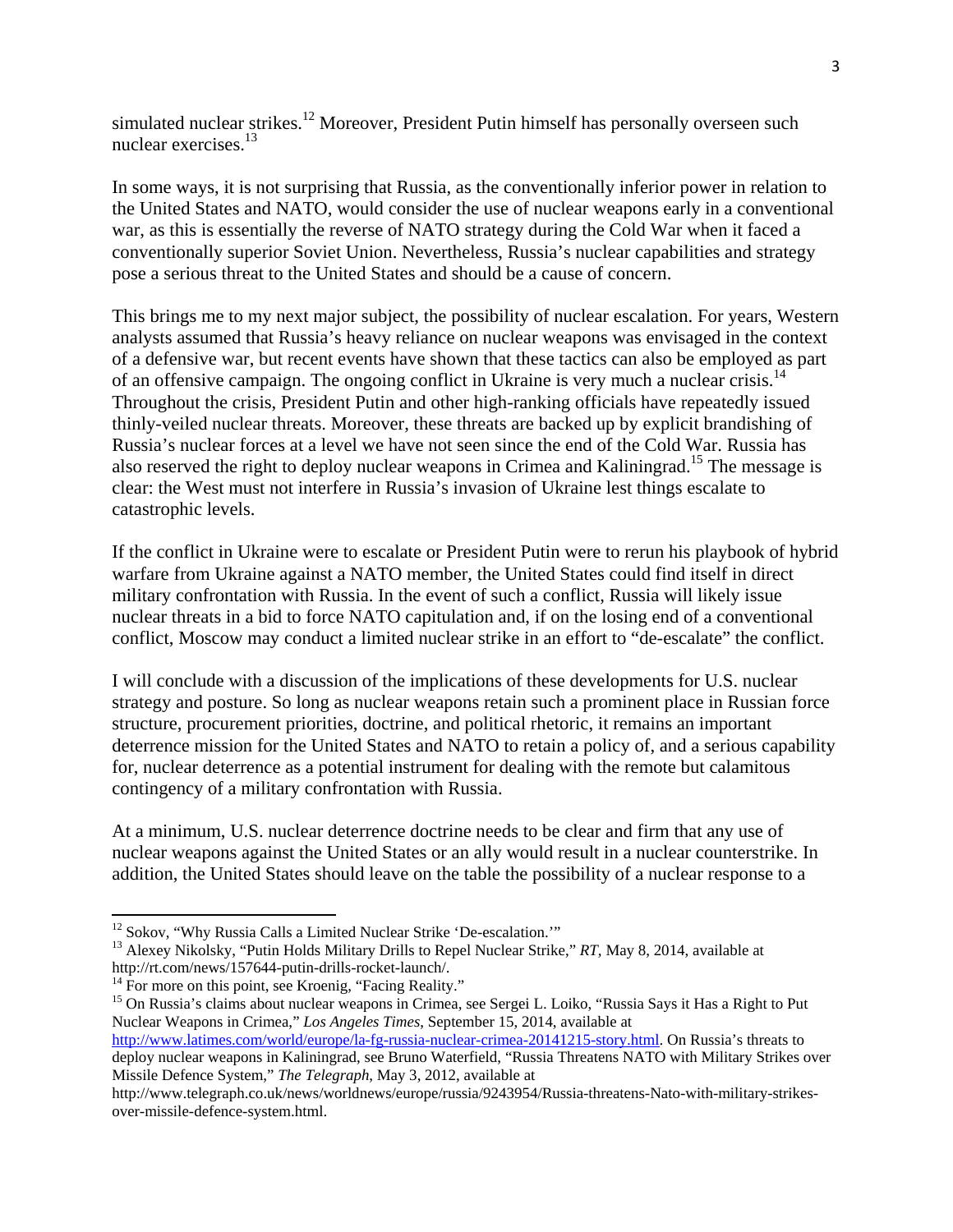simulated nuclear strikes.[12] Moreover, President Putin himself has personally overseen such nuclear exercises.[13]

In some ways, it is not surprising that Russia, as the conventionally inferior power in relation to the United States and NATO, would consider the use of nuclear weapons early in a conventional war, as this is essentially the reverse of NATO strategy during the Cold War when it faced a conventionally superior Soviet Union. Nevertheless, Russia's nuclear capabilities and strategy pose a serious threat to the United States and should be a cause of concern.

This brings me to my next major subject, the possibility of nuclear escalation. For years, Western analysts assumed that Russia's heavy reliance on nuclear weapons was envisaged in the context of a defensive war, but recent events have shown that these tactics can also be employed as part of an offensive campaign. The ongoing conflict in Ukraine is very much a nuclear crisis.[14] Throughout the crisis, President Putin and other high-ranking officials have repeatedly issued thinly-veiled nuclear threats. Moreover, these threats are backed up by explicit brandishing of Russia's nuclear forces at a level we have not seen since the end of the Cold War. Russia has also reserved the right to deploy nuclear weapons in Crimea and Kaliningrad.[15] The message is clear: the West must not interfere in Russia's invasion of Ukraine lest things escalate to catastrophic levels.

If the conflict in Ukraine were to escalate or President Putin were to rerun his playbook of hybrid warfare from Ukraine against a NATO member, the United States could find itself in direct military confrontation with Russia. In the event of such a conflict, Russia will likely issue nuclear threats in a bid to force NATO capitulation and, if on the losing end of a conventional conflict, Moscow may conduct a limited nuclear strike in an effort to "de-escalate" the conflict.

I will conclude with a discussion of the implications of these developments for U.S. nuclear strategy and posture. So long as nuclear weapons retain such a prominent place in Russian force structure, procurement priorities, doctrine, and political rhetoric, it remains an important deterrence mission for the United States and NATO to retain a policy of, and a serious capability for, nuclear deterrence as a potential instrument for dealing with the remote but calamitous contingency of a military confrontation with Russia.

At a minimum, U.S. nuclear deterrence doctrine needs to be clear and firm that any use of nuclear weapons against the United States or an ally would result in a nuclear counterstrike. In addition, the United States should leave on the table the possibility of a nuclear response to a

---

[12] Sokov, "Why Russia Calls a Limited Nuclear Strike 'De-escalation.'"

[13] Alexey Nikolsky, "Putin Holds Military Drills to Repel Nuclear Strike," *RT*, May 8, 2014, available at http://rt.com/news/157644-putin-drills-rocket-launch/.

[14] For more on this point, see Kroenig, "Facing Reality."

[15] On Russia's claims about nuclear weapons in Crimea, see Sergei L. Loiko, "Russia Says it Has a Right to Put Nuclear Weapons in Crimea," *Los Angeles Times*, September 15, 2014, available at http://www.latimes.com/world/europe/la-fg-russia-nuclear-crimea-20141215-story.html. On Russia's threats to deploy nuclear weapons in Kaliningrad, see Bruno Waterfield, "Russia Threatens NATO with Military Strikes over Missile Defence System," *The Telegraph*, May 3, 2012, available at http://www.telegraph.co.uk/news/worldnews/europe/russia/9243954/Russia-threatens-Nato-with-military-strikes-over-missile-defence-system.html.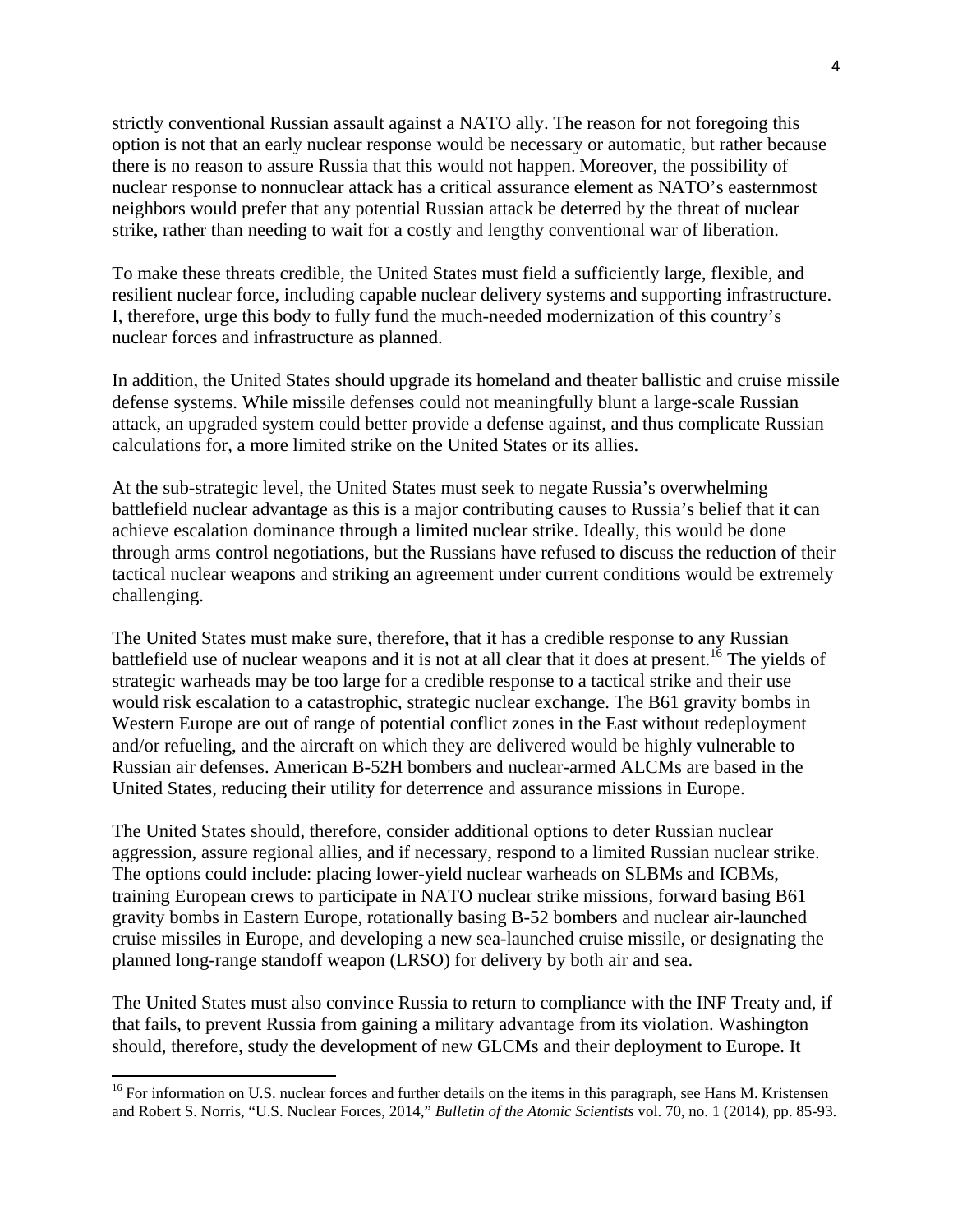strictly conventional Russian assault against a NATO ally. The reason for not foregoing this option is not that an early nuclear response would be necessary or automatic, but rather because there is no reason to assure Russia that this would not happen. Moreover, the possibility of nuclear response to nonnuclear attack has a critical assurance element as NATO's easternmost neighbors would prefer that any potential Russian attack be deterred by the threat of nuclear strike, rather than needing to wait for a costly and lengthy conventional war of liberation.

To make these threats credible, the United States must field a sufficiently large, flexible, and resilient nuclear force, including capable nuclear delivery systems and supporting infrastructure. I, therefore, urge this body to fully fund the much-needed modernization of this country's nuclear forces and infrastructure as planned.

In addition, the United States should upgrade its homeland and theater ballistic and cruise missile defense systems. While missile defenses could not meaningfully blunt a large-scale Russian attack, an upgraded system could better provide a defense against, and thus complicate Russian calculations for, a more limited strike on the United States or its allies.

At the sub-strategic level, the United States must seek to negate Russia's overwhelming battlefield nuclear advantage as this is a major contributing causes to Russia's belief that it can achieve escalation dominance through a limited nuclear strike. Ideally, this would be done through arms control negotiations, but the Russians have refused to discuss the reduction of their tactical nuclear weapons and striking an agreement under current conditions would be extremely challenging.

The United States must make sure, therefore, that it has a credible response to any Russian battlefield use of nuclear weapons and it is not at all clear that it does at present.[16] The yields of strategic warheads may be too large for a credible response to a tactical strike and their use would risk escalation to a catastrophic, strategic nuclear exchange. The B61 gravity bombs in Western Europe are out of range of potential conflict zones in the East without redeployment and/or refueling, and the aircraft on which they are delivered would be highly vulnerable to Russian air defenses. American B-52H bombers and nuclear-armed ALCMs are based in the United States, reducing their utility for deterrence and assurance missions in Europe.

The United States should, therefore, consider additional options to deter Russian nuclear aggression, assure regional allies, and if necessary, respond to a limited Russian nuclear strike. The options could include: placing lower-yield nuclear warheads on SLBMs and ICBMs, training European crews to participate in NATO nuclear strike missions, forward basing B61 gravity bombs in Eastern Europe, rotationally basing B-52 bombers and nuclear air-launched cruise missiles in Europe, and developing a new sea-launched cruise missile, or designating the planned long-range standoff weapon (LRSO) for delivery by both air and sea.

The United States must also convince Russia to return to compliance with the INF Treaty and, if that fails, to prevent Russia from gaining a military advantage from its violation. Washington should, therefore, study the development of new GLCMs and their deployment to Europe. It

[16] For information on U.S. nuclear forces and further details on the items in this paragraph, see Hans M. Kristensen and Robert S. Norris, "U.S. Nuclear Forces, 2014," *Bulletin of the Atomic Scientists* vol. 70, no. 1 (2014), pp. 85-93.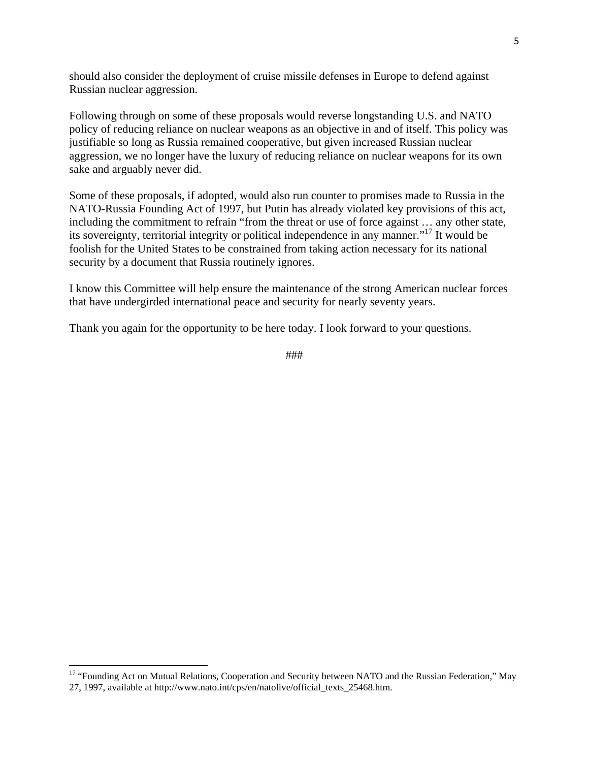should also consider the deployment of cruise missile defenses in Europe to defend against Russian nuclear aggression.

Following through on some of these proposals would reverse longstanding U.S. and NATO policy of reducing reliance on nuclear weapons as an objective in and of itself. This policy was justifiable so long as Russia remained cooperative, but given increased Russian nuclear aggression, we no longer have the luxury of reducing reliance on nuclear weapons for its own sake and arguably never did.

Some of these proposals, if adopted, would also run counter to promises made to Russia in the NATO-Russia Founding Act of 1997, but Putin has already violated key provisions of this act, including the commitment to refrain "from the threat or use of force against … any other state, its sovereignty, territorial integrity or political independence in any manner."[17] It would be foolish for the United States to be constrained from taking action necessary for its national security by a document that Russia routinely ignores.

I know this Committee will help ensure the maintenance of the strong American nuclear forces that have undergirded international peace and security for nearly seventy years.

Thank you again for the opportunity to be here today. I look forward to your questions.

###

[17] "Founding Act on Mutual Relations, Cooperation and Security between NATO and the Russian Federation," May 27, 1997, available at http://www.nato.int/cps/en/natolive/official_texts_25468.htm.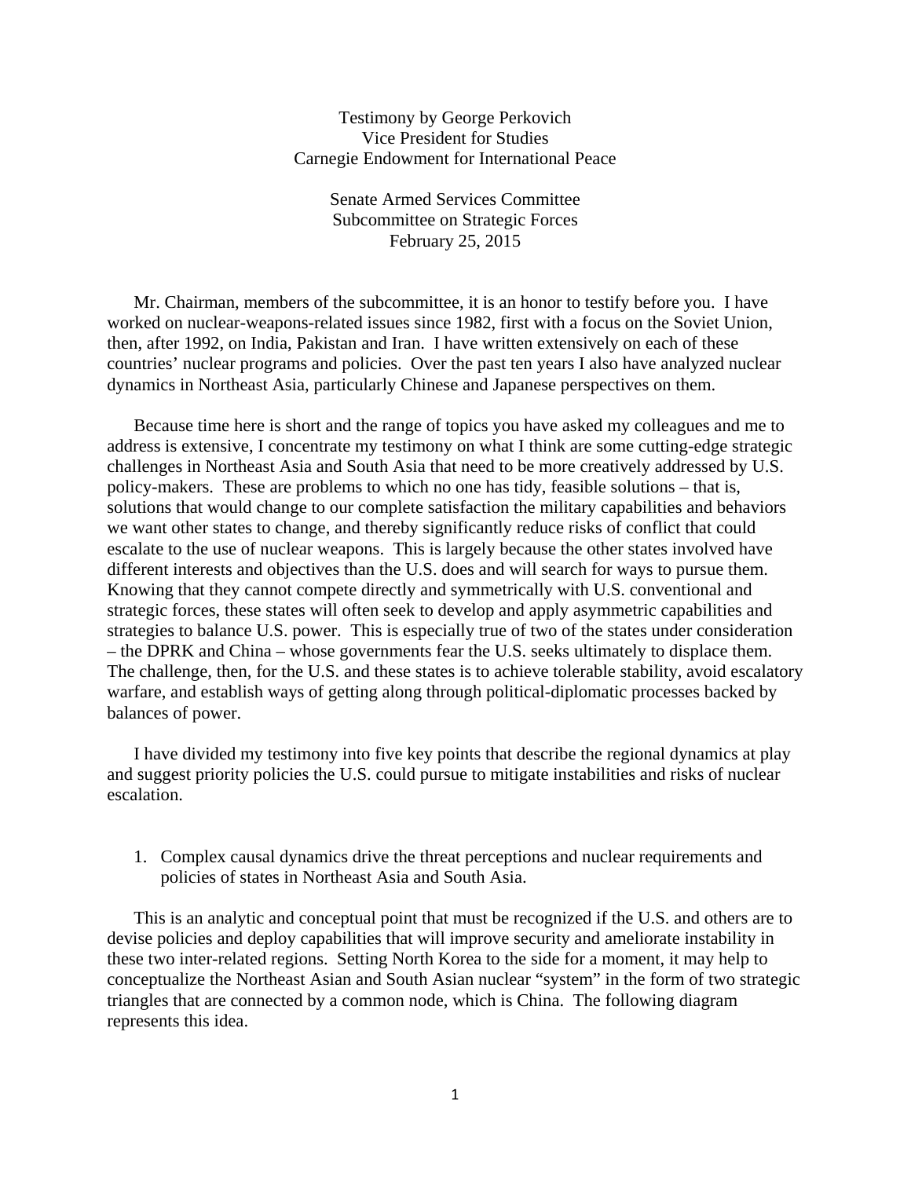Testimony by George Perkovich
Vice President for Studies
Carnegie Endowment for International Peace

Senate Armed Services Committee
Subcommittee on Strategic Forces
February 25, 2015

Mr. Chairman, members of the subcommittee, it is an honor to testify before you. I have worked on nuclear-weapons-related issues since 1982, first with a focus on the Soviet Union, then, after 1992, on India, Pakistan and Iran. I have written extensively on each of these countries' nuclear programs and policies. Over the past ten years I also have analyzed nuclear dynamics in Northeast Asia, particularly Chinese and Japanese perspectives on them.

Because time here is short and the range of topics you have asked my colleagues and me to address is extensive, I concentrate my testimony on what I think are some cutting-edge strategic challenges in Northeast Asia and South Asia that need to be more creatively addressed by U.S. policy-makers. These are problems to which no one has tidy, feasible solutions – that is, solutions that would change to our complete satisfaction the military capabilities and behaviors we want other states to change, and thereby significantly reduce risks of conflict that could escalate to the use of nuclear weapons. This is largely because the other states involved have different interests and objectives than the U.S. does and will search for ways to pursue them. Knowing that they cannot compete directly and symmetrically with U.S. conventional and strategic forces, these states will often seek to develop and apply asymmetric capabilities and strategies to balance U.S. power. This is especially true of two of the states under consideration – the DPRK and China – whose governments fear the U.S. seeks ultimately to displace them. The challenge, then, for the U.S. and these states is to achieve tolerable stability, avoid escalatory warfare, and establish ways of getting along through political-diplomatic processes backed by balances of power.

I have divided my testimony into five key points that describe the regional dynamics at play and suggest priority policies the U.S. could pursue to mitigate instabilities and risks of nuclear escalation.

1. Complex causal dynamics drive the threat perceptions and nuclear requirements and policies of states in Northeast Asia and South Asia.

This is an analytic and conceptual point that must be recognized if the U.S. and others are to devise policies and deploy capabilities that will improve security and ameliorate instability in these two inter-related regions. Setting North Korea to the side for a moment, it may help to conceptualize the Northeast Asian and South Asian nuclear "system" in the form of two strategic triangles that are connected by a common node, which is China. The following diagram represents this idea.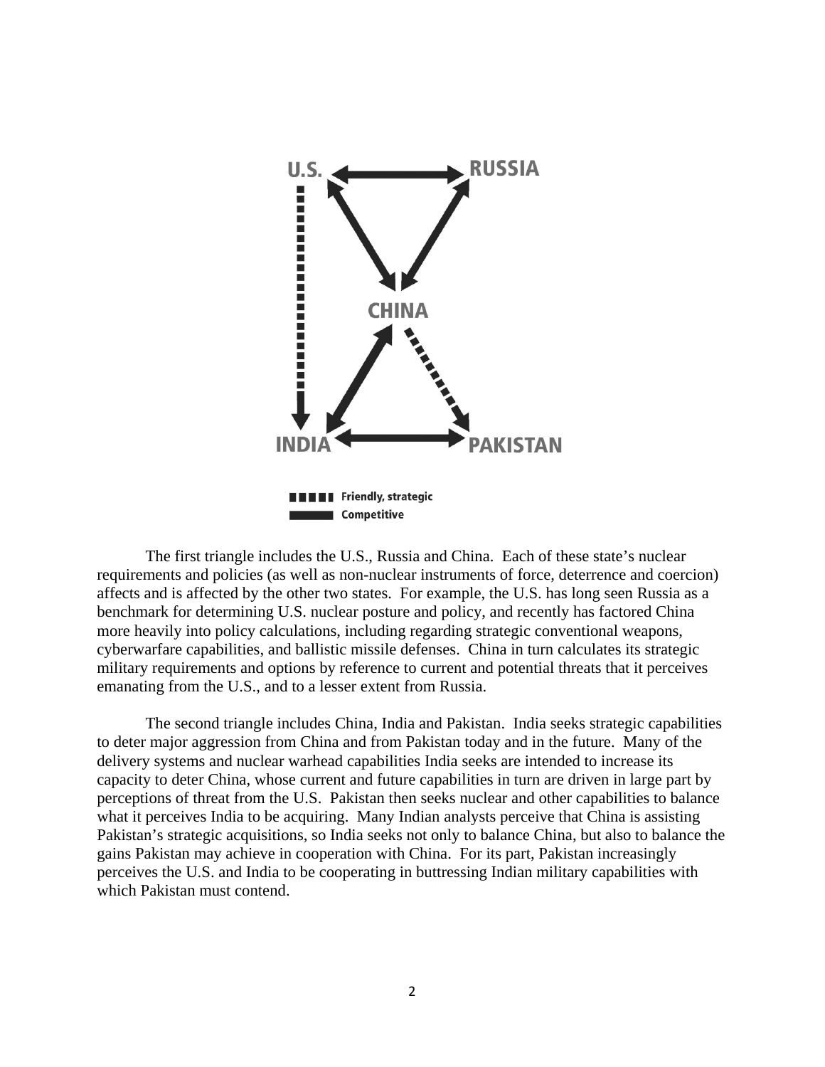The first triangle includes the U.S., Russia and China. Each of these state's nuclear requirements and policies (as well as non-nuclear instruments of force, deterrence and coercion) affects and is affected by the other two states. For example, the U.S. has long seen Russia as a benchmark for determining U.S. nuclear posture and policy, and recently has factored China more heavily into policy calculations, including regarding strategic conventional weapons, cyberwarfare capabilities, and ballistic missile defenses. China in turn calculates its strategic military requirements and options by reference to current and potential threats that it perceives emanating from the U.S., and to a lesser extent from Russia.

The second triangle includes China, India and Pakistan. India seeks strategic capabilities to deter major aggression from China and from Pakistan today and in the future. Many of the delivery systems and nuclear warhead capabilities India seeks are intended to increase its capacity to deter China, whose current and future capabilities in turn are driven in large part by perceptions of threat from the U.S. Pakistan then seeks nuclear and other capabilities to balance what it perceives India to be acquiring. Many Indian analysts perceive that China is assisting Pakistan's strategic acquisitions, so India seeks not only to balance China, but also to balance the gains Pakistan may achieve in cooperation with China. For its part, Pakistan increasingly perceives the U.S. and India to be cooperating in buttressing Indian military capabilities with which Pakistan must contend.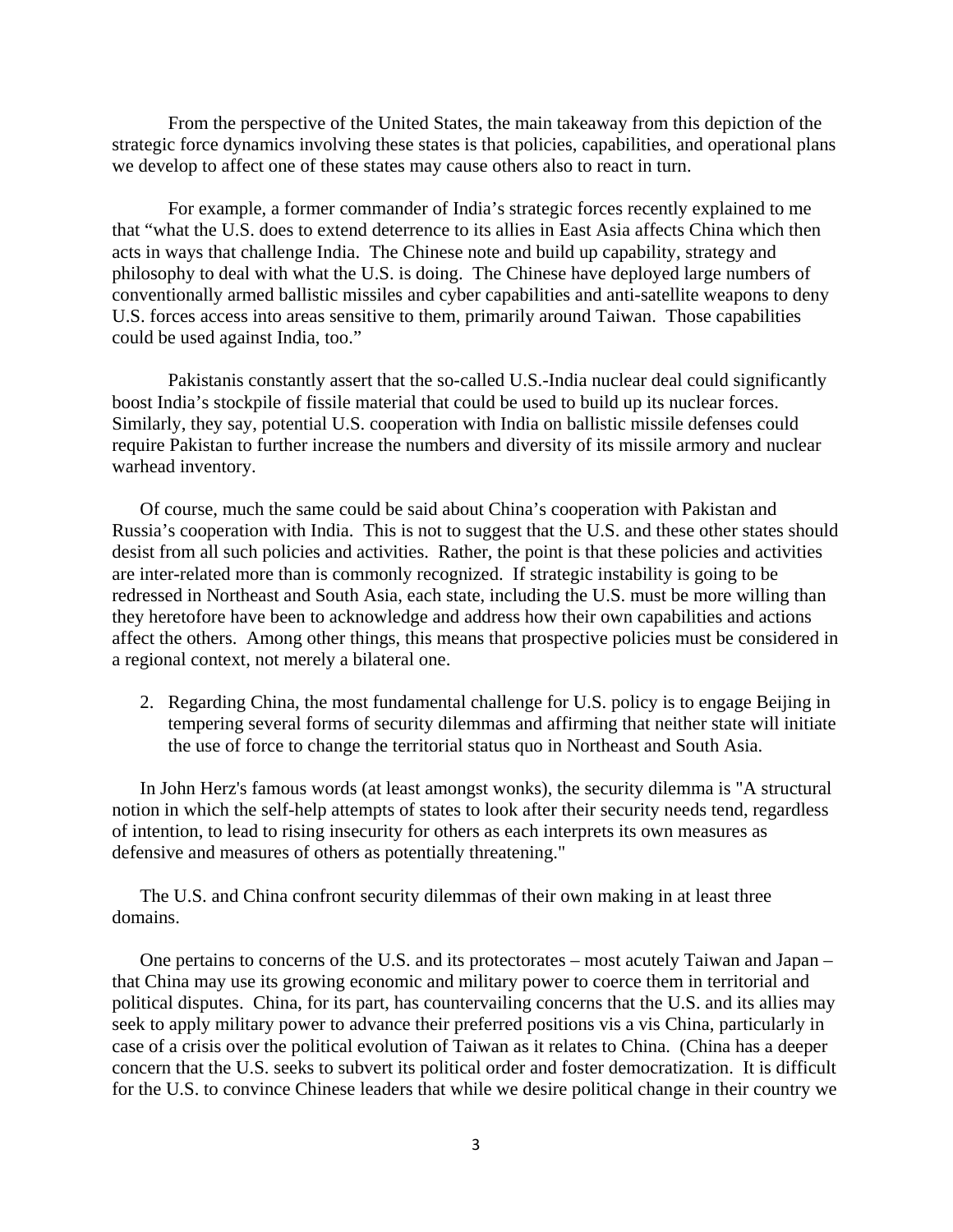From the perspective of the United States, the main takeaway from this depiction of the strategic force dynamics involving these states is that policies, capabilities, and operational plans we develop to affect one of these states may cause others also to react in turn.

For example, a former commander of India's strategic forces recently explained to me that "what the U.S. does to extend deterrence to its allies in East Asia affects China which then acts in ways that challenge India. The Chinese note and build up capability, strategy and philosophy to deal with what the U.S. is doing. The Chinese have deployed large numbers of conventionally armed ballistic missiles and cyber capabilities and anti-satellite weapons to deny U.S. forces access into areas sensitive to them, primarily around Taiwan. Those capabilities could be used against India, too."

Pakistanis constantly assert that the so-called U.S.-India nuclear deal could significantly boost India's stockpile of fissile material that could be used to build up its nuclear forces. Similarly, they say, potential U.S. cooperation with India on ballistic missile defenses could require Pakistan to further increase the numbers and diversity of its missile armory and nuclear warhead inventory.

Of course, much the same could be said about China's cooperation with Pakistan and Russia's cooperation with India. This is not to suggest that the U.S. and these other states should desist from all such policies and activities. Rather, the point is that these policies and activities are inter-related more than is commonly recognized. If strategic instability is going to be redressed in Northeast and South Asia, each state, including the U.S. must be more willing than they heretofore have been to acknowledge and address how their own capabilities and actions affect the others. Among other things, this means that prospective policies must be considered in a regional context, not merely a bilateral one.

2. Regarding China, the most fundamental challenge for U.S. policy is to engage Beijing in tempering several forms of security dilemmas and affirming that neither state will initiate the use of force to change the territorial status quo in Northeast and South Asia.

In John Herz's famous words (at least amongst wonks), the security dilemma is "A structural notion in which the self-help attempts of states to look after their security needs tend, regardless of intention, to lead to rising insecurity for others as each interprets its own measures as defensive and measures of others as potentially threatening."

The U.S. and China confront security dilemmas of their own making in at least three domains.

One pertains to concerns of the U.S. and its protectorates – most acutely Taiwan and Japan – that China may use its growing economic and military power to coerce them in territorial and political disputes. China, for its part, has countervailing concerns that the U.S. and its allies may seek to apply military power to advance their preferred positions vis a vis China, particularly in case of a crisis over the political evolution of Taiwan as it relates to China. (China has a deeper concern that the U.S. seeks to subvert its political order and foster democratization. It is difficult for the U.S. to convince Chinese leaders that while we desire political change in their country we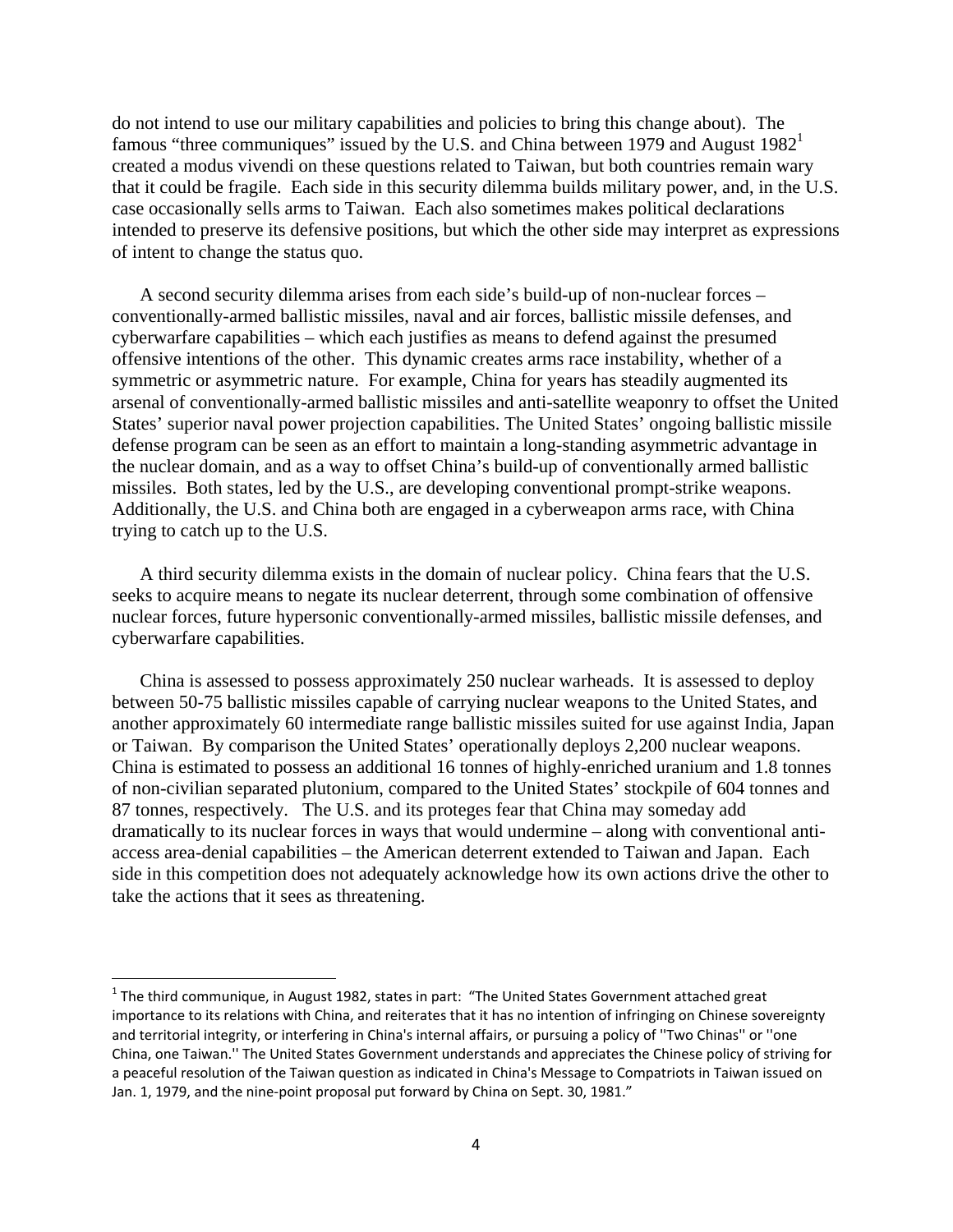do not intend to use our military capabilities and policies to bring this change about). The famous "three communiques" issued by the U.S. and China between 1979 and August 1982[1] created a modus vivendi on these questions related to Taiwan, but both countries remain wary that it could be fragile. Each side in this security dilemma builds military power, and, in the U.S. case occasionally sells arms to Taiwan. Each also sometimes makes political declarations intended to preserve its defensive positions, but which the other side may interpret as expressions of intent to change the status quo.

A second security dilemma arises from each side's build-up of non-nuclear forces – conventionally-armed ballistic missiles, naval and air forces, ballistic missile defenses, and cyberwarfare capabilities – which each justifies as means to defend against the presumed offensive intentions of the other. This dynamic creates arms race instability, whether of a symmetric or asymmetric nature. For example, China for years has steadily augmented its arsenal of conventionally-armed ballistic missiles and anti-satellite weaponry to offset the United States' superior naval power projection capabilities. The United States' ongoing ballistic missile defense program can be seen as an effort to maintain a long-standing asymmetric advantage in the nuclear domain, and as a way to offset China's build-up of conventionally armed ballistic missiles. Both states, led by the U.S., are developing conventional prompt-strike weapons. Additionally, the U.S. and China both are engaged in a cyberweapon arms race, with China trying to catch up to the U.S.

A third security dilemma exists in the domain of nuclear policy. China fears that the U.S. seeks to acquire means to negate its nuclear deterrent, through some combination of offensive nuclear forces, future hypersonic conventionally-armed missiles, ballistic missile defenses, and cyberwarfare capabilities.

China is assessed to possess approximately 250 nuclear warheads. It is assessed to deploy between 50-75 ballistic missiles capable of carrying nuclear weapons to the United States, and another approximately 60 intermediate range ballistic missiles suited for use against India, Japan or Taiwan. By comparison the United States' operationally deploys 2,200 nuclear weapons. China is estimated to possess an additional 16 tonnes of highly-enriched uranium and 1.8 tonnes of non-civilian separated plutonium, compared to the United States' stockpile of 604 tonnes and 87 tonnes, respectively. The U.S. and its proteges fear that China may someday add dramatically to its nuclear forces in ways that would undermine – along with conventional anti-access area-denial capabilities – the American deterrent extended to Taiwan and Japan. Each side in this competition does not adequately acknowledge how its own actions drive the other to take the actions that it sees as threatening.

[1] The third communique, in August 1982, states in part: "The United States Government attached great importance to its relations with China, and reiterates that it has no intention of infringing on Chinese sovereignty and territorial integrity, or interfering in China's internal affairs, or pursuing a policy of ''Two Chinas'' or ''one China, one Taiwan.'' The United States Government understands and appreciates the Chinese policy of striving for a peaceful resolution of the Taiwan question as indicated in China's Message to Compatriots in Taiwan issued on Jan. 1, 1979, and the nine-point proposal put forward by China on Sept. 30, 1981."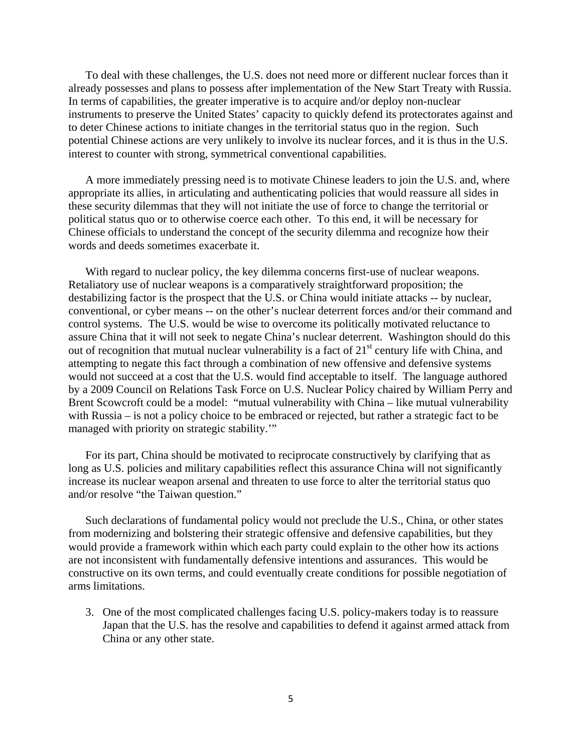To deal with these challenges, the U.S. does not need more or different nuclear forces than it already possesses and plans to possess after implementation of the New Start Treaty with Russia. In terms of capabilities, the greater imperative is to acquire and/or deploy non-nuclear instruments to preserve the United States' capacity to quickly defend its protectorates against and to deter Chinese actions to initiate changes in the territorial status quo in the region. Such potential Chinese actions are very unlikely to involve its nuclear forces, and it is thus in the U.S. interest to counter with strong, symmetrical conventional capabilities.

A more immediately pressing need is to motivate Chinese leaders to join the U.S. and, where appropriate its allies, in articulating and authenticating policies that would reassure all sides in these security dilemmas that they will not initiate the use of force to change the territorial or political status quo or to otherwise coerce each other. To this end, it will be necessary for Chinese officials to understand the concept of the security dilemma and recognize how their words and deeds sometimes exacerbate it.

With regard to nuclear policy, the key dilemma concerns first-use of nuclear weapons. Retaliatory use of nuclear weapons is a comparatively straightforward proposition; the destabilizing factor is the prospect that the U.S. or China would initiate attacks -- by nuclear, conventional, or cyber means -- on the other's nuclear deterrent forces and/or their command and control systems. The U.S. would be wise to overcome its politically motivated reluctance to assure China that it will not seek to negate China's nuclear deterrent. Washington should do this out of recognition that mutual nuclear vulnerability is a fact of 21st century life with China, and attempting to negate this fact through a combination of new offensive and defensive systems would not succeed at a cost that the U.S. would find acceptable to itself. The language authored by a 2009 Council on Relations Task Force on U.S. Nuclear Policy chaired by William Perry and Brent Scowcroft could be a model: "mutual vulnerability with China – like mutual vulnerability with Russia – is not a policy choice to be embraced or rejected, but rather a strategic fact to be managed with priority on strategic stability.'"

For its part, China should be motivated to reciprocate constructively by clarifying that as long as U.S. policies and military capabilities reflect this assurance China will not significantly increase its nuclear weapon arsenal and threaten to use force to alter the territorial status quo and/or resolve "the Taiwan question."

Such declarations of fundamental policy would not preclude the U.S., China, or other states from modernizing and bolstering their strategic offensive and defensive capabilities, but they would provide a framework within which each party could explain to the other how its actions are not inconsistent with fundamentally defensive intentions and assurances. This would be constructive on its own terms, and could eventually create conditions for possible negotiation of arms limitations.

3. One of the most complicated challenges facing U.S. policy-makers today is to reassure Japan that the U.S. has the resolve and capabilities to defend it against armed attack from China or any other state.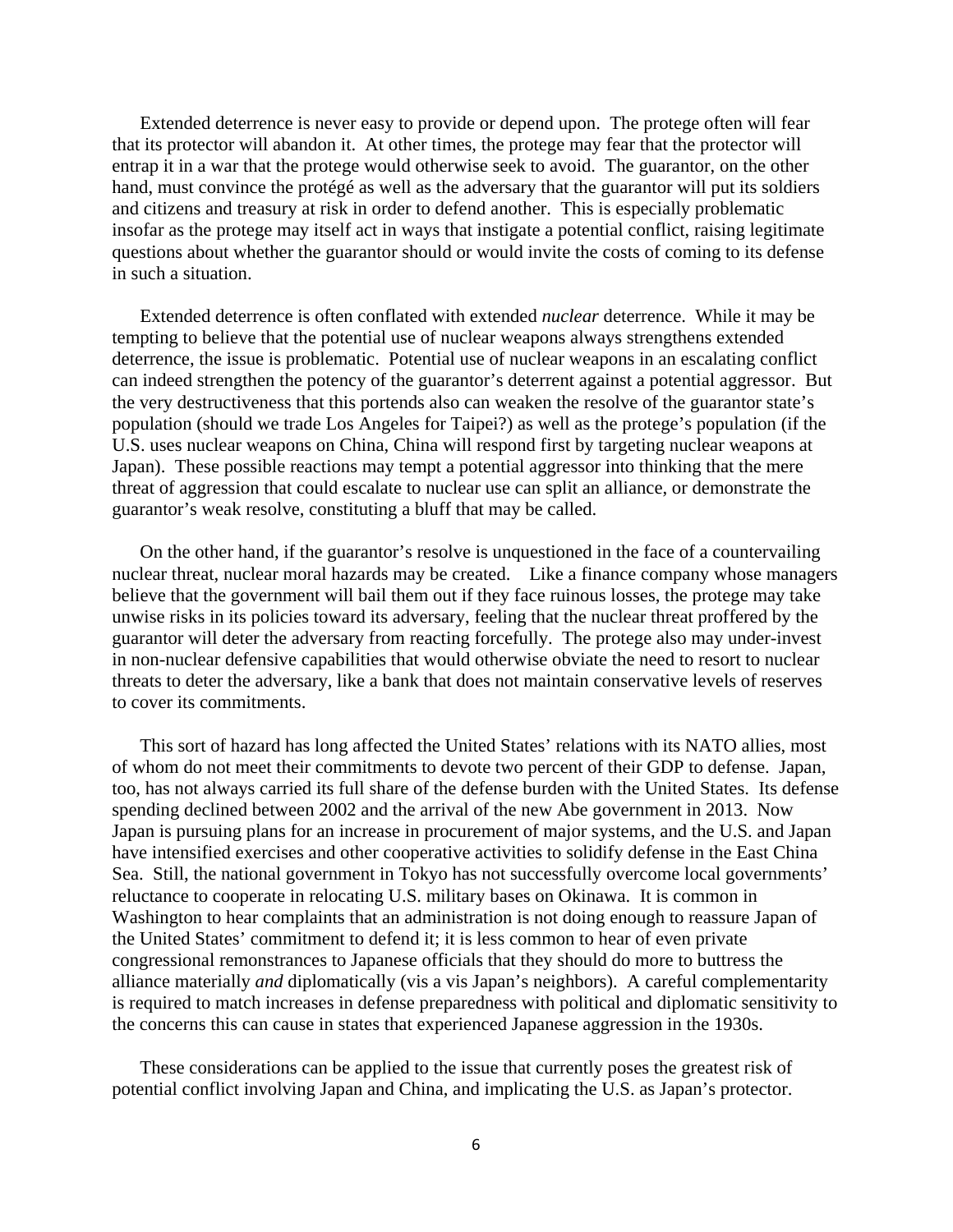Extended deterrence is never easy to provide or depend upon. The protege often will fear that its protector will abandon it. At other times, the protege may fear that the protector will entrap it in a war that the protege would otherwise seek to avoid. The guarantor, on the other hand, must convince the protégé as well as the adversary that the guarantor will put its soldiers and citizens and treasury at risk in order to defend another. This is especially problematic insofar as the protege may itself act in ways that instigate a potential conflict, raising legitimate questions about whether the guarantor should or would invite the costs of coming to its defense in such a situation.

Extended deterrence is often conflated with extended *nuclear* deterrence. While it may be tempting to believe that the potential use of nuclear weapons always strengthens extended deterrence, the issue is problematic. Potential use of nuclear weapons in an escalating conflict can indeed strengthen the potency of the guarantor's deterrent against a potential aggressor. But the very destructiveness that this portends also can weaken the resolve of the guarantor state's population (should we trade Los Angeles for Taipei?) as well as the protege's population (if the U.S. uses nuclear weapons on China, China will respond first by targeting nuclear weapons at Japan). These possible reactions may tempt a potential aggressor into thinking that the mere threat of aggression that could escalate to nuclear use can split an alliance, or demonstrate the guarantor's weak resolve, constituting a bluff that may be called.

On the other hand, if the guarantor's resolve is unquestioned in the face of a countervailing nuclear threat, nuclear moral hazards may be created. Like a finance company whose managers believe that the government will bail them out if they face ruinous losses, the protege may take unwise risks in its policies toward its adversary, feeling that the nuclear threat proffered by the guarantor will deter the adversary from reacting forcefully. The protege also may under-invest in non-nuclear defensive capabilities that would otherwise obviate the need to resort to nuclear threats to deter the adversary, like a bank that does not maintain conservative levels of reserves to cover its commitments.

This sort of hazard has long affected the United States' relations with its NATO allies, most of whom do not meet their commitments to devote two percent of their GDP to defense. Japan, too, has not always carried its full share of the defense burden with the United States. Its defense spending declined between 2002 and the arrival of the new Abe government in 2013. Now Japan is pursuing plans for an increase in procurement of major systems, and the U.S. and Japan have intensified exercises and other cooperative activities to solidify defense in the East China Sea. Still, the national government in Tokyo has not successfully overcome local governments' reluctance to cooperate in relocating U.S. military bases on Okinawa. It is common in Washington to hear complaints that an administration is not doing enough to reassure Japan of the United States' commitment to defend it; it is less common to hear of even private congressional remonstrances to Japanese officials that they should do more to buttress the alliance materially *and* diplomatically (vis a vis Japan's neighbors). A careful complementarity is required to match increases in defense preparedness with political and diplomatic sensitivity to the concerns this can cause in states that experienced Japanese aggression in the 1930s.

These considerations can be applied to the issue that currently poses the greatest risk of potential conflict involving Japan and China, and implicating the U.S. as Japan's protector.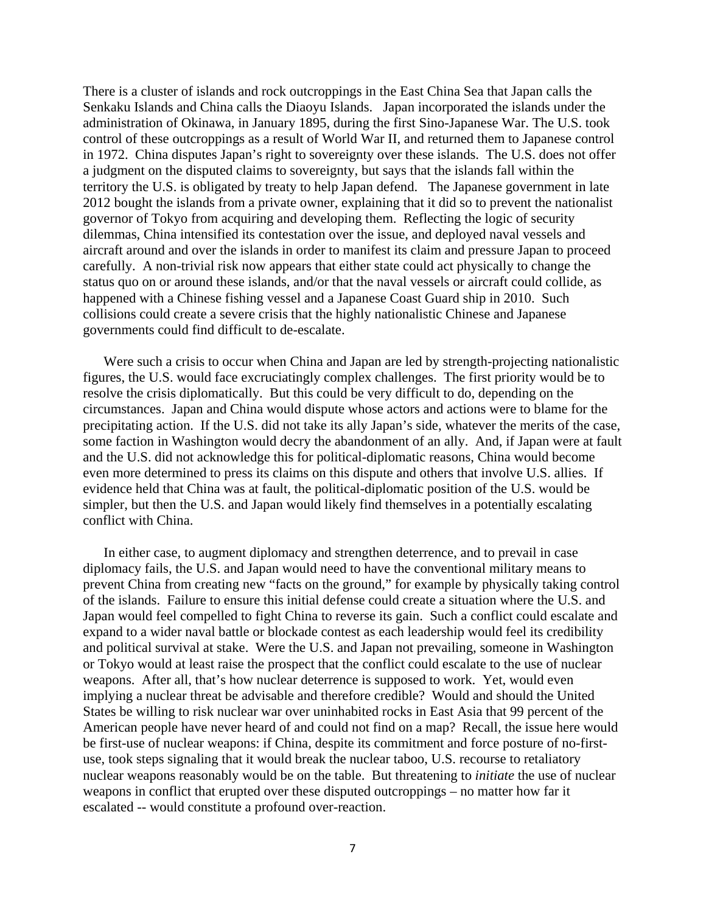There is a cluster of islands and rock outcroppings in the East China Sea that Japan calls the Senkaku Islands and China calls the Diaoyu Islands. Japan incorporated the islands under the administration of Okinawa, in January 1895, during the first Sino-Japanese War. The U.S. took control of these outcroppings as a result of World War II, and returned them to Japanese control in 1972. China disputes Japan's right to sovereignty over these islands. The U.S. does not offer a judgment on the disputed claims to sovereignty, but says that the islands fall within the territory the U.S. is obligated by treaty to help Japan defend. The Japanese government in late 2012 bought the islands from a private owner, explaining that it did so to prevent the nationalist governor of Tokyo from acquiring and developing them. Reflecting the logic of security dilemmas, China intensified its contestation over the issue, and deployed naval vessels and aircraft around and over the islands in order to manifest its claim and pressure Japan to proceed carefully. A non-trivial risk now appears that either state could act physically to change the status quo on or around these islands, and/or that the naval vessels or aircraft could collide, as happened with a Chinese fishing vessel and a Japanese Coast Guard ship in 2010. Such collisions could create a severe crisis that the highly nationalistic Chinese and Japanese governments could find difficult to de-escalate.

Were such a crisis to occur when China and Japan are led by strength-projecting nationalistic figures, the U.S. would face excruciatingly complex challenges. The first priority would be to resolve the crisis diplomatically. But this could be very difficult to do, depending on the circumstances. Japan and China would dispute whose actors and actions were to blame for the precipitating action. If the U.S. did not take its ally Japan's side, whatever the merits of the case, some faction in Washington would decry the abandonment of an ally. And, if Japan were at fault and the U.S. did not acknowledge this for political-diplomatic reasons, China would become even more determined to press its claims on this dispute and others that involve U.S. allies. If evidence held that China was at fault, the political-diplomatic position of the U.S. would be simpler, but then the U.S. and Japan would likely find themselves in a potentially escalating conflict with China.

In either case, to augment diplomacy and strengthen deterrence, and to prevail in case diplomacy fails, the U.S. and Japan would need to have the conventional military means to prevent China from creating new "facts on the ground," for example by physically taking control of the islands. Failure to ensure this initial defense could create a situation where the U.S. and Japan would feel compelled to fight China to reverse its gain. Such a conflict could escalate and expand to a wider naval battle or blockade contest as each leadership would feel its credibility and political survival at stake. Were the U.S. and Japan not prevailing, someone in Washington or Tokyo would at least raise the prospect that the conflict could escalate to the use of nuclear weapons. After all, that's how nuclear deterrence is supposed to work. Yet, would even implying a nuclear threat be advisable and therefore credible? Would and should the United States be willing to risk nuclear war over uninhabited rocks in East Asia that 99 percent of the American people have never heard of and could not find on a map? Recall, the issue here would be first-use of nuclear weapons: if China, despite its commitment and force posture of no-first-use, took steps signaling that it would break the nuclear taboo, U.S. recourse to retaliatory nuclear weapons reasonably would be on the table. But threatening to *initiate* the use of nuclear weapons in conflict that erupted over these disputed outcroppings – no matter how far it escalated -- would constitute a profound over-reaction.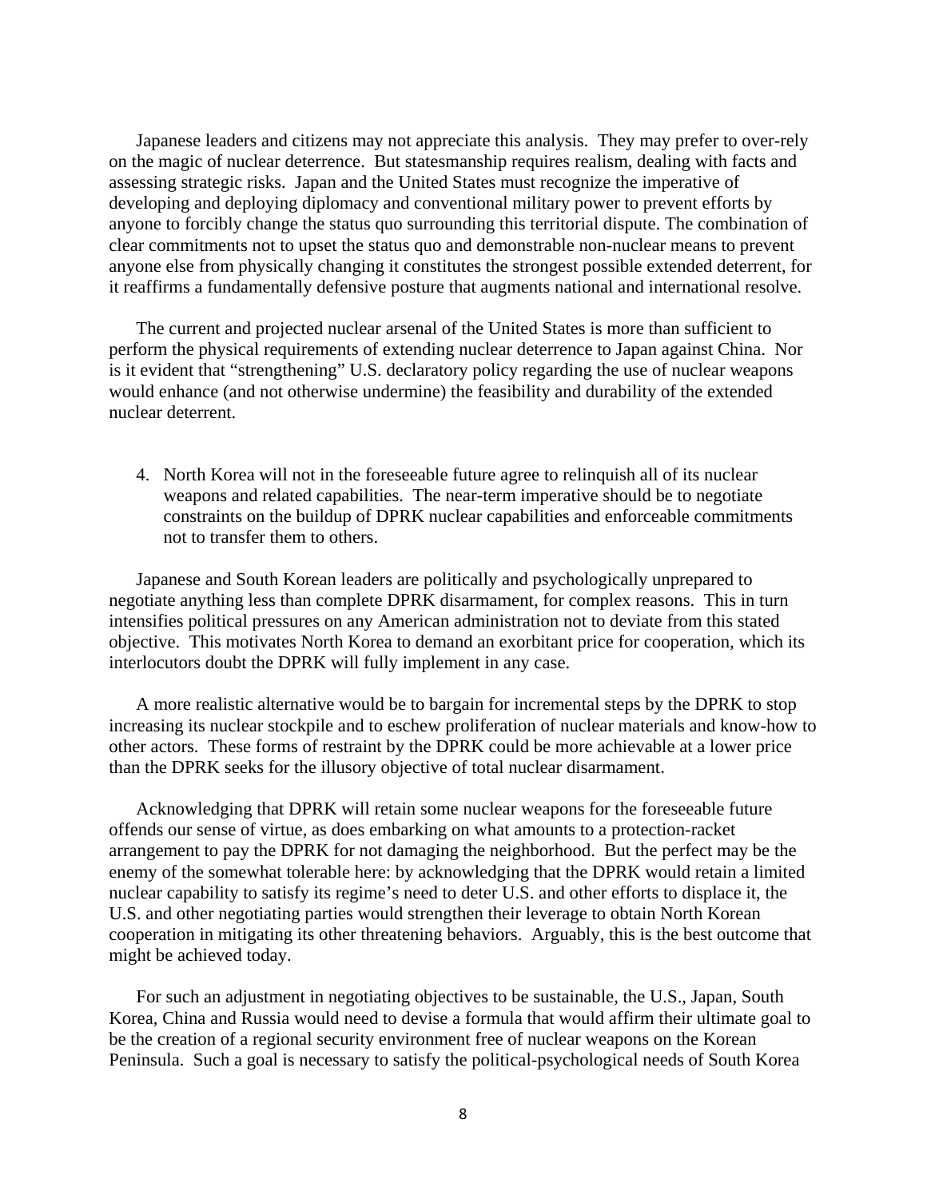Japanese leaders and citizens may not appreciate this analysis. They may prefer to over-rely on the magic of nuclear deterrence. But statesmanship requires realism, dealing with facts and assessing strategic risks. Japan and the United States must recognize the imperative of developing and deploying diplomacy and conventional military power to prevent efforts by anyone to forcibly change the status quo surrounding this territorial dispute. The combination of clear commitments not to upset the status quo and demonstrable non-nuclear means to prevent anyone else from physically changing it constitutes the strongest possible extended deterrent, for it reaffirms a fundamentally defensive posture that augments national and international resolve.

The current and projected nuclear arsenal of the United States is more than sufficient to perform the physical requirements of extending nuclear deterrence to Japan against China. Nor is it evident that "strengthening" U.S. declaratory policy regarding the use of nuclear weapons would enhance (and not otherwise undermine) the feasibility and durability of the extended nuclear deterrent.

4. North Korea will not in the foreseeable future agree to relinquish all of its nuclear weapons and related capabilities. The near-term imperative should be to negotiate constraints on the buildup of DPRK nuclear capabilities and enforceable commitments not to transfer them to others.

Japanese and South Korean leaders are politically and psychologically unprepared to negotiate anything less than complete DPRK disarmament, for complex reasons. This in turn intensifies political pressures on any American administration not to deviate from this stated objective. This motivates North Korea to demand an exorbitant price for cooperation, which its interlocutors doubt the DPRK will fully implement in any case.

A more realistic alternative would be to bargain for incremental steps by the DPRK to stop increasing its nuclear stockpile and to eschew proliferation of nuclear materials and know-how to other actors. These forms of restraint by the DPRK could be more achievable at a lower price than the DPRK seeks for the illusory objective of total nuclear disarmament.

Acknowledging that DPRK will retain some nuclear weapons for the foreseeable future offends our sense of virtue, as does embarking on what amounts to a protection-racket arrangement to pay the DPRK for not damaging the neighborhood. But the perfect may be the enemy of the somewhat tolerable here: by acknowledging that the DPRK would retain a limited nuclear capability to satisfy its regime's need to deter U.S. and other efforts to displace it, the U.S. and other negotiating parties would strengthen their leverage to obtain North Korean cooperation in mitigating its other threatening behaviors. Arguably, this is the best outcome that might be achieved today.

For such an adjustment in negotiating objectives to be sustainable, the U.S., Japan, South Korea, China and Russia would need to devise a formula that would affirm their ultimate goal to be the creation of a regional security environment free of nuclear weapons on the Korean Peninsula. Such a goal is necessary to satisfy the political-psychological needs of South Korea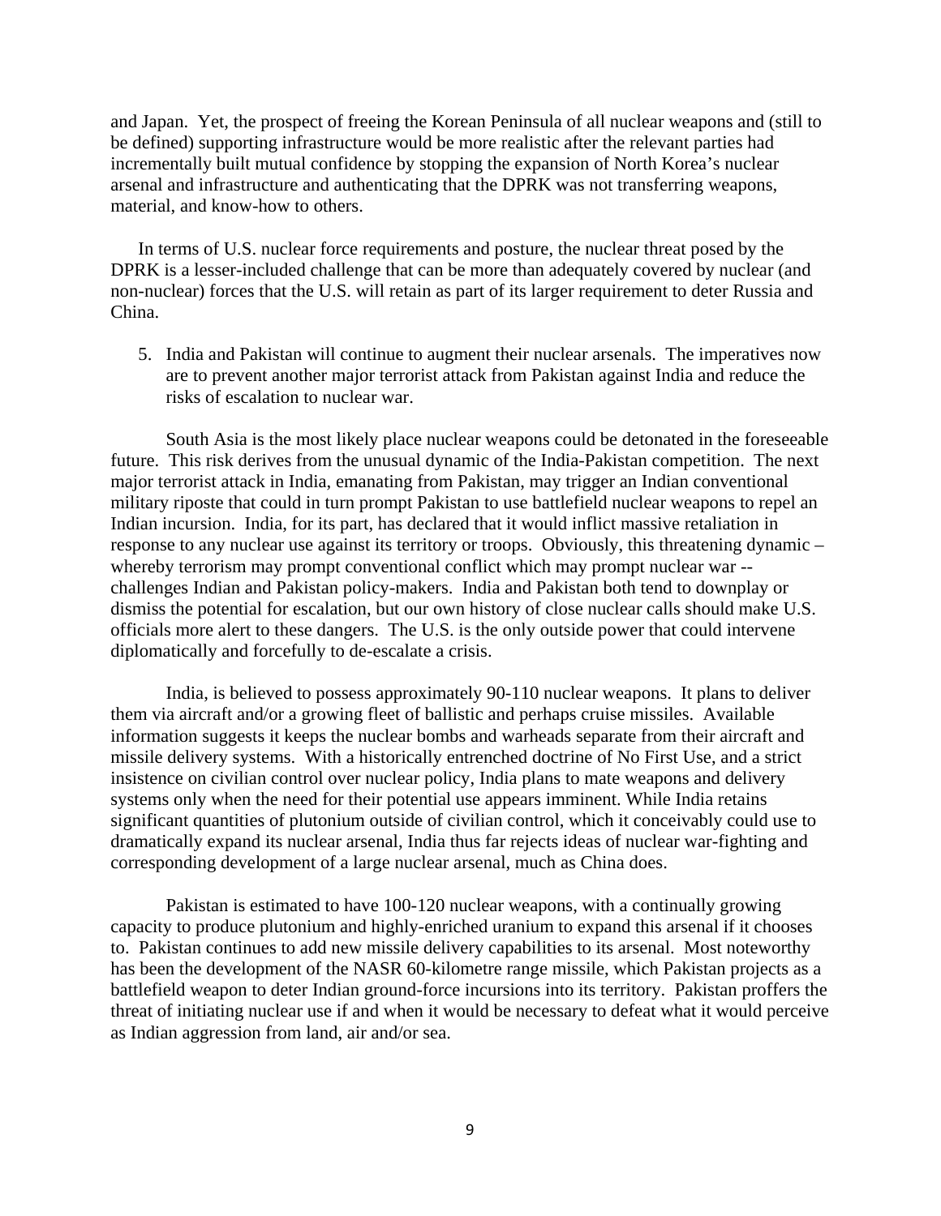and Japan. Yet, the prospect of freeing the Korean Peninsula of all nuclear weapons and (still to be defined) supporting infrastructure would be more realistic after the relevant parties had incrementally built mutual confidence by stopping the expansion of North Korea's nuclear arsenal and infrastructure and authenticating that the DPRK was not transferring weapons, material, and know-how to others.

In terms of U.S. nuclear force requirements and posture, the nuclear threat posed by the DPRK is a lesser-included challenge that can be more than adequately covered by nuclear (and non-nuclear) forces that the U.S. will retain as part of its larger requirement to deter Russia and China.

5. India and Pakistan will continue to augment their nuclear arsenals. The imperatives now are to prevent another major terrorist attack from Pakistan against India and reduce the risks of escalation to nuclear war.

South Asia is the most likely place nuclear weapons could be detonated in the foreseeable future. This risk derives from the unusual dynamic of the India-Pakistan competition. The next major terrorist attack in India, emanating from Pakistan, may trigger an Indian conventional military riposte that could in turn prompt Pakistan to use battlefield nuclear weapons to repel an Indian incursion. India, for its part, has declared that it would inflict massive retaliation in response to any nuclear use against its territory or troops. Obviously, this threatening dynamic – whereby terrorism may prompt conventional conflict which may prompt nuclear war -- challenges Indian and Pakistan policy-makers. India and Pakistan both tend to downplay or dismiss the potential for escalation, but our own history of close nuclear calls should make U.S. officials more alert to these dangers. The U.S. is the only outside power that could intervene diplomatically and forcefully to de-escalate a crisis.

India, is believed to possess approximately 90-110 nuclear weapons. It plans to deliver them via aircraft and/or a growing fleet of ballistic and perhaps cruise missiles. Available information suggests it keeps the nuclear bombs and warheads separate from their aircraft and missile delivery systems. With a historically entrenched doctrine of No First Use, and a strict insistence on civilian control over nuclear policy, India plans to mate weapons and delivery systems only when the need for their potential use appears imminent. While India retains significant quantities of plutonium outside of civilian control, which it conceivably could use to dramatically expand its nuclear arsenal, India thus far rejects ideas of nuclear war-fighting and corresponding development of a large nuclear arsenal, much as China does.

Pakistan is estimated to have 100-120 nuclear weapons, with a continually growing capacity to produce plutonium and highly-enriched uranium to expand this arsenal if it chooses to. Pakistan continues to add new missile delivery capabilities to its arsenal. Most noteworthy has been the development of the NASR 60-kilometre range missile, which Pakistan projects as a battlefield weapon to deter Indian ground-force incursions into its territory. Pakistan proffers the threat of initiating nuclear use if and when it would be necessary to defeat what it would perceive as Indian aggression from land, air and/or sea.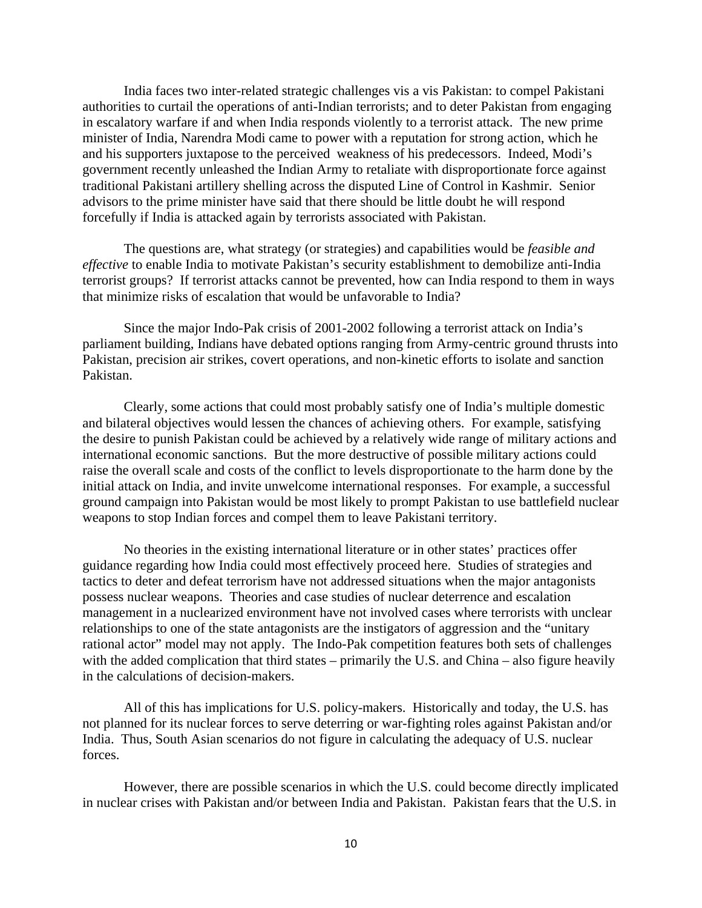India faces two inter-related strategic challenges vis a vis Pakistan: to compel Pakistani authorities to curtail the operations of anti-Indian terrorists; and to deter Pakistan from engaging in escalatory warfare if and when India responds violently to a terrorist attack. The new prime minister of India, Narendra Modi came to power with a reputation for strong action, which he and his supporters juxtapose to the perceived weakness of his predecessors. Indeed, Modi's government recently unleashed the Indian Army to retaliate with disproportionate force against traditional Pakistani artillery shelling across the disputed Line of Control in Kashmir. Senior advisors to the prime minister have said that there should be little doubt he will respond forcefully if India is attacked again by terrorists associated with Pakistan.

The questions are, what strategy (or strategies) and capabilities would be *feasible and effective* to enable India to motivate Pakistan's security establishment to demobilize anti-India terrorist groups? If terrorist attacks cannot be prevented, how can India respond to them in ways that minimize risks of escalation that would be unfavorable to India?

Since the major Indo-Pak crisis of 2001-2002 following a terrorist attack on India's parliament building, Indians have debated options ranging from Army-centric ground thrusts into Pakistan, precision air strikes, covert operations, and non-kinetic efforts to isolate and sanction Pakistan.

Clearly, some actions that could most probably satisfy one of India's multiple domestic and bilateral objectives would lessen the chances of achieving others. For example, satisfying the desire to punish Pakistan could be achieved by a relatively wide range of military actions and international economic sanctions. But the more destructive of possible military actions could raise the overall scale and costs of the conflict to levels disproportionate to the harm done by the initial attack on India, and invite unwelcome international responses. For example, a successful ground campaign into Pakistan would be most likely to prompt Pakistan to use battlefield nuclear weapons to stop Indian forces and compel them to leave Pakistani territory.

No theories in the existing international literature or in other states' practices offer guidance regarding how India could most effectively proceed here. Studies of strategies and tactics to deter and defeat terrorism have not addressed situations when the major antagonists possess nuclear weapons. Theories and case studies of nuclear deterrence and escalation management in a nuclearized environment have not involved cases where terrorists with unclear relationships to one of the state antagonists are the instigators of aggression and the "unitary rational actor" model may not apply. The Indo-Pak competition features both sets of challenges with the added complication that third states – primarily the U.S. and China – also figure heavily in the calculations of decision-makers.

All of this has implications for U.S. policy-makers. Historically and today, the U.S. has not planned for its nuclear forces to serve deterring or war-fighting roles against Pakistan and/or India. Thus, South Asian scenarios do not figure in calculating the adequacy of U.S. nuclear forces.

However, there are possible scenarios in which the U.S. could become directly implicated in nuclear crises with Pakistan and/or between India and Pakistan. Pakistan fears that the U.S. in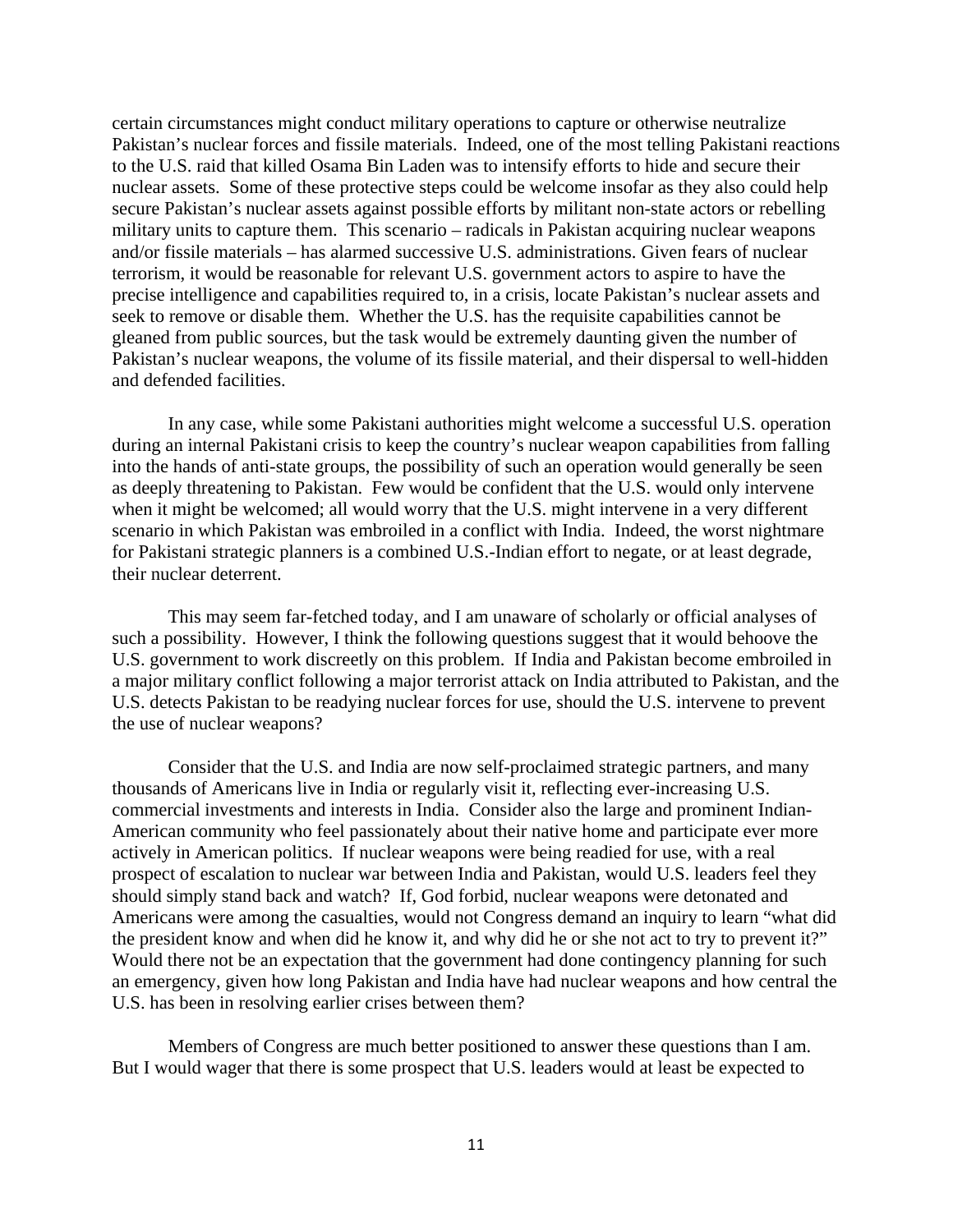certain circumstances might conduct military operations to capture or otherwise neutralize Pakistan's nuclear forces and fissile materials. Indeed, one of the most telling Pakistani reactions to the U.S. raid that killed Osama Bin Laden was to intensify efforts to hide and secure their nuclear assets. Some of these protective steps could be welcome insofar as they also could help secure Pakistan's nuclear assets against possible efforts by militant non-state actors or rebelling military units to capture them. This scenario – radicals in Pakistan acquiring nuclear weapons and/or fissile materials – has alarmed successive U.S. administrations. Given fears of nuclear terrorism, it would be reasonable for relevant U.S. government actors to aspire to have the precise intelligence and capabilities required to, in a crisis, locate Pakistan's nuclear assets and seek to remove or disable them. Whether the U.S. has the requisite capabilities cannot be gleaned from public sources, but the task would be extremely daunting given the number of Pakistan's nuclear weapons, the volume of its fissile material, and their dispersal to well-hidden and defended facilities.

In any case, while some Pakistani authorities might welcome a successful U.S. operation during an internal Pakistani crisis to keep the country's nuclear weapon capabilities from falling into the hands of anti-state groups, the possibility of such an operation would generally be seen as deeply threatening to Pakistan. Few would be confident that the U.S. would only intervene when it might be welcomed; all would worry that the U.S. might intervene in a very different scenario in which Pakistan was embroiled in a conflict with India. Indeed, the worst nightmare for Pakistani strategic planners is a combined U.S.-Indian effort to negate, or at least degrade, their nuclear deterrent.

This may seem far-fetched today, and I am unaware of scholarly or official analyses of such a possibility. However, I think the following questions suggest that it would behoove the U.S. government to work discreetly on this problem. If India and Pakistan become embroiled in a major military conflict following a major terrorist attack on India attributed to Pakistan, and the U.S. detects Pakistan to be readying nuclear forces for use, should the U.S. intervene to prevent the use of nuclear weapons?

Consider that the U.S. and India are now self-proclaimed strategic partners, and many thousands of Americans live in India or regularly visit it, reflecting ever-increasing U.S. commercial investments and interests in India. Consider also the large and prominent Indian-American community who feel passionately about their native home and participate ever more actively in American politics. If nuclear weapons were being readied for use, with a real prospect of escalation to nuclear war between India and Pakistan, would U.S. leaders feel they should simply stand back and watch? If, God forbid, nuclear weapons were detonated and Americans were among the casualties, would not Congress demand an inquiry to learn "what did the president know and when did he know it, and why did he or she not act to try to prevent it?" Would there not be an expectation that the government had done contingency planning for such an emergency, given how long Pakistan and India have had nuclear weapons and how central the U.S. has been in resolving earlier crises between them?

Members of Congress are much better positioned to answer these questions than I am. But I would wager that there is some prospect that U.S. leaders would at least be expected to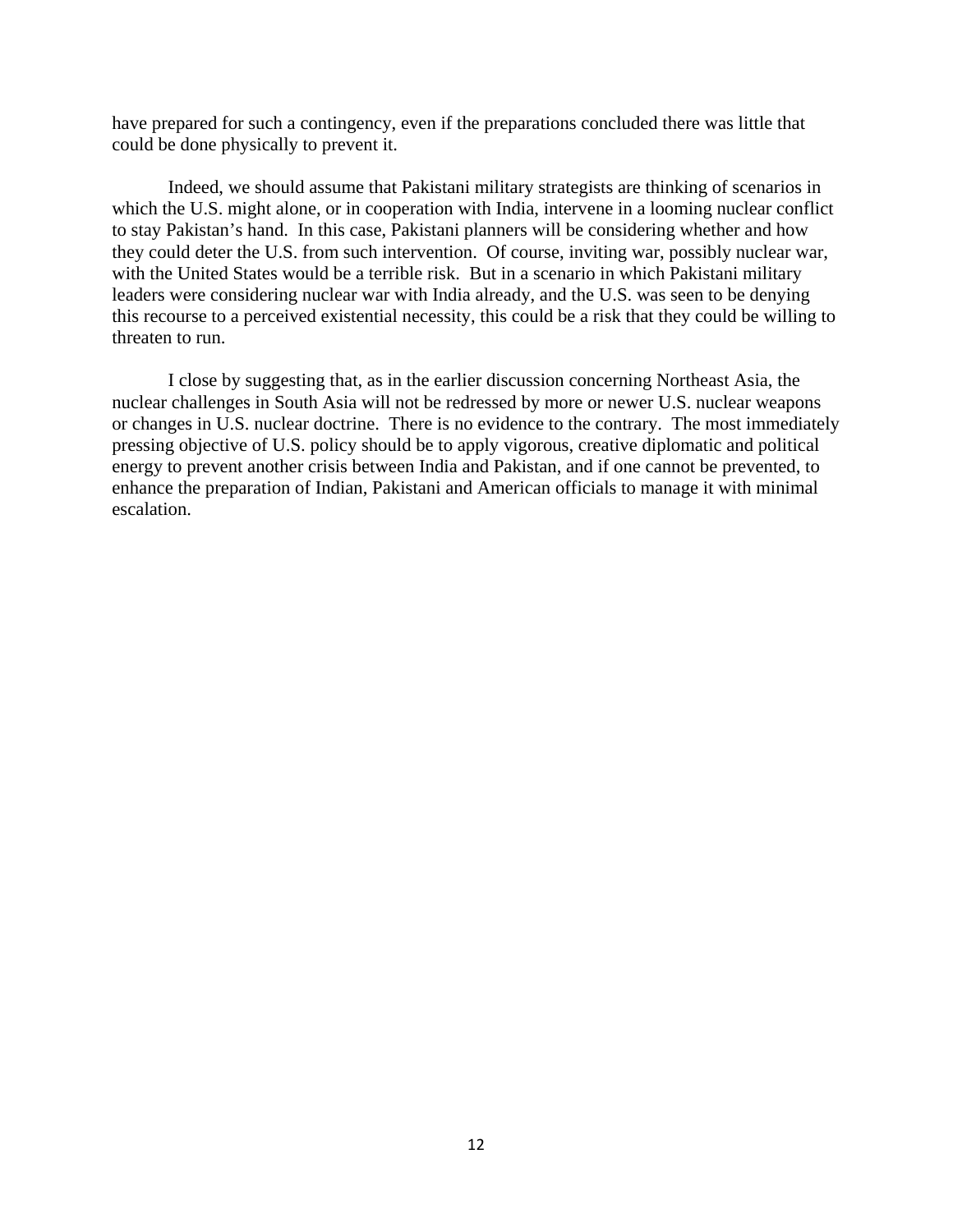have prepared for such a contingency, even if the preparations concluded there was little that could be done physically to prevent it.

Indeed, we should assume that Pakistani military strategists are thinking of scenarios in which the U.S. might alone, or in cooperation with India, intervene in a looming nuclear conflict to stay Pakistan's hand. In this case, Pakistani planners will be considering whether and how they could deter the U.S. from such intervention. Of course, inviting war, possibly nuclear war, with the United States would be a terrible risk. But in a scenario in which Pakistani military leaders were considering nuclear war with India already, and the U.S. was seen to be denying this recourse to a perceived existential necessity, this could be a risk that they could be willing to threaten to run.

I close by suggesting that, as in the earlier discussion concerning Northeast Asia, the nuclear challenges in South Asia will not be redressed by more or newer U.S. nuclear weapons or changes in U.S. nuclear doctrine. There is no evidence to the contrary. The most immediately pressing objective of U.S. policy should be to apply vigorous, creative diplomatic and political energy to prevent another crisis between India and Pakistan, and if one cannot be prevented, to enhance the preparation of Indian, Pakistani and American officials to manage it with minimal escalation.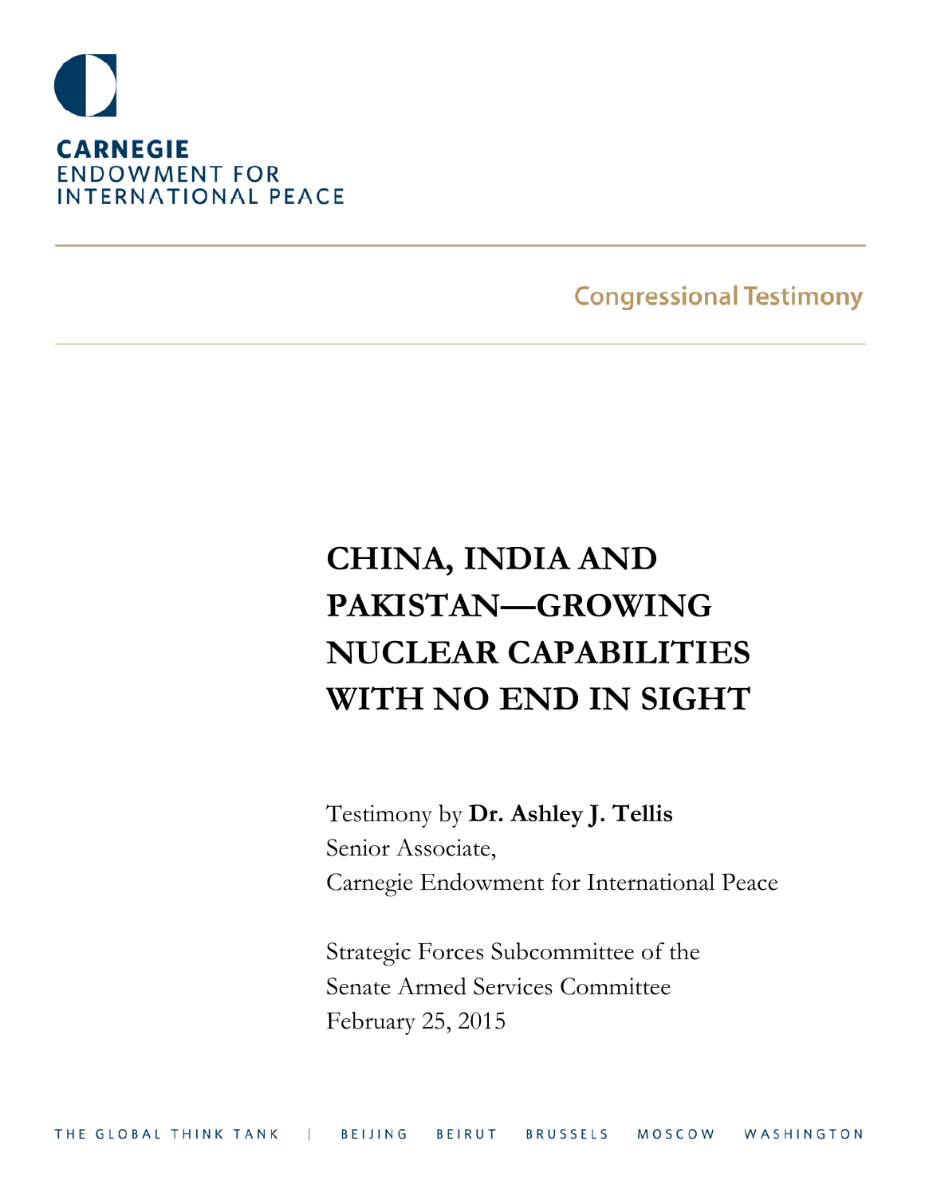# CHINA, INDIA AND PAKISTAN—GROWING NUCLEAR CAPABILITIES WITH NO END IN SIGHT

Testimony by **Dr. Ashley J. Tellis**
Senior Associate,
Carnegie Endowment for International Peace

Strategic Forces Subcommittee of the
Senate Armed Services Committee
February 25, 2015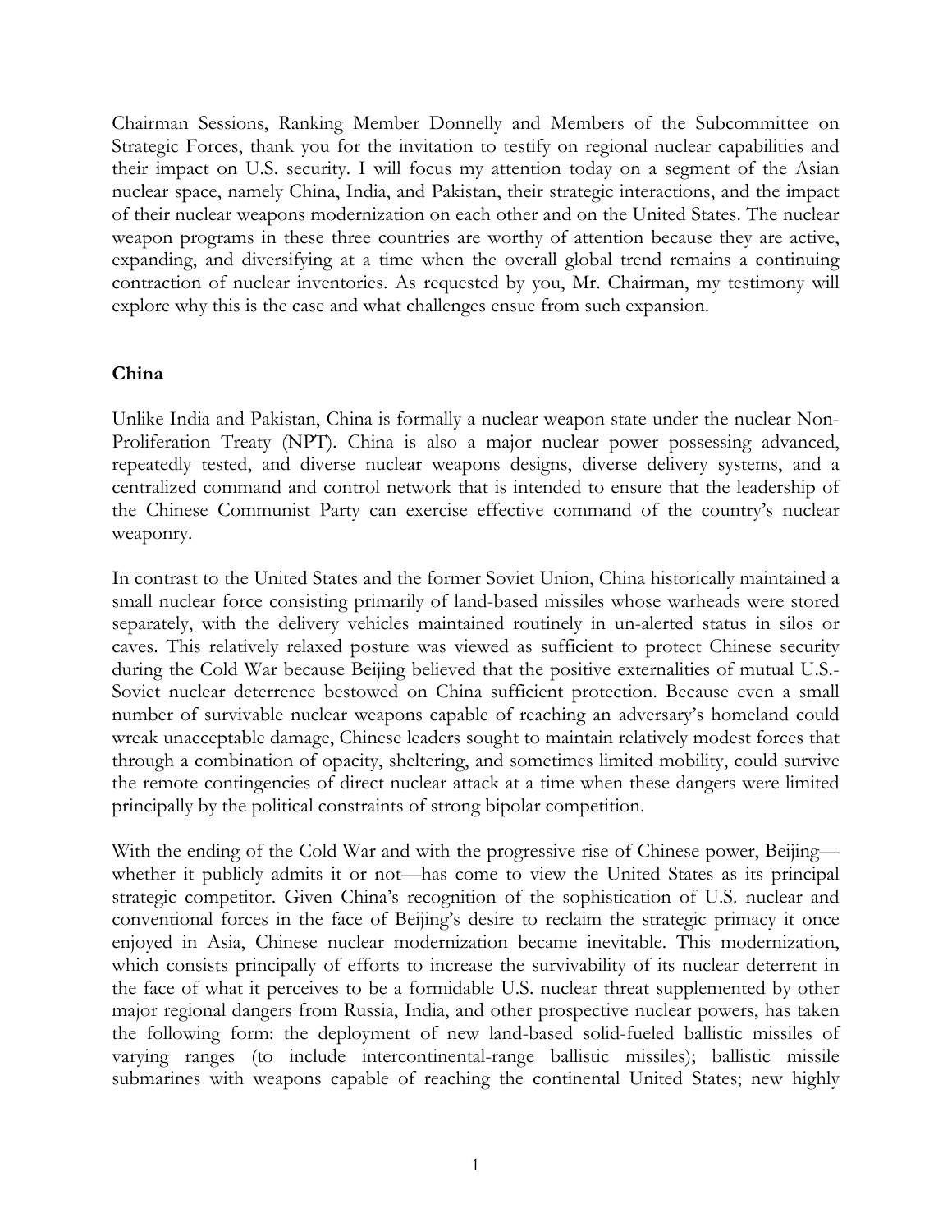Chairman Sessions, Ranking Member Donnelly and Members of the Subcommittee on Strategic Forces, thank you for the invitation to testify on regional nuclear capabilities and their impact on U.S. security. I will focus my attention today on a segment of the Asian nuclear space, namely China, India, and Pakistan, their strategic interactions, and the impact of their nuclear weapons modernization on each other and on the United States. The nuclear weapon programs in these three countries are worthy of attention because they are active, expanding, and diversifying at a time when the overall global trend remains a continuing contraction of nuclear inventories. As requested by you, Mr. Chairman, my testimony will explore why this is the case and what challenges ensue from such expansion.

**China**

Unlike India and Pakistan, China is formally a nuclear weapon state under the nuclear Non-Proliferation Treaty (NPT). China is also a major nuclear power possessing advanced, repeatedly tested, and diverse nuclear weapons designs, diverse delivery systems, and a centralized command and control network that is intended to ensure that the leadership of the Chinese Communist Party can exercise effective command of the country's nuclear weaponry.

In contrast to the United States and the former Soviet Union, China historically maintained a small nuclear force consisting primarily of land-based missiles whose warheads were stored separately, with the delivery vehicles maintained routinely in un-alerted status in silos or caves. This relatively relaxed posture was viewed as sufficient to protect Chinese security during the Cold War because Beijing believed that the positive externalities of mutual U.S.-Soviet nuclear deterrence bestowed on China sufficient protection. Because even a small number of survivable nuclear weapons capable of reaching an adversary's homeland could wreak unacceptable damage, Chinese leaders sought to maintain relatively modest forces that through a combination of opacity, sheltering, and sometimes limited mobility, could survive the remote contingencies of direct nuclear attack at a time when these dangers were limited principally by the political constraints of strong bipolar competition.

With the ending of the Cold War and with the progressive rise of Chinese power, Beijing—whether it publicly admits it or not—has come to view the United States as its principal strategic competitor. Given China's recognition of the sophistication of U.S. nuclear and conventional forces in the face of Beijing's desire to reclaim the strategic primacy it once enjoyed in Asia, Chinese nuclear modernization became inevitable. This modernization, which consists principally of efforts to increase the survivability of its nuclear deterrent in the face of what it perceives to be a formidable U.S. nuclear threat supplemented by other major regional dangers from Russia, India, and other prospective nuclear powers, has taken the following form: the deployment of new land-based solid-fueled ballistic missiles of varying ranges (to include intercontinental-range ballistic missiles); ballistic missile submarines with weapons capable of reaching the continental United States; new highly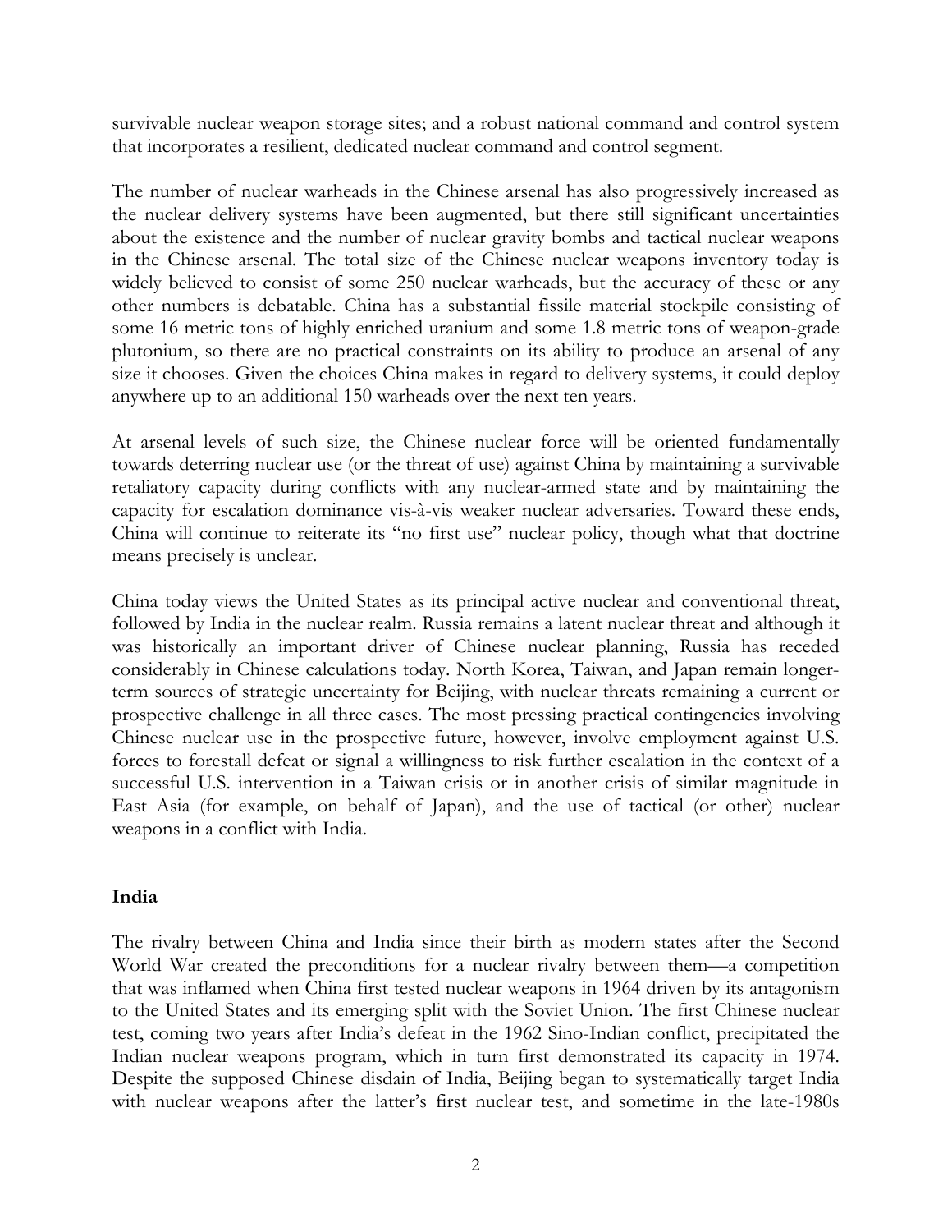survivable nuclear weapon storage sites; and a robust national command and control system that incorporates a resilient, dedicated nuclear command and control segment.

The number of nuclear warheads in the Chinese arsenal has also progressively increased as the nuclear delivery systems have been augmented, but there still significant uncertainties about the existence and the number of nuclear gravity bombs and tactical nuclear weapons in the Chinese arsenal. The total size of the Chinese nuclear weapons inventory today is widely believed to consist of some 250 nuclear warheads, but the accuracy of these or any other numbers is debatable. China has a substantial fissile material stockpile consisting of some 16 metric tons of highly enriched uranium and some 1.8 metric tons of weapon-grade plutonium, so there are no practical constraints on its ability to produce an arsenal of any size it chooses. Given the choices China makes in regard to delivery systems, it could deploy anywhere up to an additional 150 warheads over the next ten years.

At arsenal levels of such size, the Chinese nuclear force will be oriented fundamentally towards deterring nuclear use (or the threat of use) against China by maintaining a survivable retaliatory capacity during conflicts with any nuclear-armed state and by maintaining the capacity for escalation dominance vis-à-vis weaker nuclear adversaries. Toward these ends, China will continue to reiterate its "no first use" nuclear policy, though what that doctrine means precisely is unclear.

China today views the United States as its principal active nuclear and conventional threat, followed by India in the nuclear realm. Russia remains a latent nuclear threat and although it was historically an important driver of Chinese nuclear planning, Russia has receded considerably in Chinese calculations today. North Korea, Taiwan, and Japan remain longer-term sources of strategic uncertainty for Beijing, with nuclear threats remaining a current or prospective challenge in all three cases. The most pressing practical contingencies involving Chinese nuclear use in the prospective future, however, involve employment against U.S. forces to forestall defeat or signal a willingness to risk further escalation in the context of a successful U.S. intervention in a Taiwan crisis or in another crisis of similar magnitude in East Asia (for example, on behalf of Japan), and the use of tactical (or other) nuclear weapons in a conflict with India.

## India

The rivalry between China and India since their birth as modern states after the Second World War created the preconditions for a nuclear rivalry between them—a competition that was inflamed when China first tested nuclear weapons in 1964 driven by its antagonism to the United States and its emerging split with the Soviet Union. The first Chinese nuclear test, coming two years after India's defeat in the 1962 Sino-Indian conflict, precipitated the Indian nuclear weapons program, which in turn first demonstrated its capacity in 1974. Despite the supposed Chinese disdain of India, Beijing began to systematically target India with nuclear weapons after the latter's first nuclear test, and sometime in the late-1980s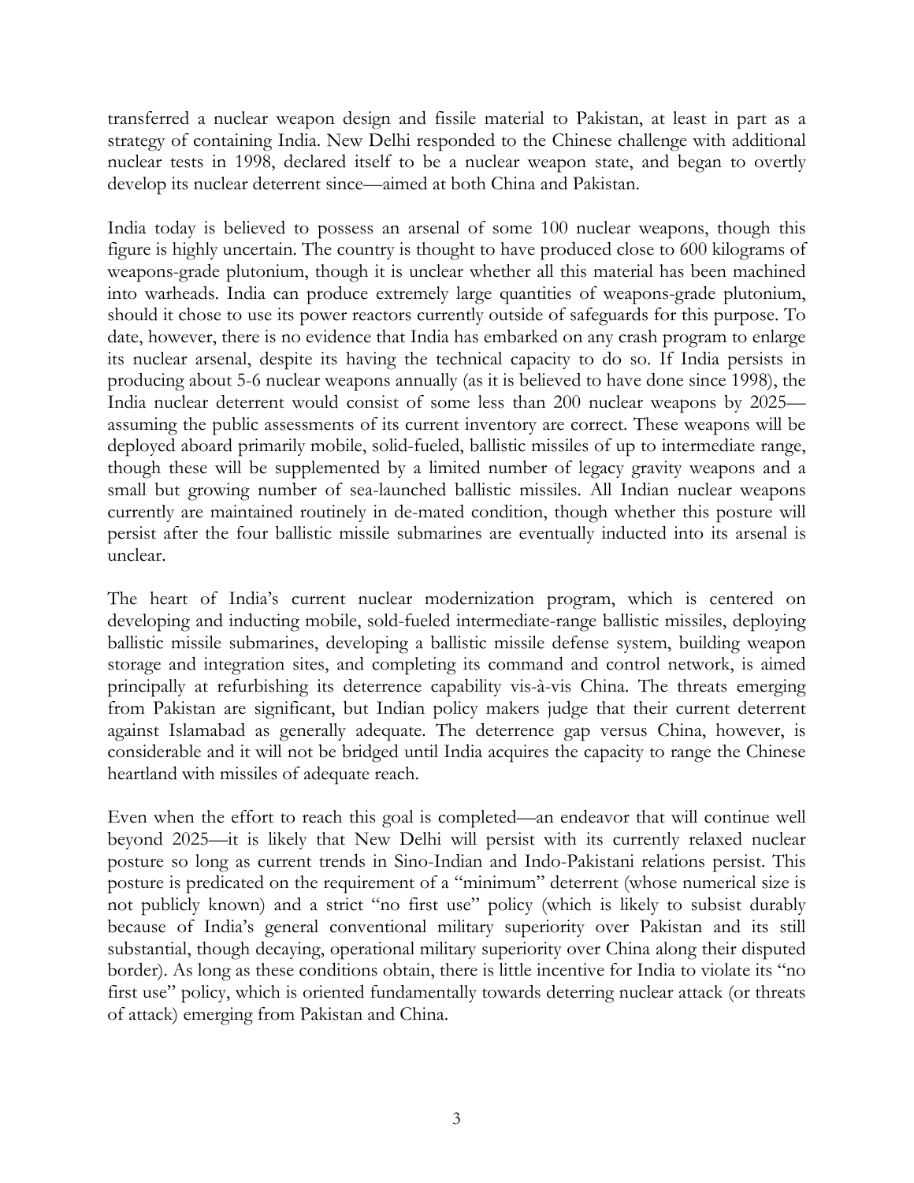transferred a nuclear weapon design and fissile material to Pakistan, at least in part as a strategy of containing India. New Delhi responded to the Chinese challenge with additional nuclear tests in 1998, declared itself to be a nuclear weapon state, and began to overtly develop its nuclear deterrent since—aimed at both China and Pakistan.

India today is believed to possess an arsenal of some 100 nuclear weapons, though this figure is highly uncertain. The country is thought to have produced close to 600 kilograms of weapons-grade plutonium, though it is unclear whether all this material has been machined into warheads. India can produce extremely large quantities of weapons-grade plutonium, should it chose to use its power reactors currently outside of safeguards for this purpose. To date, however, there is no evidence that India has embarked on any crash program to enlarge its nuclear arsenal, despite its having the technical capacity to do so. If India persists in producing about 5-6 nuclear weapons annually (as it is believed to have done since 1998), the India nuclear deterrent would consist of some less than 200 nuclear weapons by 2025—assuming the public assessments of its current inventory are correct. These weapons will be deployed aboard primarily mobile, solid-fueled, ballistic missiles of up to intermediate range, though these will be supplemented by a limited number of legacy gravity weapons and a small but growing number of sea-launched ballistic missiles. All Indian nuclear weapons currently are maintained routinely in de-mated condition, though whether this posture will persist after the four ballistic missile submarines are eventually inducted into its arsenal is unclear.

The heart of India's current nuclear modernization program, which is centered on developing and inducting mobile, sold-fueled intermediate-range ballistic missiles, deploying ballistic missile submarines, developing a ballistic missile defense system, building weapon storage and integration sites, and completing its command and control network, is aimed principally at refurbishing its deterrence capability vis-à-vis China. The threats emerging from Pakistan are significant, but Indian policy makers judge that their current deterrent against Islamabad as generally adequate. The deterrence gap versus China, however, is considerable and it will not be bridged until India acquires the capacity to range the Chinese heartland with missiles of adequate reach.

Even when the effort to reach this goal is completed—an endeavor that will continue well beyond 2025—it is likely that New Delhi will persist with its currently relaxed nuclear posture so long as current trends in Sino-Indian and Indo-Pakistani relations persist. This posture is predicated on the requirement of a "minimum" deterrent (whose numerical size is not publicly known) and a strict "no first use" policy (which is likely to subsist durably because of India's general conventional military superiority over Pakistan and its still substantial, though decaying, operational military superiority over China along their disputed border). As long as these conditions obtain, there is little incentive for India to violate its "no first use" policy, which is oriented fundamentally towards deterring nuclear attack (or threats of attack) emerging from Pakistan and China.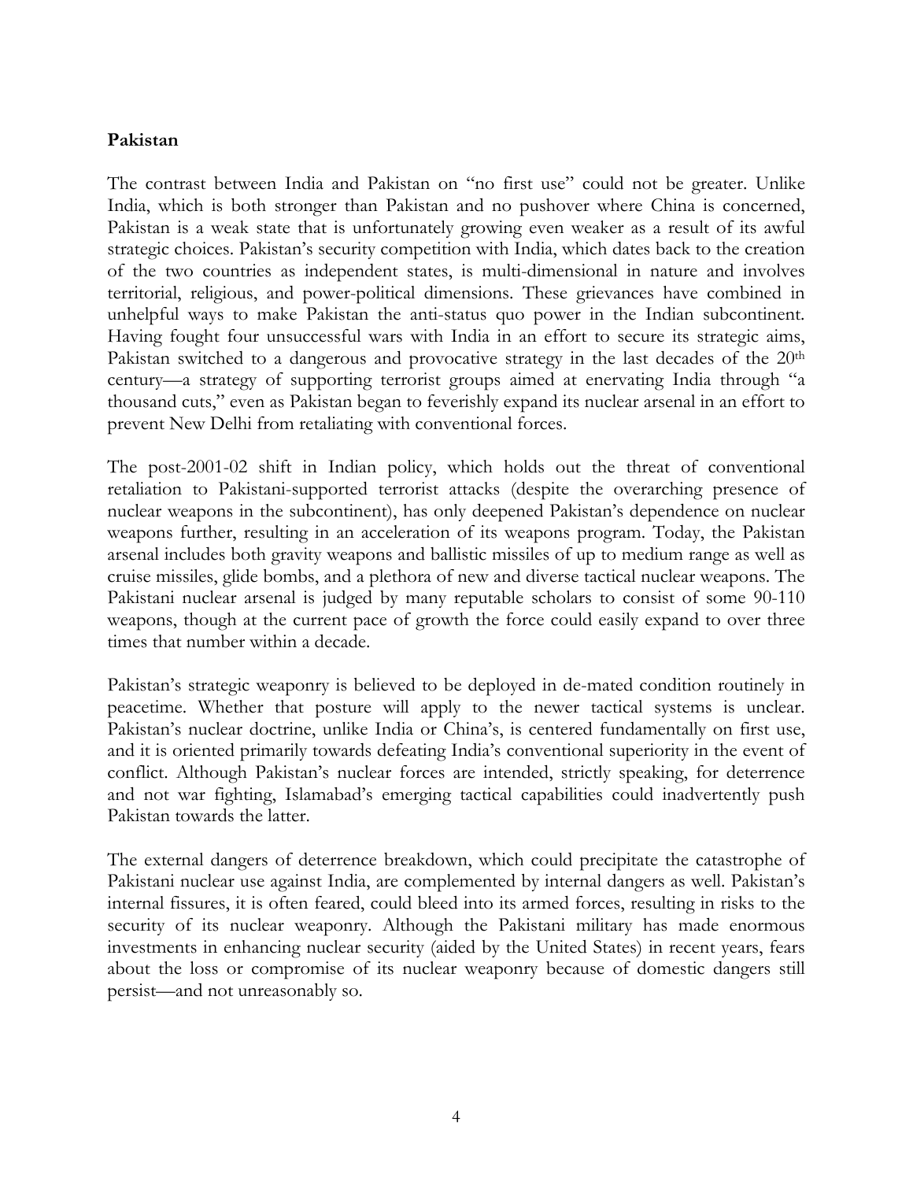**Pakistan**

The contrast between India and Pakistan on "no first use" could not be greater. Unlike India, which is both stronger than Pakistan and no pushover where China is concerned, Pakistan is a weak state that is unfortunately growing even weaker as a result of its awful strategic choices. Pakistan's security competition with India, which dates back to the creation of the two countries as independent states, is multi-dimensional in nature and involves territorial, religious, and power-political dimensions. These grievances have combined in unhelpful ways to make Pakistan the anti-status quo power in the Indian subcontinent. Having fought four unsuccessful wars with India in an effort to secure its strategic aims, Pakistan switched to a dangerous and provocative strategy in the last decades of the 20th century—a strategy of supporting terrorist groups aimed at enervating India through "a thousand cuts," even as Pakistan began to feverishly expand its nuclear arsenal in an effort to prevent New Delhi from retaliating with conventional forces.

The post-2001-02 shift in Indian policy, which holds out the threat of conventional retaliation to Pakistani-supported terrorist attacks (despite the overarching presence of nuclear weapons in the subcontinent), has only deepened Pakistan's dependence on nuclear weapons further, resulting in an acceleration of its weapons program. Today, the Pakistan arsenal includes both gravity weapons and ballistic missiles of up to medium range as well as cruise missiles, glide bombs, and a plethora of new and diverse tactical nuclear weapons. The Pakistani nuclear arsenal is judged by many reputable scholars to consist of some 90-110 weapons, though at the current pace of growth the force could easily expand to over three times that number within a decade.

Pakistan's strategic weaponry is believed to be deployed in de-mated condition routinely in peacetime. Whether that posture will apply to the newer tactical systems is unclear. Pakistan's nuclear doctrine, unlike India or China's, is centered fundamentally on first use, and it is oriented primarily towards defeating India's conventional superiority in the event of conflict. Although Pakistan's nuclear forces are intended, strictly speaking, for deterrence and not war fighting, Islamabad's emerging tactical capabilities could inadvertently push Pakistan towards the latter.

The external dangers of deterrence breakdown, which could precipitate the catastrophe of Pakistani nuclear use against India, are complemented by internal dangers as well. Pakistan's internal fissures, it is often feared, could bleed into its armed forces, resulting in risks to the security of its nuclear weaponry. Although the Pakistani military has made enormous investments in enhancing nuclear security (aided by the United States) in recent years, fears about the loss or compromise of its nuclear weaponry because of domestic dangers still persist—and not unreasonably so.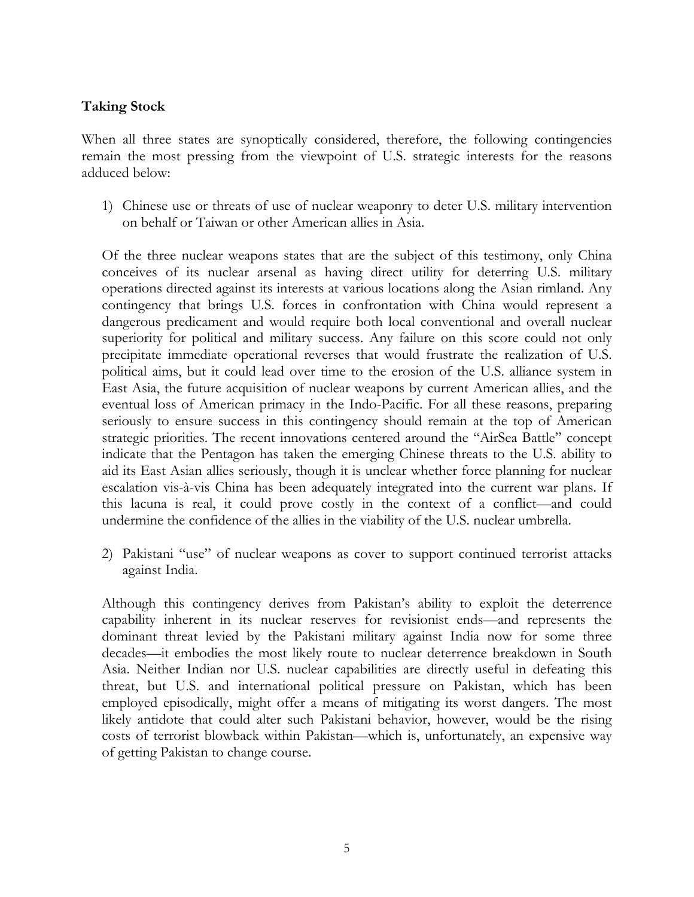**Taking Stock**

When all three states are synoptically considered, therefore, the following contingencies remain the most pressing from the viewpoint of U.S. strategic interests for the reasons adduced below:

1) Chinese use or threats of use of nuclear weaponry to deter U.S. military intervention on behalf or Taiwan or other American allies in Asia.

Of the three nuclear weapons states that are the subject of this testimony, only China conceives of its nuclear arsenal as having direct utility for deterring U.S. military operations directed against its interests at various locations along the Asian rimland. Any contingency that brings U.S. forces in confrontation with China would represent a dangerous predicament and would require both local conventional and overall nuclear superiority for political and military success. Any failure on this score could not only precipitate immediate operational reverses that would frustrate the realization of U.S. political aims, but it could lead over time to the erosion of the U.S. alliance system in East Asia, the future acquisition of nuclear weapons by current American allies, and the eventual loss of American primacy in the Indo-Pacific. For all these reasons, preparing seriously to ensure success in this contingency should remain at the top of American strategic priorities. The recent innovations centered around the "AirSea Battle" concept indicate that the Pentagon has taken the emerging Chinese threats to the U.S. ability to aid its East Asian allies seriously, though it is unclear whether force planning for nuclear escalation vis-à-vis China has been adequately integrated into the current war plans. If this lacuna is real, it could prove costly in the context of a conflict—and could undermine the confidence of the allies in the viability of the U.S. nuclear umbrella.

2) Pakistani "use" of nuclear weapons as cover to support continued terrorist attacks against India.

Although this contingency derives from Pakistan's ability to exploit the deterrence capability inherent in its nuclear reserves for revisionist ends—and represents the dominant threat levied by the Pakistani military against India now for some three decades—it embodies the most likely route to nuclear deterrence breakdown in South Asia. Neither Indian nor U.S. nuclear capabilities are directly useful in defeating this threat, but U.S. and international political pressure on Pakistan, which has been employed episodically, might offer a means of mitigating its worst dangers. The most likely antidote that could alter such Pakistani behavior, however, would be the rising costs of terrorist blowback within Pakistan—which is, unfortunately, an expensive way of getting Pakistan to change course.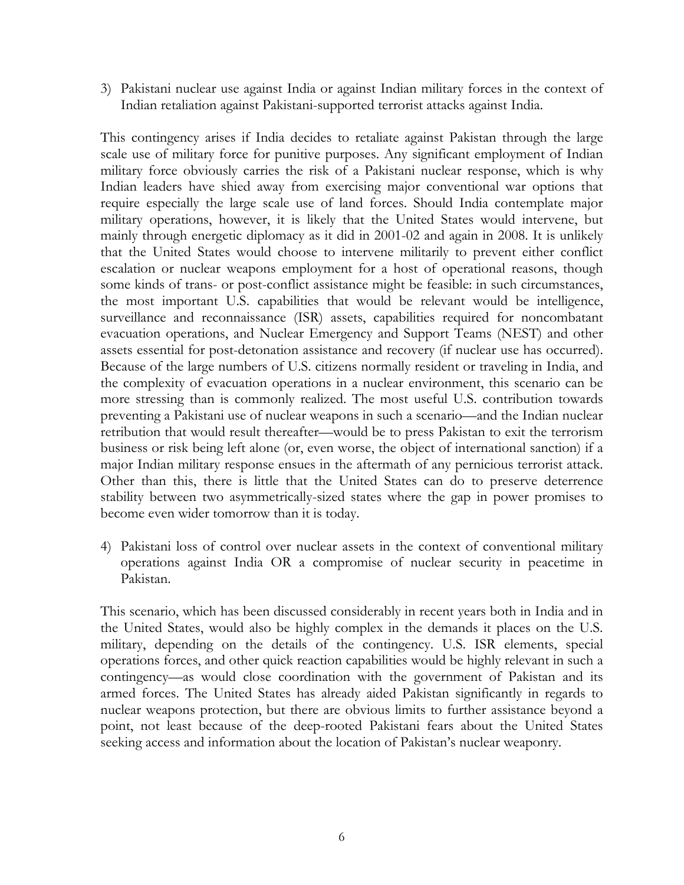3) Pakistani nuclear use against India or against Indian military forces in the context of Indian retaliation against Pakistani-supported terrorist attacks against India.

This contingency arises if India decides to retaliate against Pakistan through the large scale use of military force for punitive purposes. Any significant employment of Indian military force obviously carries the risk of a Pakistani nuclear response, which is why Indian leaders have shied away from exercising major conventional war options that require especially the large scale use of land forces. Should India contemplate major military operations, however, it is likely that the United States would intervene, but mainly through energetic diplomacy as it did in 2001-02 and again in 2008. It is unlikely that the United States would choose to intervene militarily to prevent either conflict escalation or nuclear weapons employment for a host of operational reasons, though some kinds of trans- or post-conflict assistance might be feasible: in such circumstances, the most important U.S. capabilities that would be relevant would be intelligence, surveillance and reconnaissance (ISR) assets, capabilities required for noncombatant evacuation operations, and Nuclear Emergency and Support Teams (NEST) and other assets essential for post-detonation assistance and recovery (if nuclear use has occurred). Because of the large numbers of U.S. citizens normally resident or traveling in India, and the complexity of evacuation operations in a nuclear environment, this scenario can be more stressing than is commonly realized. The most useful U.S. contribution towards preventing a Pakistani use of nuclear weapons in such a scenario—and the Indian nuclear retribution that would result thereafter—would be to press Pakistan to exit the terrorism business or risk being left alone (or, even worse, the object of international sanction) if a major Indian military response ensues in the aftermath of any pernicious terrorist attack. Other than this, there is little that the United States can do to preserve deterrence stability between two asymmetrically-sized states where the gap in power promises to become even wider tomorrow than it is today.

4) Pakistani loss of control over nuclear assets in the context of conventional military operations against India OR a compromise of nuclear security in peacetime in Pakistan.

This scenario, which has been discussed considerably in recent years both in India and in the United States, would also be highly complex in the demands it places on the U.S. military, depending on the details of the contingency. U.S. ISR elements, special operations forces, and other quick reaction capabilities would be highly relevant in such a contingency—as would close coordination with the government of Pakistan and its armed forces. The United States has already aided Pakistan significantly in regards to nuclear weapons protection, but there are obvious limits to further assistance beyond a point, not least because of the deep-rooted Pakistani fears about the United States seeking access and information about the location of Pakistan's nuclear weaponry.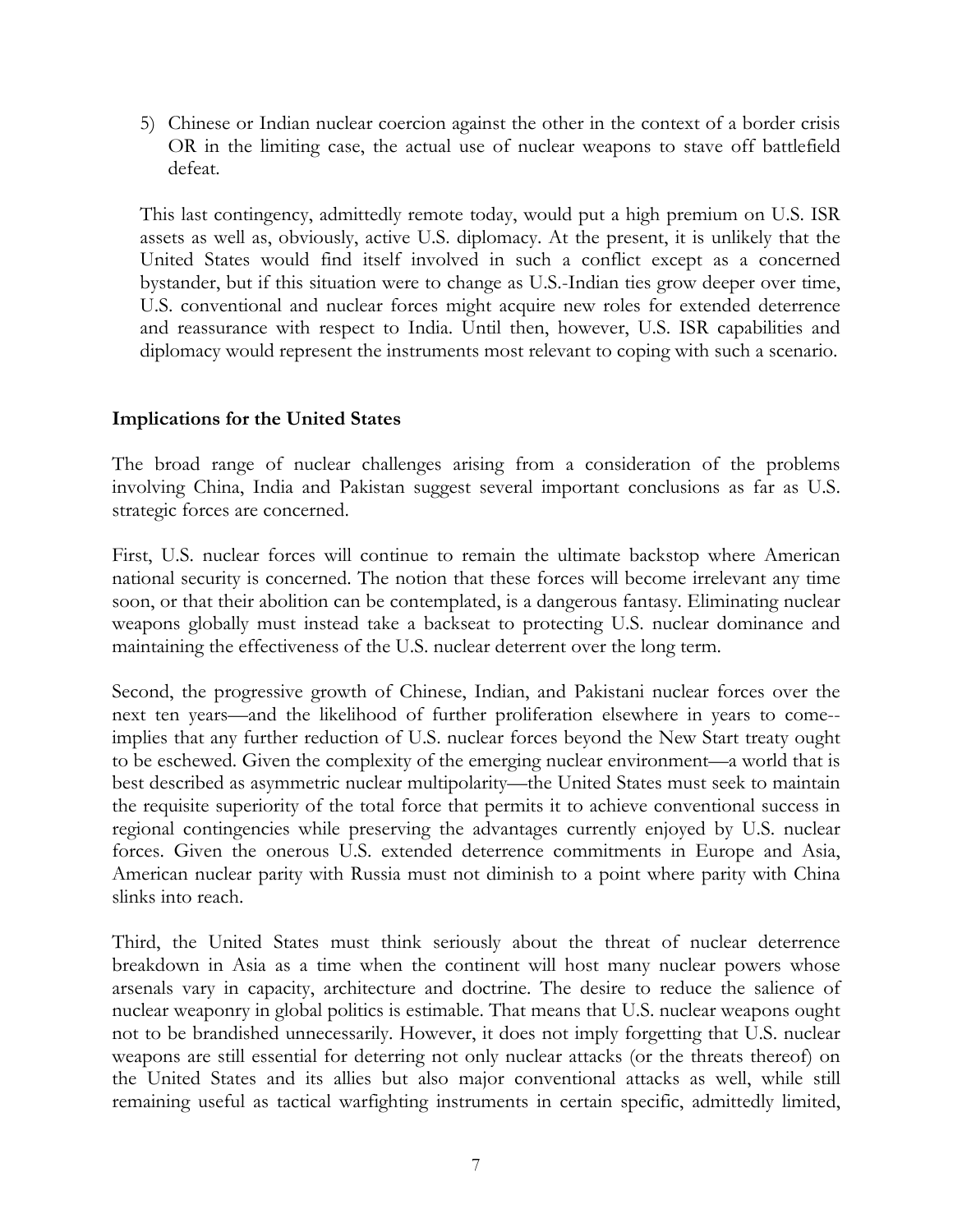5) Chinese or Indian nuclear coercion against the other in the context of a border crisis OR in the limiting case, the actual use of nuclear weapons to stave off battlefield defeat.

This last contingency, admittedly remote today, would put a high premium on U.S. ISR assets as well as, obviously, active U.S. diplomacy. At the present, it is unlikely that the United States would find itself involved in such a conflict except as a concerned bystander, but if this situation were to change as U.S.-Indian ties grow deeper over time, U.S. conventional and nuclear forces might acquire new roles for extended deterrence and reassurance with respect to India. Until then, however, U.S. ISR capabilities and diplomacy would represent the instruments most relevant to coping with such a scenario.

**Implications for the United States**

The broad range of nuclear challenges arising from a consideration of the problems involving China, India and Pakistan suggest several important conclusions as far as U.S. strategic forces are concerned.

First, U.S. nuclear forces will continue to remain the ultimate backstop where American national security is concerned. The notion that these forces will become irrelevant any time soon, or that their abolition can be contemplated, is a dangerous fantasy. Eliminating nuclear weapons globally must instead take a backseat to protecting U.S. nuclear dominance and maintaining the effectiveness of the U.S. nuclear deterrent over the long term.

Second, the progressive growth of Chinese, Indian, and Pakistani nuclear forces over the next ten years—and the likelihood of further proliferation elsewhere in years to come--implies that any further reduction of U.S. nuclear forces beyond the New Start treaty ought to be eschewed. Given the complexity of the emerging nuclear environment—a world that is best described as asymmetric nuclear multipolarity—the United States must seek to maintain the requisite superiority of the total force that permits it to achieve conventional success in regional contingencies while preserving the advantages currently enjoyed by U.S. nuclear forces. Given the onerous U.S. extended deterrence commitments in Europe and Asia, American nuclear parity with Russia must not diminish to a point where parity with China slinks into reach.

Third, the United States must think seriously about the threat of nuclear deterrence breakdown in Asia as a time when the continent will host many nuclear powers whose arsenals vary in capacity, architecture and doctrine. The desire to reduce the salience of nuclear weaponry in global politics is estimable. That means that U.S. nuclear weapons ought not to be brandished unnecessarily. However, it does not imply forgetting that U.S. nuclear weapons are still essential for deterring not only nuclear attacks (or the threats thereof) on the United States and its allies but also major conventional attacks as well, while still remaining useful as tactical warfighting instruments in certain specific, admittedly limited,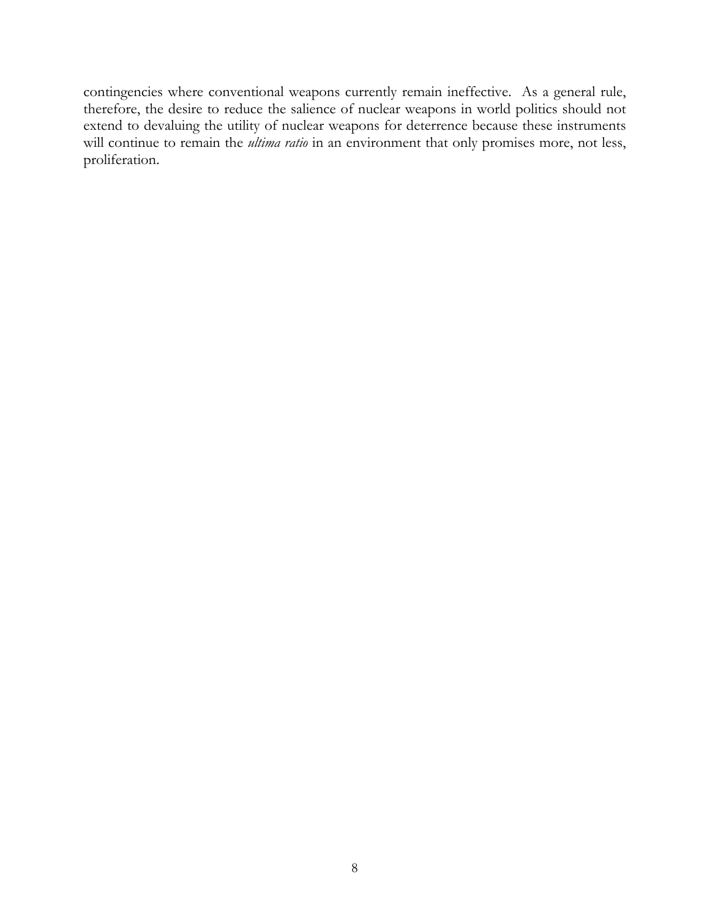contingencies where conventional weapons currently remain ineffective. As a general rule, therefore, the desire to reduce the salience of nuclear weapons in world politics should not extend to devaluing the utility of nuclear weapons for deterrence because these instruments will continue to remain the *ultima ratio* in an environment that only promises more, not less, proliferation.